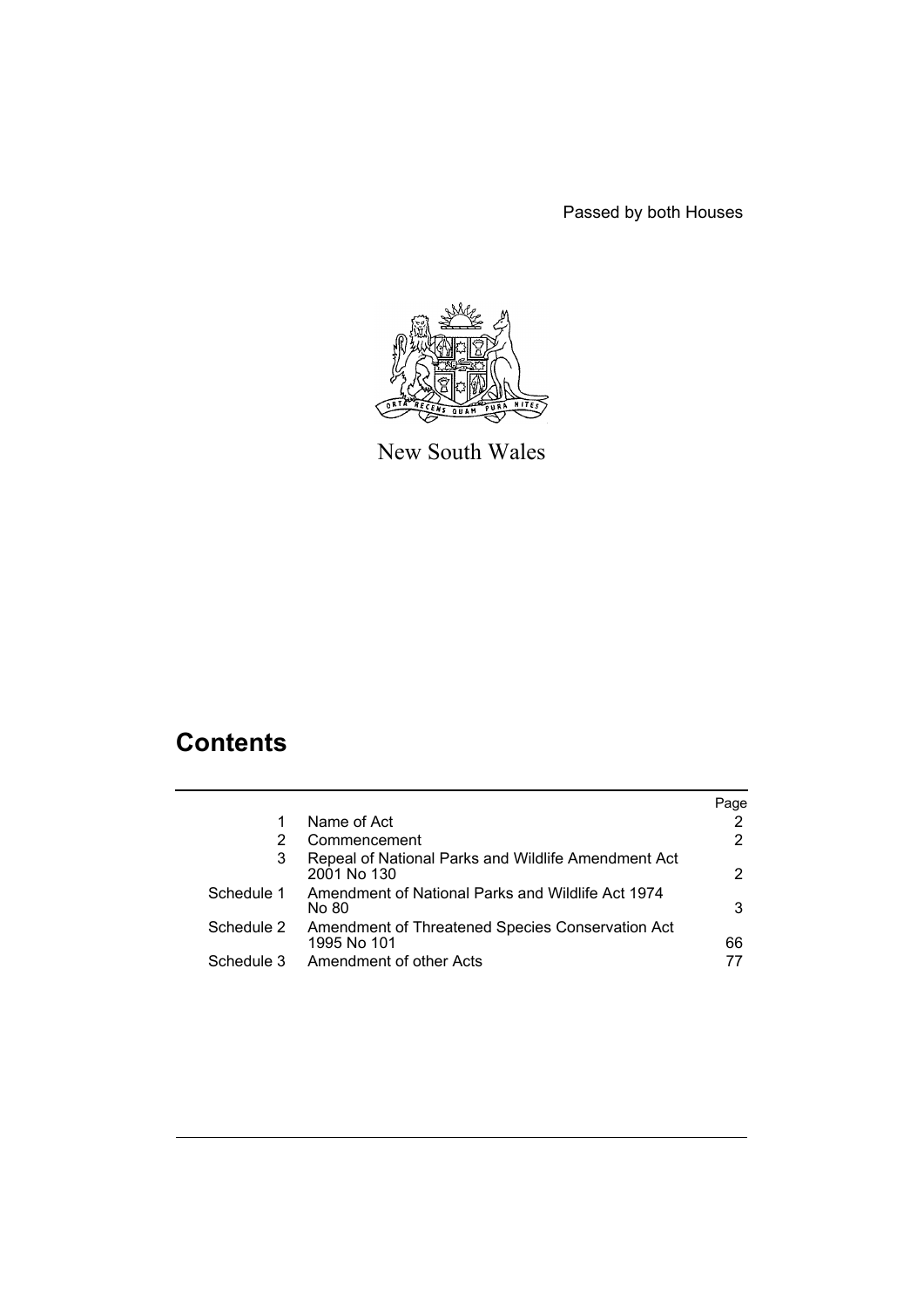Passed by both Houses

New South Wales

## Contents

| | | Page |
|---|---|---|
| 1 | Name of Act | 2 |
| 2 | Commencement | 2 |
| 3 | Repeal of National Parks and Wildlife Amendment Act 2001 No 130 | 2 |
| Schedule 1 | Amendment of National Parks and Wildlife Act 1974 No 80 | 3 |
| Schedule 2 | Amendment of Threatened Species Conservation Act 1995 No 101 | 66 |
| Schedule 3 | Amendment of other Acts | 77 |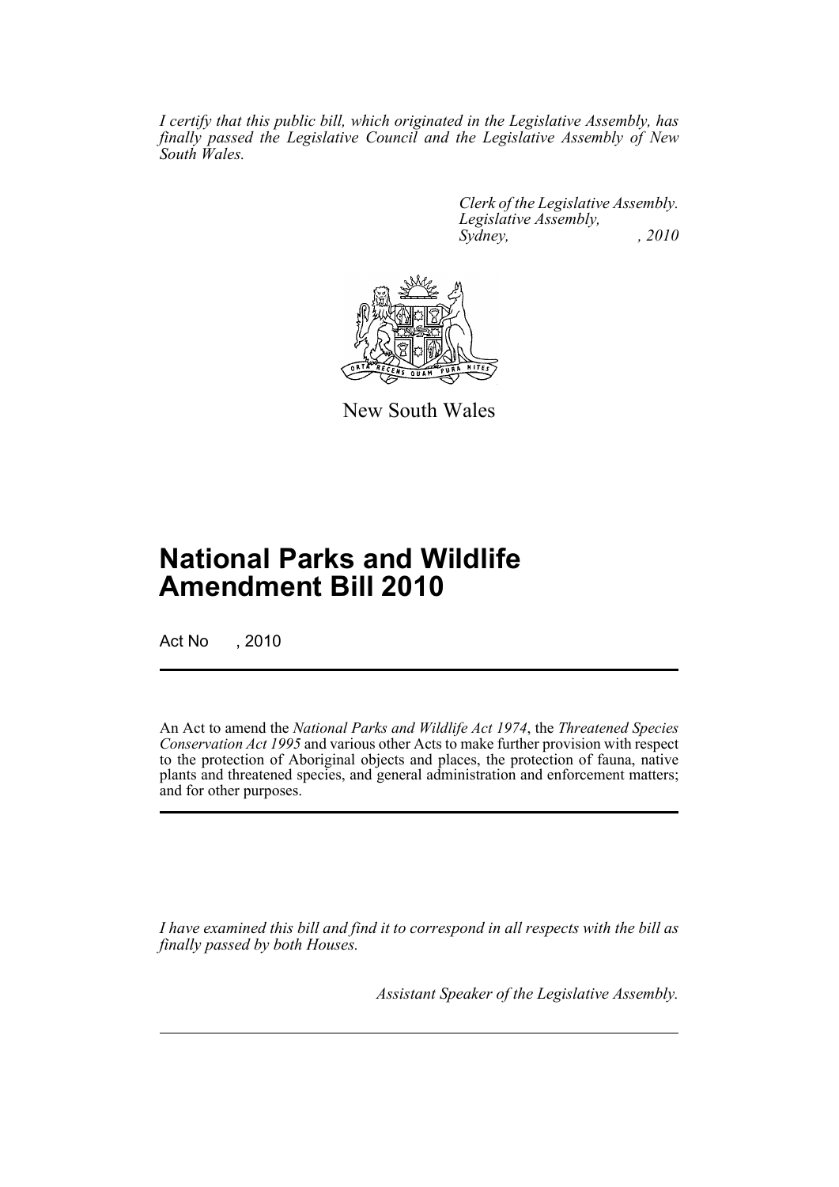*I certify that this public bill, which originated in the Legislative Assembly, has finally passed the Legislative Council and the Legislative Assembly of New South Wales.*

*Clerk of the Legislative Assembly.*
*Legislative Assembly,*
*Sydney, , 2010*

New South Wales

# National Parks and Wildlife Amendment Bill 2010

Act No , 2010

An Act to amend the *National Parks and Wildlife Act 1974*, the *Threatened Species Conservation Act 1995* and various other Acts to make further provision with respect to the protection of Aboriginal objects and places, the protection of fauna, native plants and threatened species, and general administration and enforcement matters; and for other purposes.

*I have examined this bill and find it to correspond in all respects with the bill as finally passed by both Houses.*

*Assistant Speaker of the Legislative Assembly.*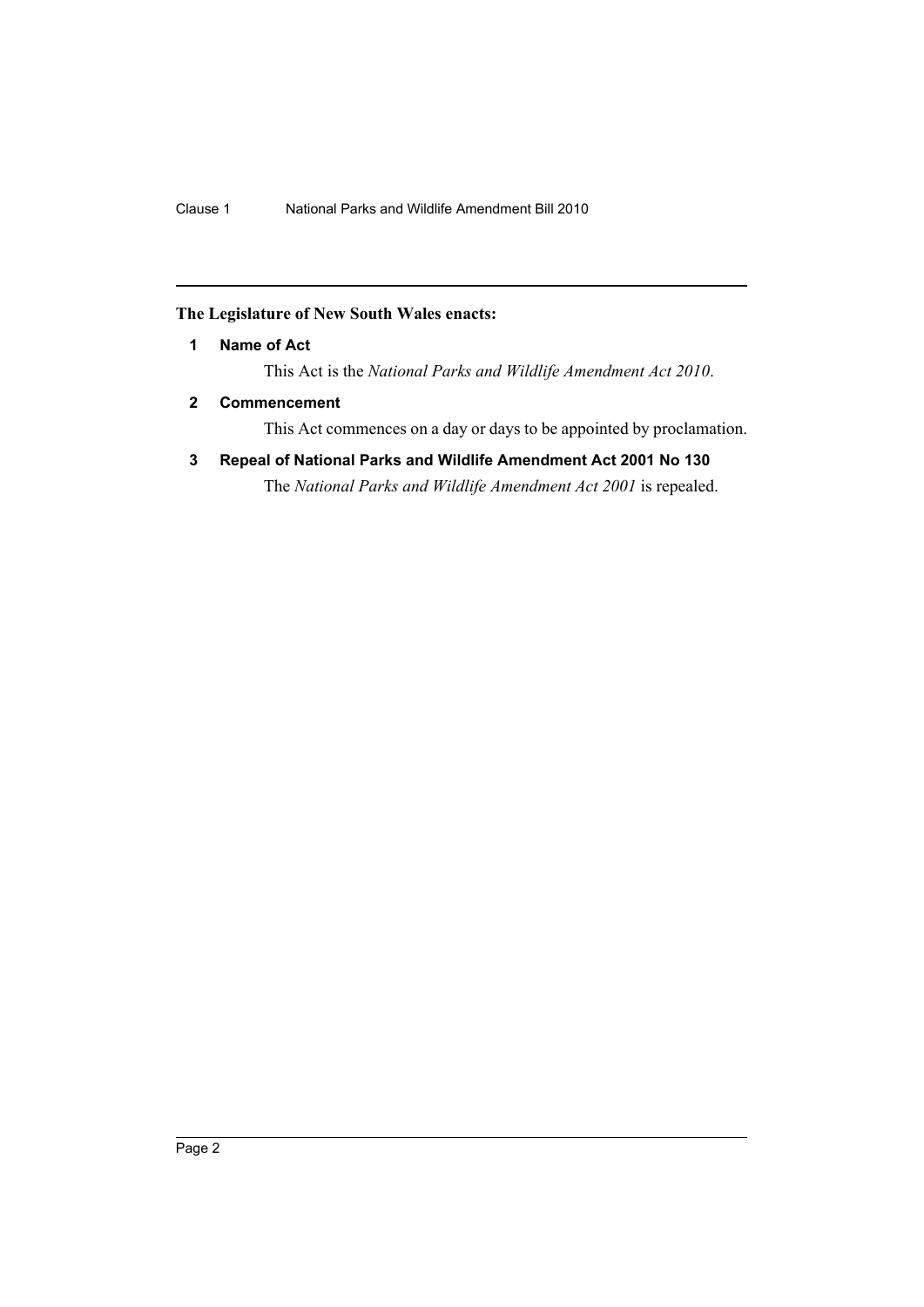**The Legislature of New South Wales enacts:**

### 1 Name of Act

This Act is the *National Parks and Wildlife Amendment Act 2010*.

### 2 Commencement

This Act commences on a day or days to be appointed by proclamation.

### 3 Repeal of National Parks and Wildlife Amendment Act 2001 No 130

The *National Parks and Wildlife Amendment Act 2001* is repealed.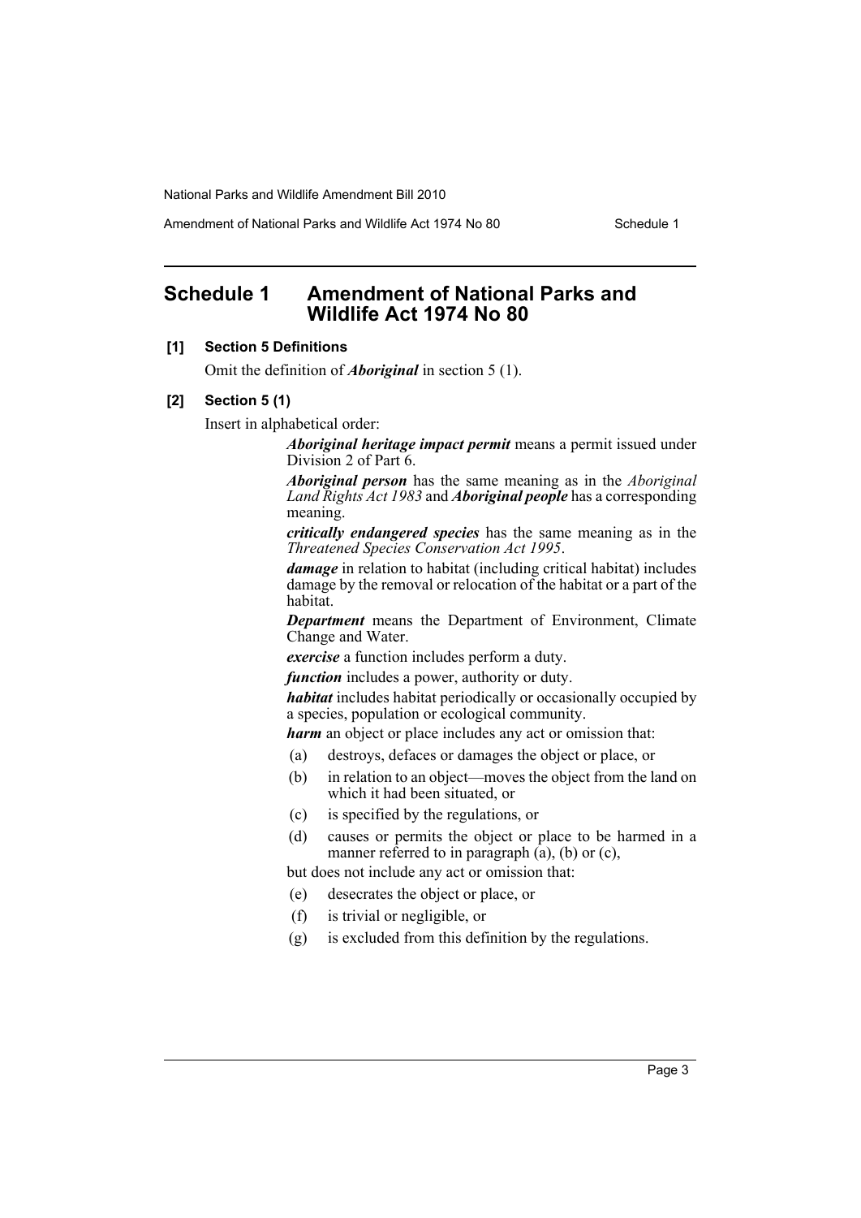# Schedule 1 Amendment of National Parks and Wildlife Act 1974 No 80

### [1] Section 5 Definitions

Omit the definition of ***Aboriginal*** in section 5 (1).

### [2] Section 5 (1)

Insert in alphabetical order:

> ***Aboriginal heritage impact permit*** means a permit issued under Division 2 of Part 6.
>
> ***Aboriginal person*** has the same meaning as in the *Aboriginal Land Rights Act 1983* and ***Aboriginal people*** has a corresponding meaning.
>
> ***critically endangered species*** has the same meaning as in the *Threatened Species Conservation Act 1995*.
>
> ***damage*** in relation to habitat (including critical habitat) includes damage by the removal or relocation of the habitat or a part of the habitat.
>
> ***Department*** means the Department of Environment, Climate Change and Water.
>
> ***exercise*** a function includes perform a duty.
>
> ***function*** includes a power, authority or duty.
>
> ***habitat*** includes habitat periodically or occasionally occupied by a species, population or ecological community.
>
> ***harm*** an object or place includes any act or omission that:
>
> (a) destroys, defaces or damages the object or place, or
>
> (b) in relation to an object—moves the object from the land on which it had been situated, or
>
> (c) is specified by the regulations, or
>
> (d) causes or permits the object or place to be harmed in a manner referred to in paragraph (a), (b) or (c),
>
> but does not include any act or omission that:
>
> (e) desecrates the object or place, or
>
> (f) is trivial or negligible, or
>
> (g) is excluded from this definition by the regulations.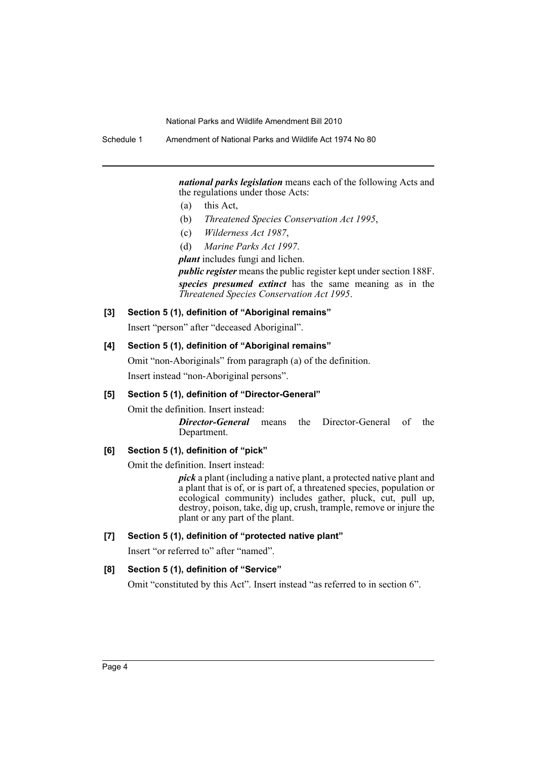***national parks legislation*** means each of the following Acts and the regulations under those Acts:

(a) this Act,

(b) *Threatened Species Conservation Act 1995*,

(c) *Wilderness Act 1987*,

(d) *Marine Parks Act 1997*.

***plant*** includes fungi and lichen.

***public register*** means the public register kept under section 188F.

***species presumed extinct*** has the same meaning as in the *Threatened Species Conservation Act 1995*.

**[3] Section 5 (1), definition of "Aboriginal remains"**

Insert "person" after "deceased Aboriginal".

**[4] Section 5 (1), definition of "Aboriginal remains"**

Omit "non-Aboriginals" from paragraph (a) of the definition.

Insert instead "non-Aboriginal persons".

**[5] Section 5 (1), definition of "Director-General"**

Omit the definition. Insert instead:

***Director-General*** means the Director-General of the Department.

**[6] Section 5 (1), definition of "pick"**

Omit the definition. Insert instead:

***pick*** a plant (including a native plant, a protected native plant and a plant that is of, or is part of, a threatened species, population or ecological community) includes gather, pluck, cut, pull up, destroy, poison, take, dig up, crush, trample, remove or injure the plant or any part of the plant.

**[7] Section 5 (1), definition of "protected native plant"**

Insert "or referred to" after "named".

**[8] Section 5 (1), definition of "Service"**

Omit "constituted by this Act". Insert instead "as referred to in section 6".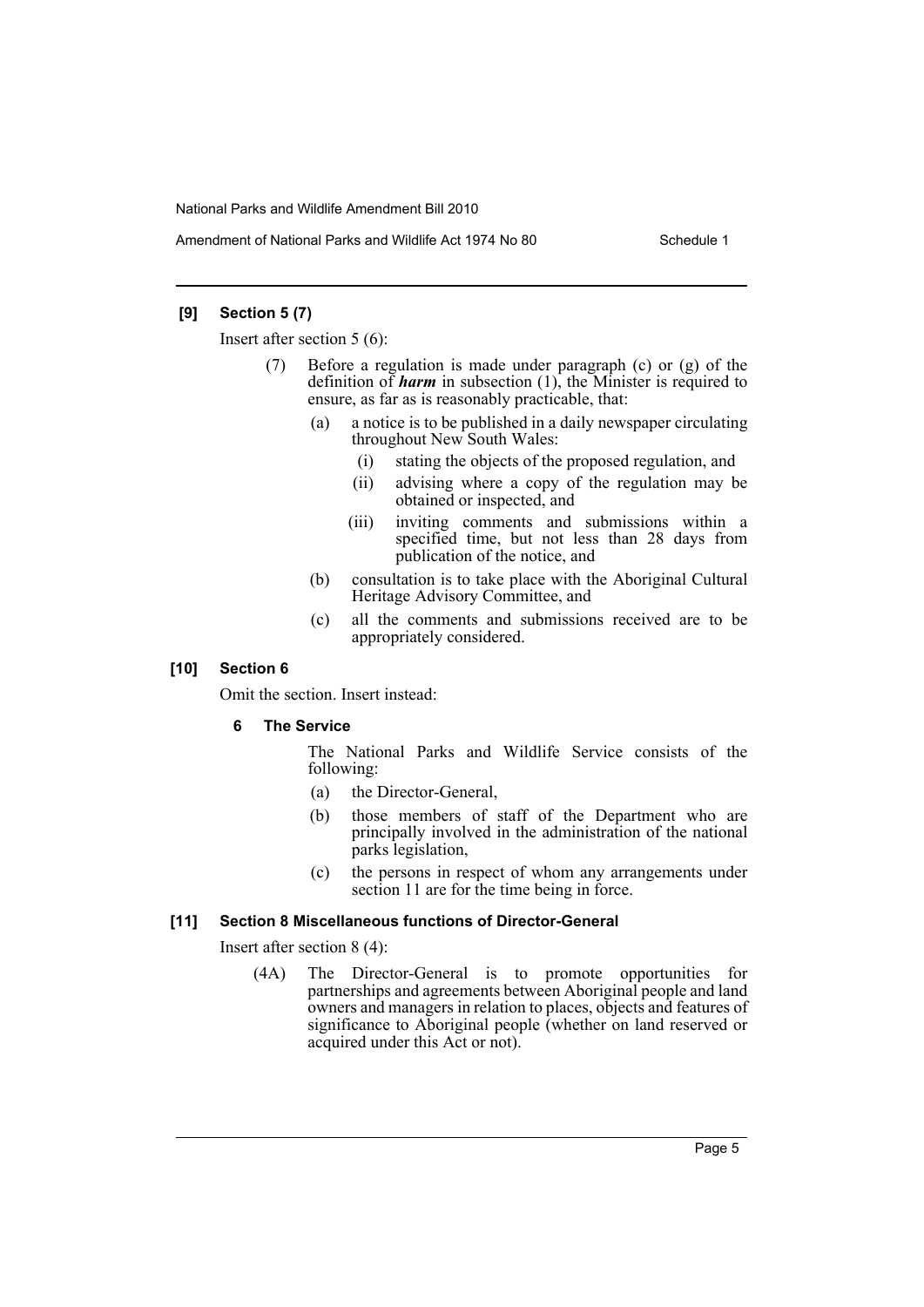### [9] Section 5 (7)

Insert after section 5 (6):

(7) Before a regulation is made under paragraph (c) or (g) of the definition of ***harm*** in subsection (1), the Minister is required to ensure, as far as is reasonably practicable, that:

(a) a notice is to be published in a daily newspaper circulating throughout New South Wales:

(i) stating the objects of the proposed regulation, and

(ii) advising where a copy of the regulation may be obtained or inspected, and

(iii) inviting comments and submissions within a specified time, but not less than 28 days from publication of the notice, and

(b) consultation is to take place with the Aboriginal Cultural Heritage Advisory Committee, and

(c) all the comments and submissions received are to be appropriately considered.

### [10] Section 6

Omit the section. Insert instead:

#### 6 The Service

The National Parks and Wildlife Service consists of the following:

(a) the Director-General,

(b) those members of staff of the Department who are principally involved in the administration of the national parks legislation,

(c) the persons in respect of whom any arrangements under section 11 are for the time being in force.

### [11] Section 8 Miscellaneous functions of Director-General

Insert after section 8 (4):

(4A) The Director-General is to promote opportunities for partnerships and agreements between Aboriginal people and land owners and managers in relation to places, objects and features of significance to Aboriginal people (whether on land reserved or acquired under this Act or not).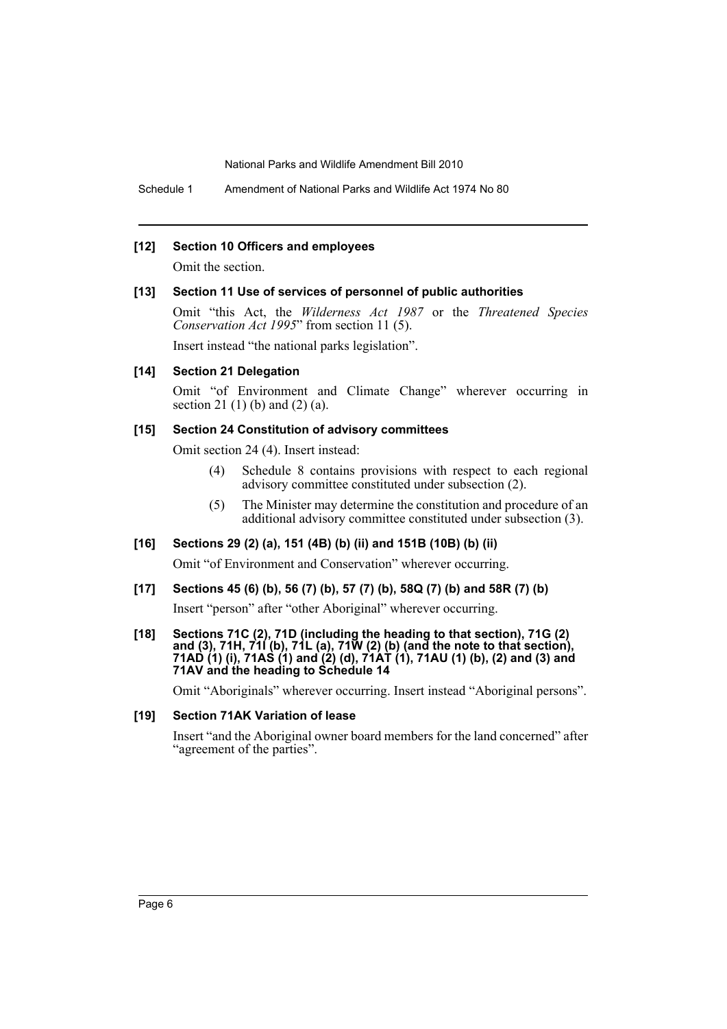**[12] Section 10 Officers and employees**

Omit the section.

**[13] Section 11 Use of services of personnel of public authorities**

Omit "this Act, the *Wilderness Act 1987* or the *Threatened Species Conservation Act 1995*" from section 11 (5).

Insert instead "the national parks legislation".

**[14] Section 21 Delegation**

Omit "of Environment and Climate Change" wherever occurring in section 21 (1) (b) and (2) (a).

**[15] Section 24 Constitution of advisory committees**

Omit section 24 (4). Insert instead:

> (4) Schedule 8 contains provisions with respect to each regional advisory committee constituted under subsection (2).
>
> (5) The Minister may determine the constitution and procedure of an additional advisory committee constituted under subsection (3).

**[16] Sections 29 (2) (a), 151 (4B) (b) (ii) and 151B (10B) (b) (ii)**

Omit "of Environment and Conservation" wherever occurring.

**[17] Sections 45 (6) (b), 56 (7) (b), 57 (7) (b), 58Q (7) (b) and 58R (7) (b)**

Insert "person" after "other Aboriginal" wherever occurring.

**[18] Sections 71C (2), 71D (including the heading to that section), 71G (2) and (3), 71H, 71I (b), 71L (a), 71W (2) (b) (and the note to that section), 71AD (1) (i), 71AS (1) and (2) (d), 71AT (1), 71AU (1) (b), (2) and (3) and 71AV and the heading to Schedule 14**

Omit "Aboriginals" wherever occurring. Insert instead "Aboriginal persons".

**[19] Section 71AK Variation of lease**

Insert "and the Aboriginal owner board members for the land concerned" after "agreement of the parties".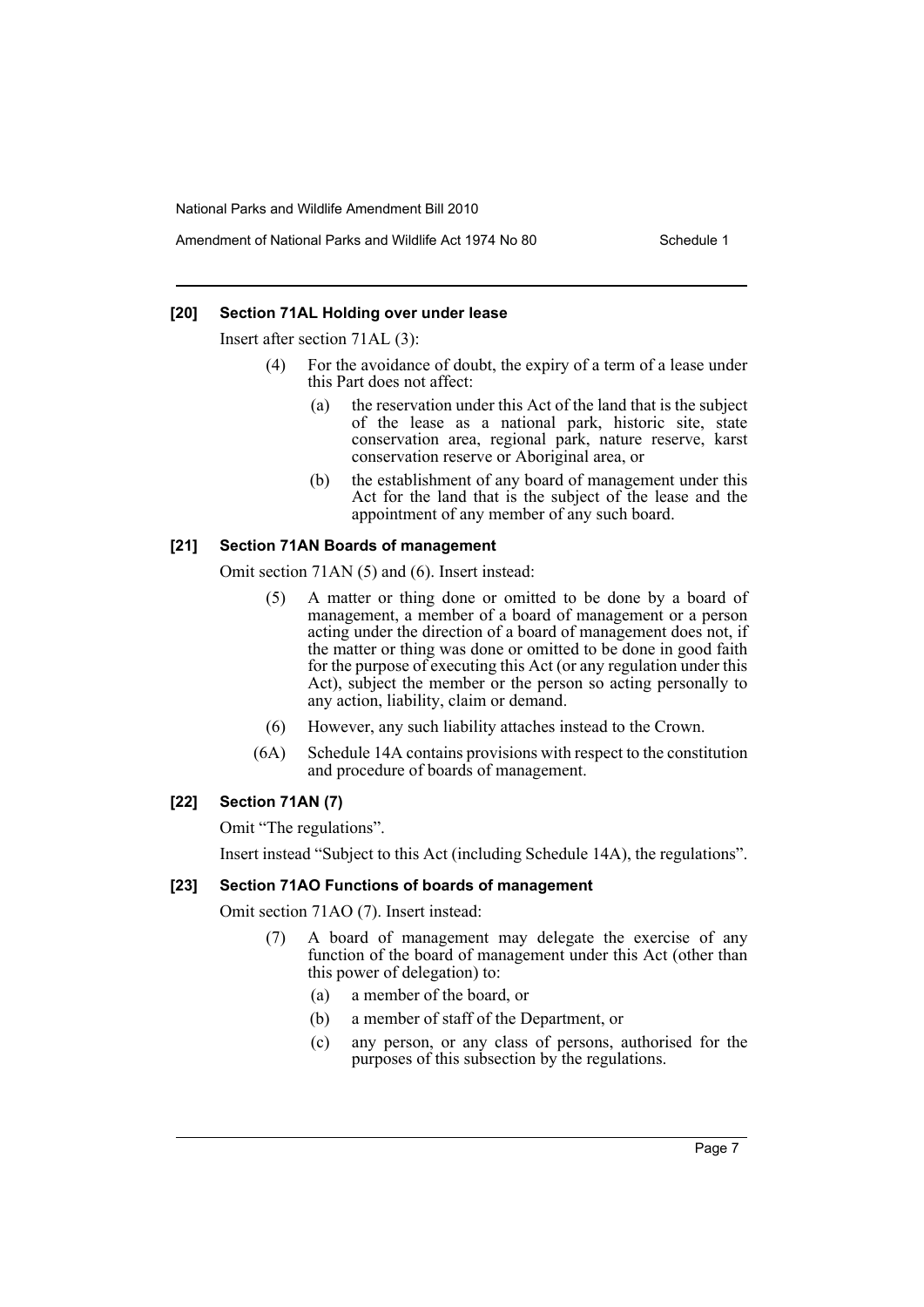#### [20] Section 71AL Holding over under lease

Insert after section 71AL (3):

(4) For the avoidance of doubt, the expiry of a term of a lease under this Part does not affect:

  (a) the reservation under this Act of the land that is the subject of the lease as a national park, historic site, state conservation area, regional park, nature reserve, karst conservation reserve or Aboriginal area, or

  (b) the establishment of any board of management under this Act for the land that is the subject of the lease and the appointment of any member of any such board.

#### [21] Section 71AN Boards of management

Omit section 71AN (5) and (6). Insert instead:

(5) A matter or thing done or omitted to be done by a board of management, a member of a board of management or a person acting under the direction of a board of management does not, if the matter or thing was done or omitted to be done in good faith for the purpose of executing this Act (or any regulation under this Act), subject the member or the person so acting personally to any action, liability, claim or demand.

(6) However, any such liability attaches instead to the Crown.

(6A) Schedule 14A contains provisions with respect to the constitution and procedure of boards of management.

#### [22] Section 71AN (7)

Omit "The regulations".

Insert instead "Subject to this Act (including Schedule 14A), the regulations".

#### [23] Section 71AO Functions of boards of management

Omit section 71AO (7). Insert instead:

(7) A board of management may delegate the exercise of any function of the board of management under this Act (other than this power of delegation) to:

  (a) a member of the board, or

  (b) a member of staff of the Department, or

  (c) any person, or any class of persons, authorised for the purposes of this subsection by the regulations.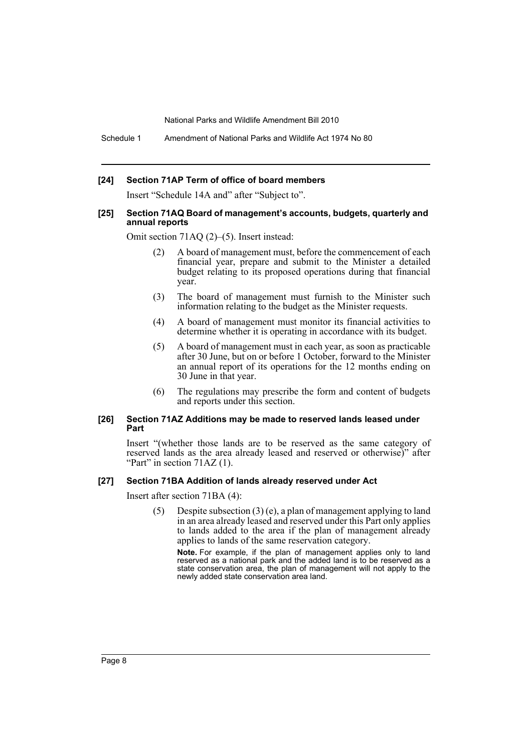#### [24] Section 71AP Term of office of board members

Insert "Schedule 14A and" after "Subject to".

#### [25] Section 71AQ Board of management's accounts, budgets, quarterly and annual reports

Omit section 71AQ (2)–(5). Insert instead:

> (2) A board of management must, before the commencement of each financial year, prepare and submit to the Minister a detailed budget relating to its proposed operations during that financial year.
>
> (3) The board of management must furnish to the Minister such information relating to the budget as the Minister requests.
>
> (4) A board of management must monitor its financial activities to determine whether it is operating in accordance with its budget.
>
> (5) A board of management must in each year, as soon as practicable after 30 June, but on or before 1 October, forward to the Minister an annual report of its operations for the 12 months ending on 30 June in that year.
>
> (6) The regulations may prescribe the form and content of budgets and reports under this section.

#### [26] Section 71AZ Additions may be made to reserved lands leased under Part

Insert "(whether those lands are to be reserved as the same category of reserved lands as the area already leased and reserved or otherwise)" after "Part" in section 71AZ (1).

#### [27] Section 71BA Addition of lands already reserved under Act

Insert after section 71BA (4):

> (5) Despite subsection (3) (e), a plan of management applying to land in an area already leased and reserved under this Part only applies to lands added to the area if the plan of management already applies to lands of the same reservation category.
>
> **Note.** For example, if the plan of management applies only to land reserved as a national park and the added land is to be reserved as a state conservation area, the plan of management will not apply to the newly added state conservation area land.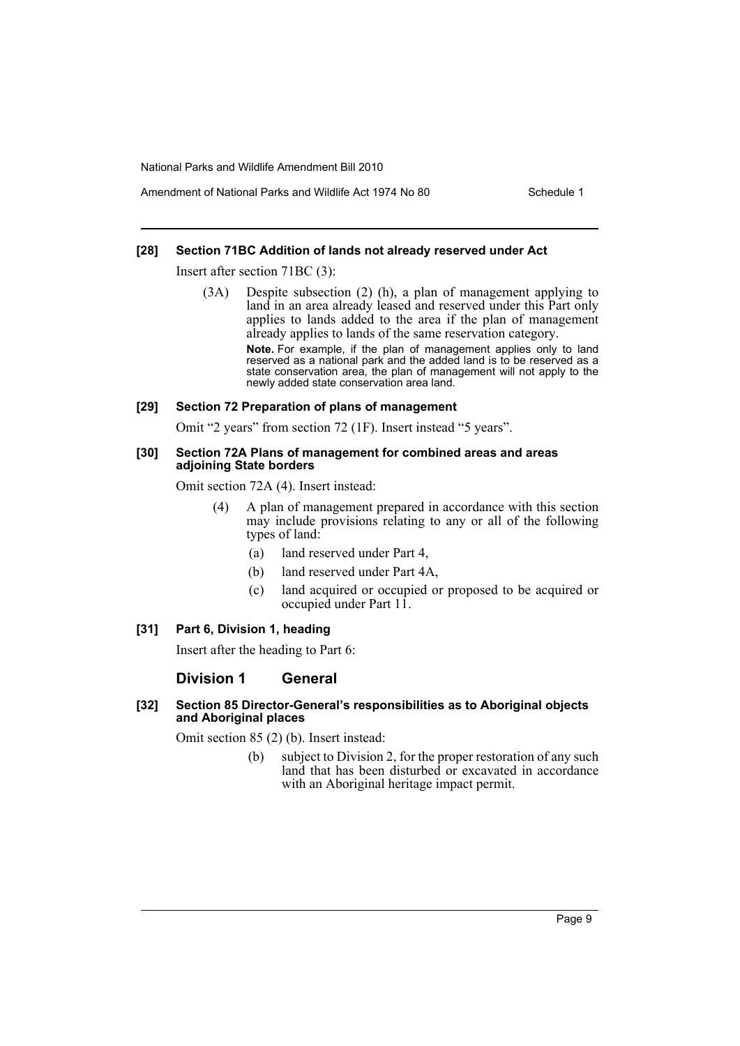#### [28] Section 71BC Addition of lands not already reserved under Act

Insert after section 71BC (3):

> (3A) Despite subsection (2) (h), a plan of management applying to land in an area already leased and reserved under this Part only applies to lands added to the area if the plan of management already applies to lands of the same reservation category.
>
> **Note.** For example, if the plan of management applies only to land reserved as a national park and the added land is to be reserved as a state conservation area, the plan of management will not apply to the newly added state conservation area land.

#### [29] Section 72 Preparation of plans of management

Omit "2 years" from section 72 (1F). Insert instead "5 years".

#### [30] Section 72A Plans of management for combined areas and areas adjoining State borders

Omit section 72A (4). Insert instead:

> (4) A plan of management prepared in accordance with this section may include provisions relating to any or all of the following types of land:
>
> (a) land reserved under Part 4,
>
> (b) land reserved under Part 4A,
>
> (c) land acquired or occupied or proposed to be acquired or occupied under Part 11.

#### [31] Part 6, Division 1, heading

Insert after the heading to Part 6:

## Division 1 General

#### [32] Section 85 Director-General's responsibilities as to Aboriginal objects and Aboriginal places

Omit section 85 (2) (b). Insert instead:

> (b) subject to Division 2, for the proper restoration of any such land that has been disturbed or excavated in accordance with an Aboriginal heritage impact permit.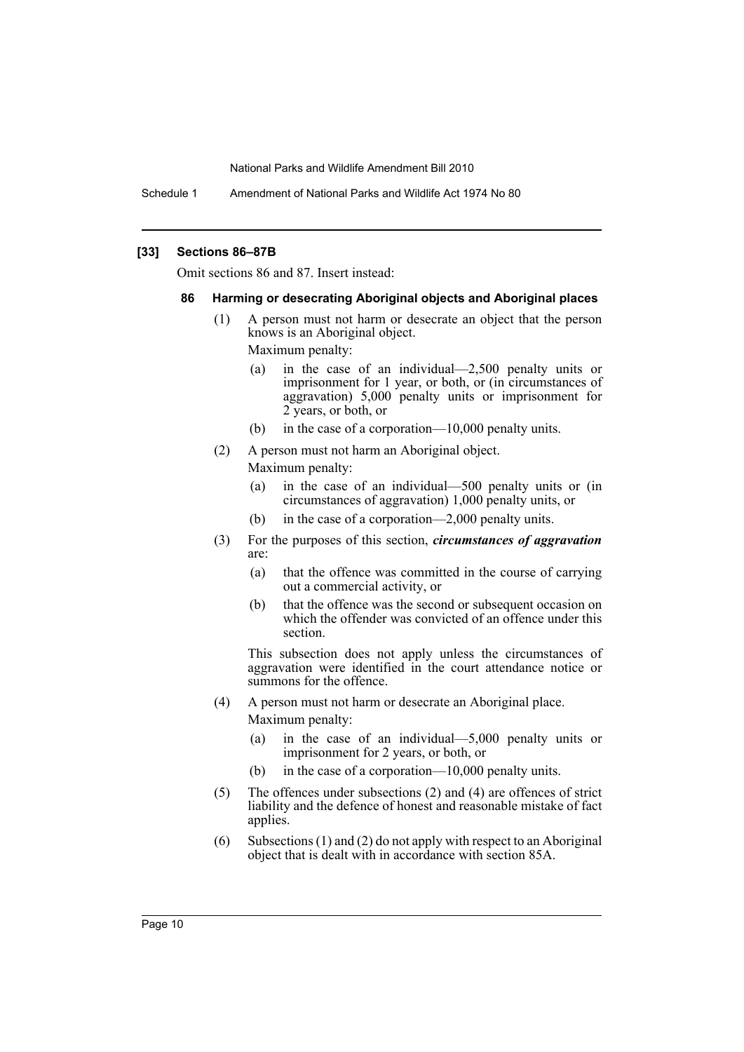### [33] Sections 86–87B

Omit sections 86 and 87. Insert instead:

#### 86 Harming or desecrating Aboriginal objects and Aboriginal places

(1) A person must not harm or desecrate an object that the person knows is an Aboriginal object.

Maximum penalty:

(a) in the case of an individual—2,500 penalty units or imprisonment for 1 year, or both, or (in circumstances of aggravation) 5,000 penalty units or imprisonment for 2 years, or both, or

(b) in the case of a corporation—10,000 penalty units.

(2) A person must not harm an Aboriginal object.

Maximum penalty:

(a) in the case of an individual—500 penalty units or (in circumstances of aggravation) 1,000 penalty units, or

(b) in the case of a corporation—2,000 penalty units.

(3) For the purposes of this section, ***circumstances of aggravation*** are:

(a) that the offence was committed in the course of carrying out a commercial activity, or

(b) that the offence was the second or subsequent occasion on which the offender was convicted of an offence under this section.

This subsection does not apply unless the circumstances of aggravation were identified in the court attendance notice or summons for the offence.

(4) A person must not harm or desecrate an Aboriginal place.

Maximum penalty:

(a) in the case of an individual—5,000 penalty units or imprisonment for 2 years, or both, or

(b) in the case of a corporation—10,000 penalty units.

(5) The offences under subsections (2) and (4) are offences of strict liability and the defence of honest and reasonable mistake of fact applies.

(6) Subsections (1) and (2) do not apply with respect to an Aboriginal object that is dealt with in accordance with section 85A.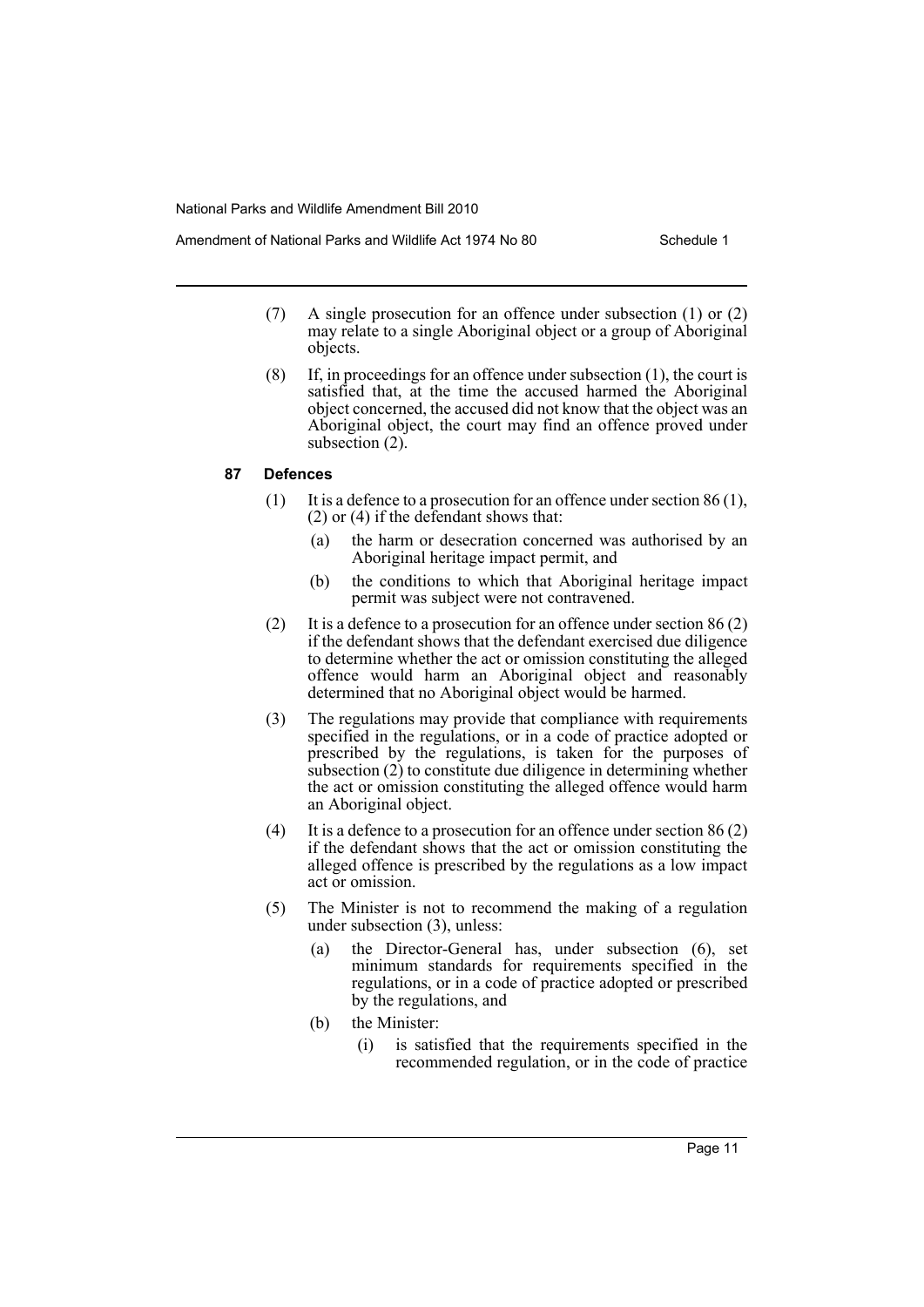(7) A single prosecution for an offence under subsection (1) or (2) may relate to a single Aboriginal object or a group of Aboriginal objects.

(8) If, in proceedings for an offence under subsection (1), the court is satisfied that, at the time the accused harmed the Aboriginal object concerned, the accused did not know that the object was an Aboriginal object, the court may find an offence proved under subsection (2).

**87 Defences**

(1) It is a defence to a prosecution for an offence under section 86 (1), (2) or (4) if the defendant shows that:

- (a) the harm or desecration concerned was authorised by an Aboriginal heritage impact permit, and
- (b) the conditions to which that Aboriginal heritage impact permit was subject were not contravened.

(2) It is a defence to a prosecution for an offence under section 86 (2) if the defendant shows that the defendant exercised due diligence to determine whether the act or omission constituting the alleged offence would harm an Aboriginal object and reasonably determined that no Aboriginal object would be harmed.

(3) The regulations may provide that compliance with requirements specified in the regulations, or in a code of practice adopted or prescribed by the regulations, is taken for the purposes of subsection (2) to constitute due diligence in determining whether the act or omission constituting the alleged offence would harm an Aboriginal object.

(4) It is a defence to a prosecution for an offence under section 86 (2) if the defendant shows that the act or omission constituting the alleged offence is prescribed by the regulations as a low impact act or omission.

(5) The Minister is not to recommend the making of a regulation under subsection (3), unless:

- (a) the Director-General has, under subsection (6), set minimum standards for requirements specified in the regulations, or in a code of practice adopted or prescribed by the regulations, and
- (b) the Minister:
  - (i) is satisfied that the requirements specified in the recommended regulation, or in the code of practice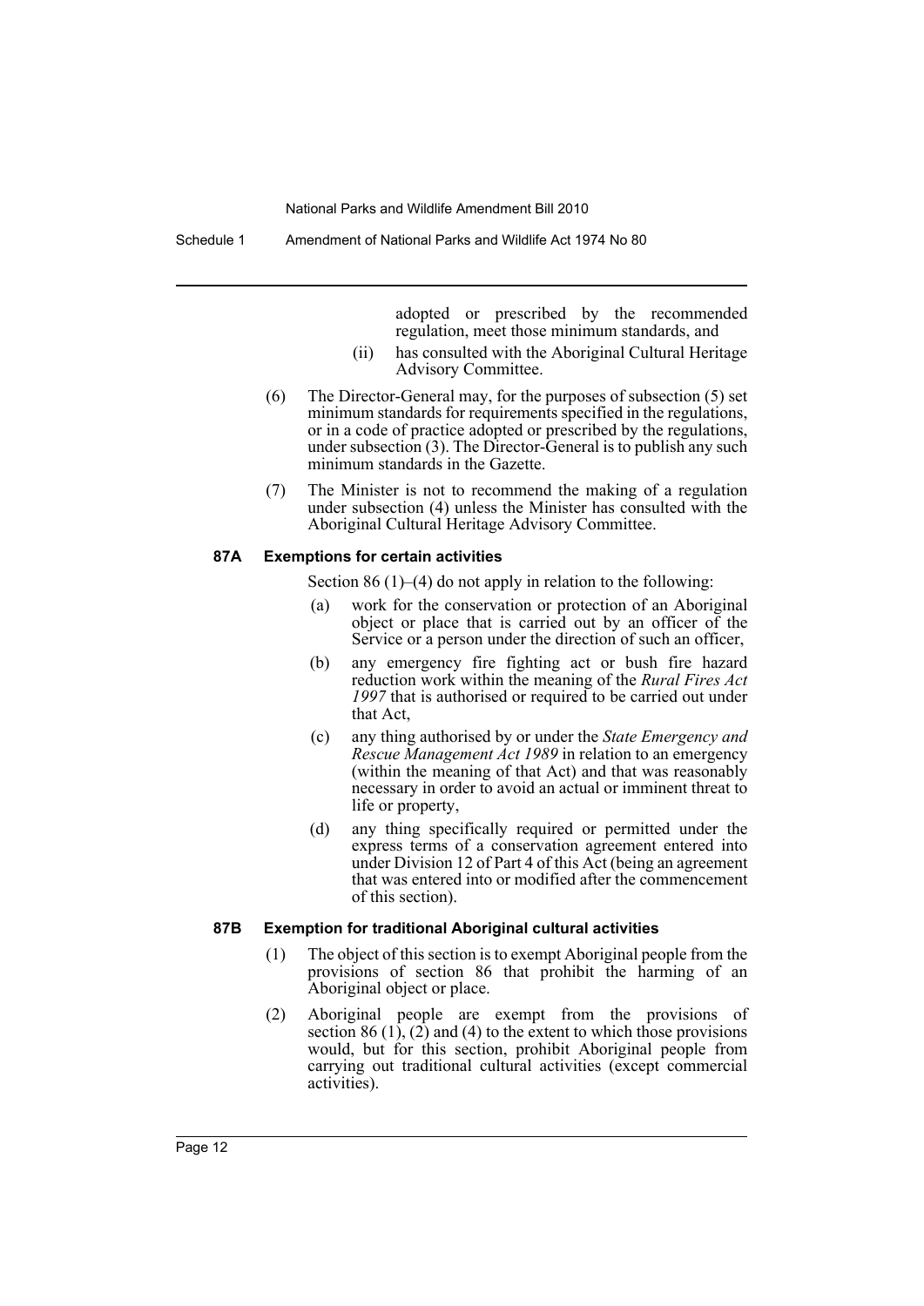adopted or prescribed by the recommended regulation, meet those minimum standards, and

(ii) has consulted with the Aboriginal Cultural Heritage Advisory Committee.

(6) The Director-General may, for the purposes of subsection (5) set minimum standards for requirements specified in the regulations, or in a code of practice adopted or prescribed by the regulations, under subsection (3). The Director-General is to publish any such minimum standards in the Gazette.

(7) The Minister is not to recommend the making of a regulation under subsection (4) unless the Minister has consulted with the Aboriginal Cultural Heritage Advisory Committee.

**87A Exemptions for certain activities**

Section 86 (1)–(4) do not apply in relation to the following:

(a) work for the conservation or protection of an Aboriginal object or place that is carried out by an officer of the Service or a person under the direction of such an officer,

(b) any emergency fire fighting act or bush fire hazard reduction work within the meaning of the *Rural Fires Act 1997* that is authorised or required to be carried out under that Act,

(c) any thing authorised by or under the *State Emergency and Rescue Management Act 1989* in relation to an emergency (within the meaning of that Act) and that was reasonably necessary in order to avoid an actual or imminent threat to life or property,

(d) any thing specifically required or permitted under the express terms of a conservation agreement entered into under Division 12 of Part 4 of this Act (being an agreement that was entered into or modified after the commencement of this section).

**87B Exemption for traditional Aboriginal cultural activities**

(1) The object of this section is to exempt Aboriginal people from the provisions of section 86 that prohibit the harming of an Aboriginal object or place.

(2) Aboriginal people are exempt from the provisions of section 86 (1), (2) and (4) to the extent to which those provisions would, but for this section, prohibit Aboriginal people from carrying out traditional cultural activities (except commercial activities).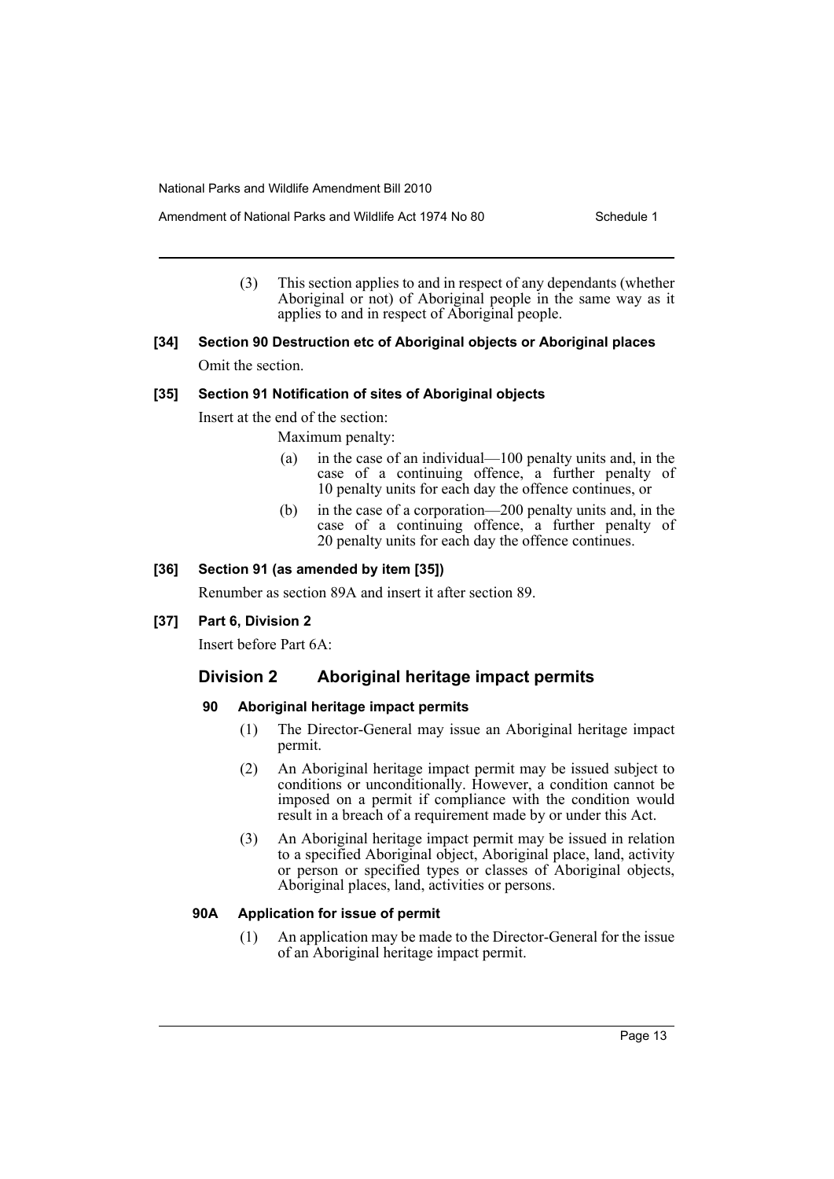(3) This section applies to and in respect of any dependants (whether Aboriginal or not) of Aboriginal people in the same way as it applies to and in respect of Aboriginal people.

**[34] Section 90 Destruction etc of Aboriginal objects or Aboriginal places**

Omit the section.

**[35] Section 91 Notification of sites of Aboriginal objects**

Insert at the end of the section:

Maximum penalty:

(a) in the case of an individual—100 penalty units and, in the case of a continuing offence, a further penalty of 10 penalty units for each day the offence continues, or

(b) in the case of a corporation—200 penalty units and, in the case of a continuing offence, a further penalty of 20 penalty units for each day the offence continues.

**[36] Section 91 (as amended by item [35])**

Renumber as section 89A and insert it after section 89.

**[37] Part 6, Division 2**

Insert before Part 6A:

## Division 2 Aboriginal heritage impact permits

### 90 Aboriginal heritage impact permits

(1) The Director-General may issue an Aboriginal heritage impact permit.

(2) An Aboriginal heritage impact permit may be issued subject to conditions or unconditionally. However, a condition cannot be imposed on a permit if compliance with the condition would result in a breach of a requirement made by or under this Act.

(3) An Aboriginal heritage impact permit may be issued in relation to a specified Aboriginal object, Aboriginal place, land, activity or person or specified types or classes of Aboriginal objects, Aboriginal places, land, activities or persons.

### 90A Application for issue of permit

(1) An application may be made to the Director-General for the issue of an Aboriginal heritage impact permit.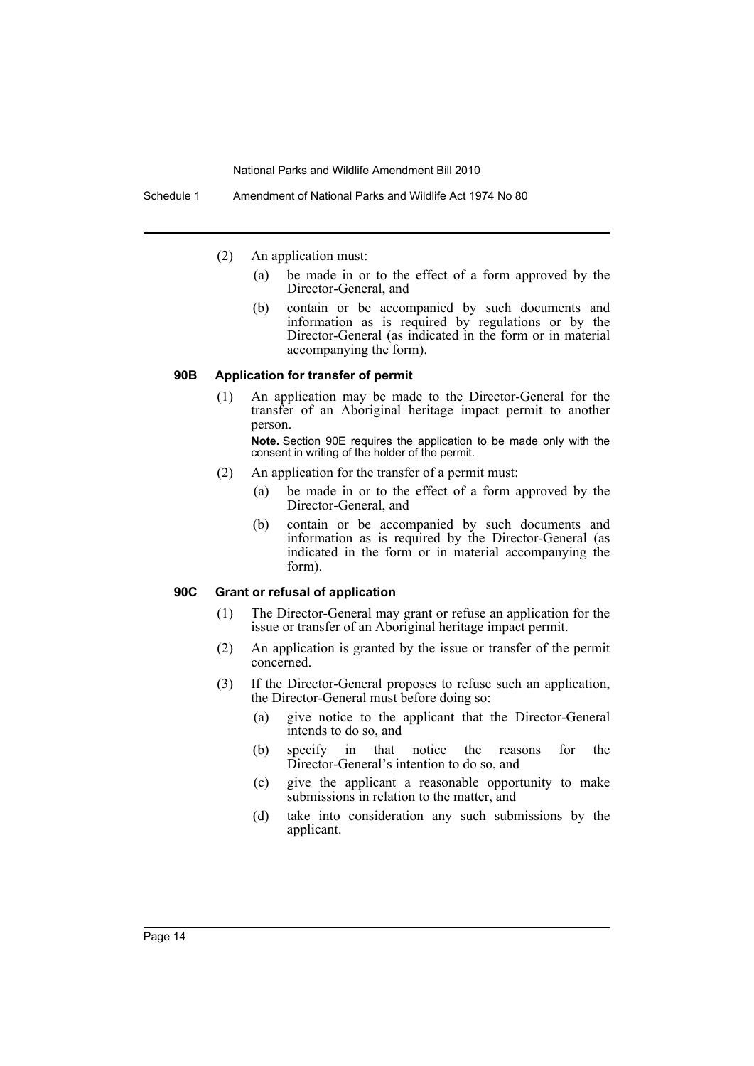(2) An application must:

(a) be made in or to the effect of a form approved by the Director-General, and

(b) contain or be accompanied by such documents and information as is required by regulations or by the Director-General (as indicated in the form or in material accompanying the form).

#### 90B Application for transfer of permit

(1) An application may be made to the Director-General for the transfer of an Aboriginal heritage impact permit to another person.

**Note.** Section 90E requires the application to be made only with the consent in writing of the holder of the permit.

(2) An application for the transfer of a permit must:

(a) be made in or to the effect of a form approved by the Director-General, and

(b) contain or be accompanied by such documents and information as is required by the Director-General (as indicated in the form or in material accompanying the form).

#### 90C Grant or refusal of application

(1) The Director-General may grant or refuse an application for the issue or transfer of an Aboriginal heritage impact permit.

(2) An application is granted by the issue or transfer of the permit concerned.

(3) If the Director-General proposes to refuse such an application, the Director-General must before doing so:

(a) give notice to the applicant that the Director-General intends to do so, and

(b) specify in that notice the reasons for the Director-General's intention to do so, and

(c) give the applicant a reasonable opportunity to make submissions in relation to the matter, and

(d) take into consideration any such submissions by the applicant.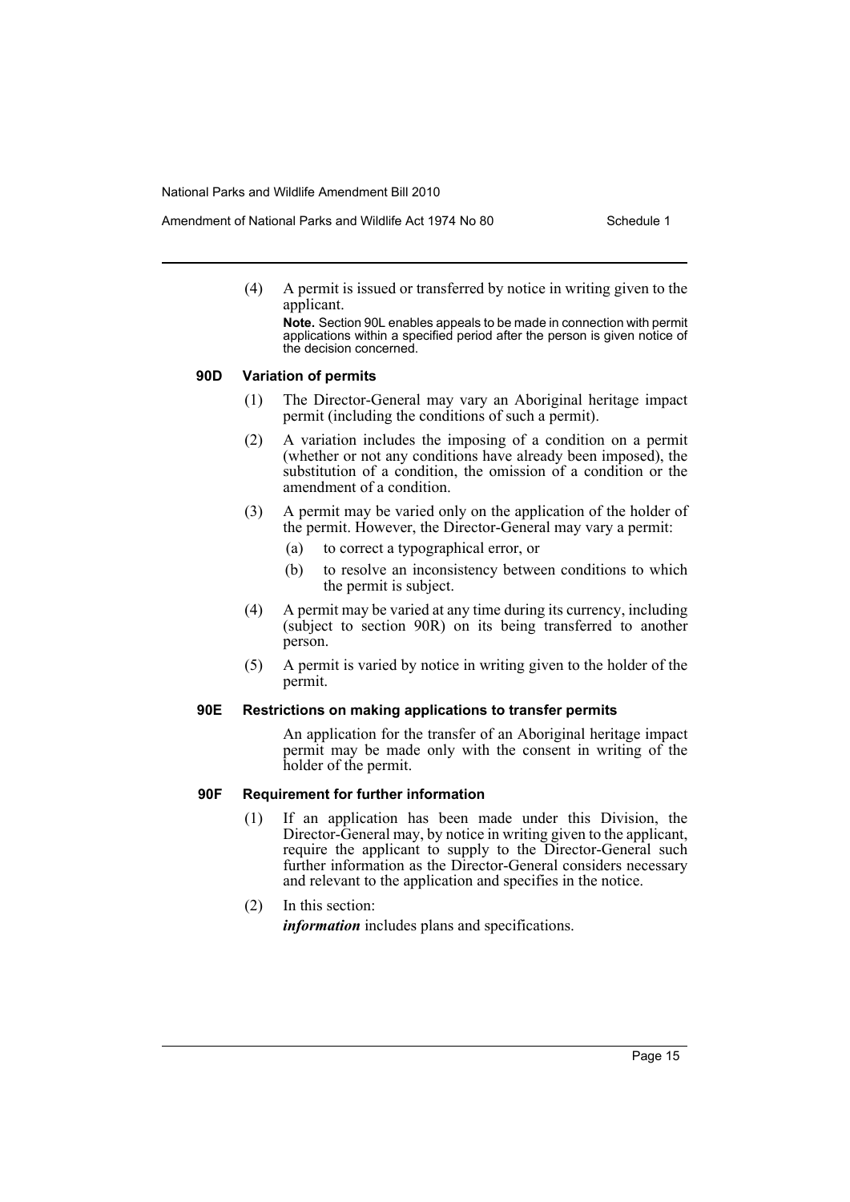(4) A permit is issued or transferred by notice in writing given to the applicant.

**Note.** Section 90L enables appeals to be made in connection with permit applications within a specified period after the person is given notice of the decision concerned.

### 90D Variation of permits

(1) The Director-General may vary an Aboriginal heritage impact permit (including the conditions of such a permit).

(2) A variation includes the imposing of a condition on a permit (whether or not any conditions have already been imposed), the substitution of a condition, the omission of a condition or the amendment of a condition.

(3) A permit may be varied only on the application of the holder of the permit. However, the Director-General may vary a permit:

- (a) to correct a typographical error, or
- (b) to resolve an inconsistency between conditions to which the permit is subject.

(4) A permit may be varied at any time during its currency, including (subject to section 90R) on its being transferred to another person.

(5) A permit is varied by notice in writing given to the holder of the permit.

### 90E Restrictions on making applications to transfer permits

An application for the transfer of an Aboriginal heritage impact permit may be made only with the consent in writing of the holder of the permit.

### 90F Requirement for further information

(1) If an application has been made under this Division, the Director-General may, by notice in writing given to the applicant, require the applicant to supply to the Director-General such further information as the Director-General considers necessary and relevant to the application and specifies in the notice.

(2) In this section:

***information*** includes plans and specifications.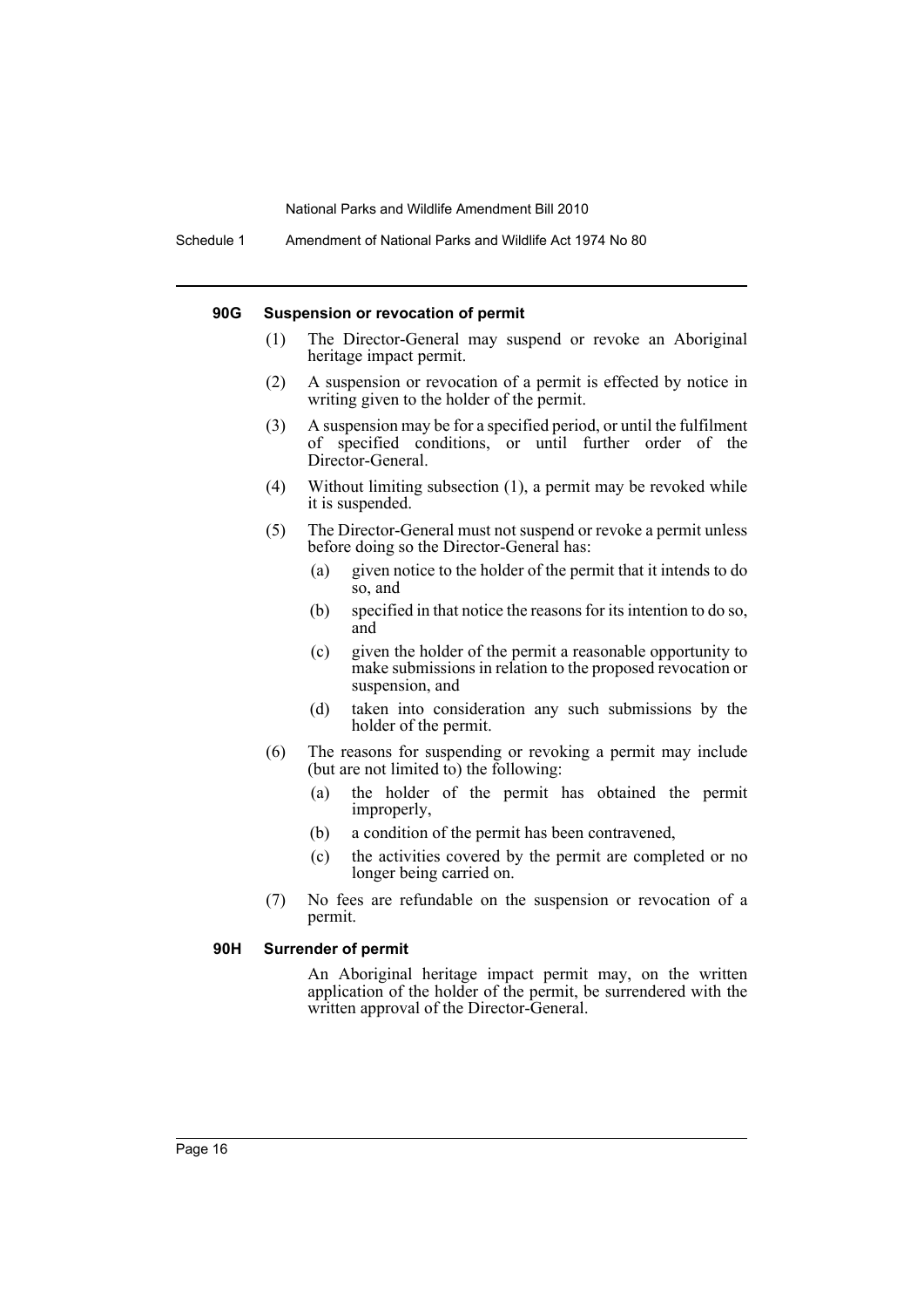#### 90G Suspension or revocation of permit

(1) The Director-General may suspend or revoke an Aboriginal heritage impact permit.

(2) A suspension or revocation of a permit is effected by notice in writing given to the holder of the permit.

(3) A suspension may be for a specified period, or until the fulfilment of specified conditions, or until further order of the Director-General.

(4) Without limiting subsection (1), a permit may be revoked while it is suspended.

(5) The Director-General must not suspend or revoke a permit unless before doing so the Director-General has:

- (a) given notice to the holder of the permit that it intends to do so, and
- (b) specified in that notice the reasons for its intention to do so, and
- (c) given the holder of the permit a reasonable opportunity to make submissions in relation to the proposed revocation or suspension, and
- (d) taken into consideration any such submissions by the holder of the permit.

(6) The reasons for suspending or revoking a permit may include (but are not limited to) the following:

- (a) the holder of the permit has obtained the permit improperly,
- (b) a condition of the permit has been contravened,
- (c) the activities covered by the permit are completed or no longer being carried on.

(7) No fees are refundable on the suspension or revocation of a permit.

#### 90H Surrender of permit

An Aboriginal heritage impact permit may, on the written application of the holder of the permit, be surrendered with the written approval of the Director-General.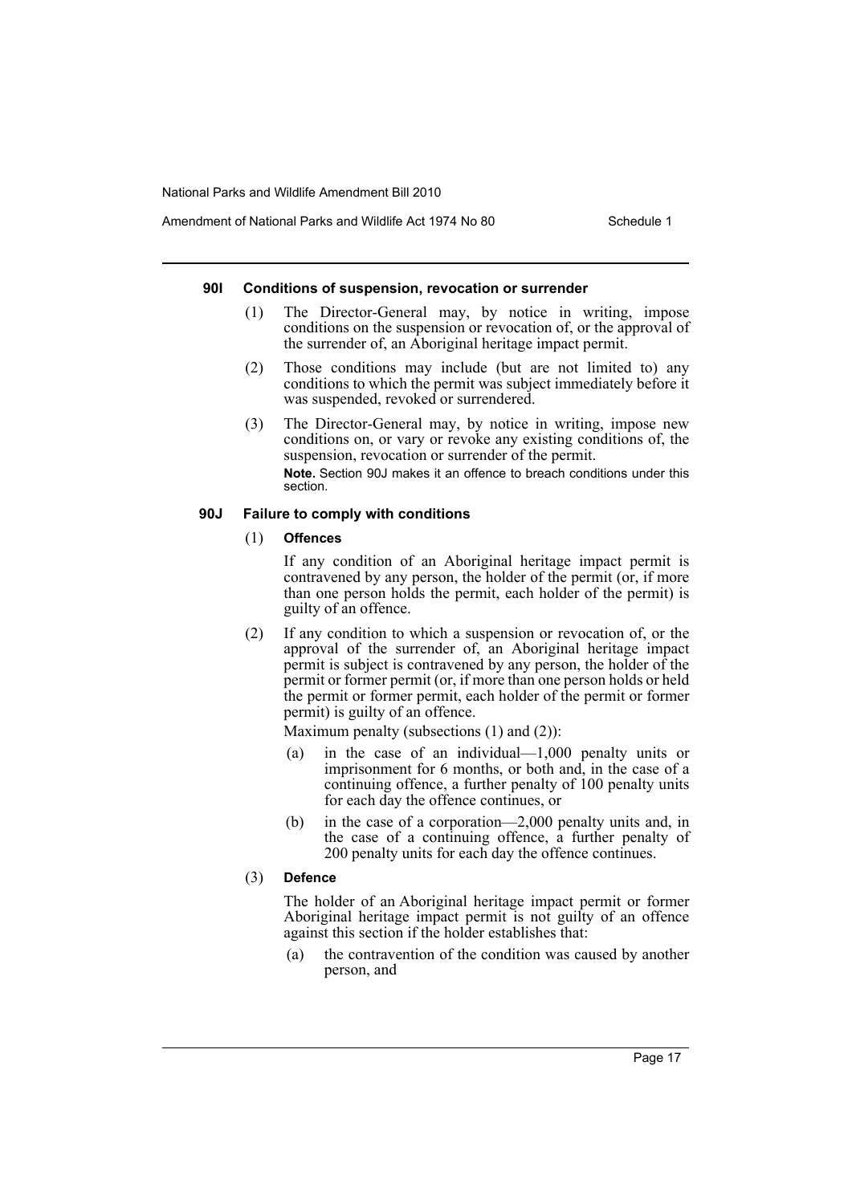### 90I Conditions of suspension, revocation or surrender

(1) The Director-General may, by notice in writing, impose conditions on the suspension or revocation of, or the approval of the surrender of, an Aboriginal heritage impact permit.

(2) Those conditions may include (but are not limited to) any conditions to which the permit was subject immediately before it was suspended, revoked or surrendered.

(3) The Director-General may, by notice in writing, impose new conditions on, or vary or revoke any existing conditions of, the suspension, revocation or surrender of the permit.

**Note.** Section 90J makes it an offence to breach conditions under this section.

### 90J Failure to comply with conditions

(1) **Offences**

If any condition of an Aboriginal heritage impact permit is contravened by any person, the holder of the permit (or, if more than one person holds the permit, each holder of the permit) is guilty of an offence.

(2) If any condition to which a suspension or revocation of, or the approval of the surrender of, an Aboriginal heritage impact permit is subject is contravened by any person, the holder of the permit or former permit (or, if more than one person holds or held the permit or former permit, each holder of the permit or former permit) is guilty of an offence.

Maximum penalty (subsections (1) and (2)):

(a) in the case of an individual—1,000 penalty units or imprisonment for 6 months, or both and, in the case of a continuing offence, a further penalty of 100 penalty units for each day the offence continues, or

(b) in the case of a corporation—2,000 penalty units and, in the case of a continuing offence, a further penalty of 200 penalty units for each day the offence continues.

(3) **Defence**

The holder of an Aboriginal heritage impact permit or former Aboriginal heritage impact permit is not guilty of an offence against this section if the holder establishes that:

(a) the contravention of the condition was caused by another person, and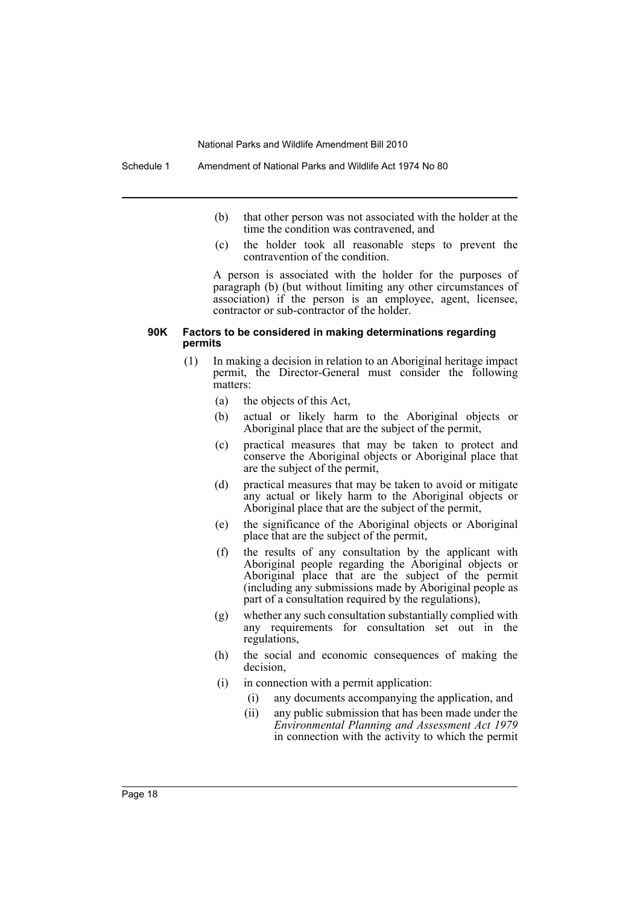(b) that other person was not associated with the holder at the time the condition was contravened, and

(c) the holder took all reasonable steps to prevent the contravention of the condition.

A person is associated with the holder for the purposes of paragraph (b) (but without limiting any other circumstances of association) if the person is an employee, agent, licensee, contractor or sub-contractor of the holder.

#### 90K Factors to be considered in making determinations regarding permits

(1) In making a decision in relation to an Aboriginal heritage impact permit, the Director-General must consider the following matters:

(a) the objects of this Act,

(b) actual or likely harm to the Aboriginal objects or Aboriginal place that are the subject of the permit,

(c) practical measures that may be taken to protect and conserve the Aboriginal objects or Aboriginal place that are the subject of the permit,

(d) practical measures that may be taken to avoid or mitigate any actual or likely harm to the Aboriginal objects or Aboriginal place that are the subject of the permit,

(e) the significance of the Aboriginal objects or Aboriginal place that are the subject of the permit,

(f) the results of any consultation by the applicant with Aboriginal people regarding the Aboriginal objects or Aboriginal place that are the subject of the permit (including any submissions made by Aboriginal people as part of a consultation required by the regulations),

(g) whether any such consultation substantially complied with any requirements for consultation set out in the regulations,

(h) the social and economic consequences of making the decision,

(i) in connection with a permit application:

(i) any documents accompanying the application, and

(ii) any public submission that has been made under the *Environmental Planning and Assessment Act 1979* in connection with the activity to which the permit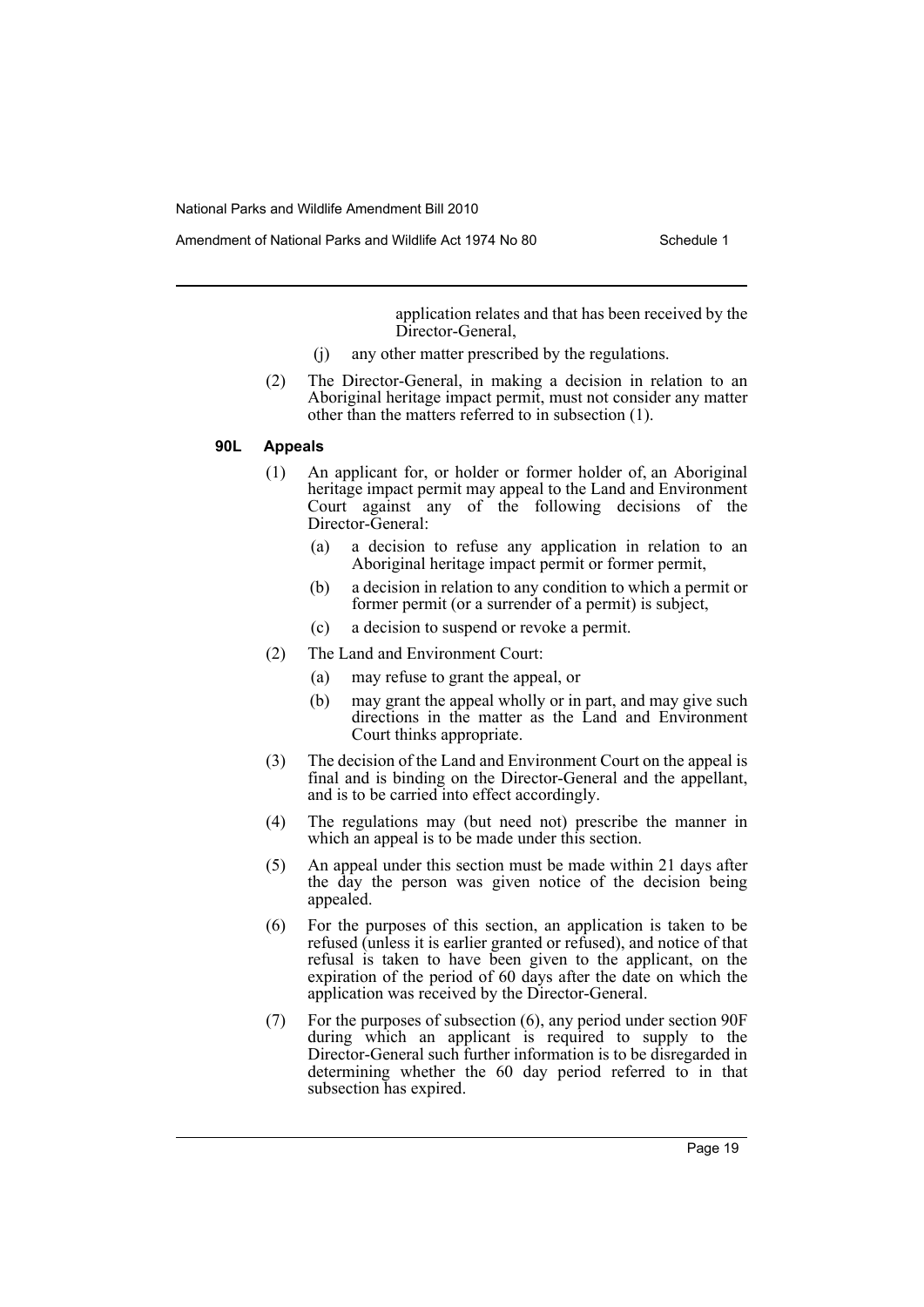application relates and that has been received by the Director-General,

(j) any other matter prescribed by the regulations.

(2) The Director-General, in making a decision in relation to an Aboriginal heritage impact permit, must not consider any matter other than the matters referred to in subsection (1).

### 90L Appeals

(1) An applicant for, or holder or former holder of, an Aboriginal heritage impact permit may appeal to the Land and Environment Court against any of the following decisions of the Director-General:

(a) a decision to refuse any application in relation to an Aboriginal heritage impact permit or former permit,

(b) a decision in relation to any condition to which a permit or former permit (or a surrender of a permit) is subject,

(c) a decision to suspend or revoke a permit.

(2) The Land and Environment Court:

(a) may refuse to grant the appeal, or

(b) may grant the appeal wholly or in part, and may give such directions in the matter as the Land and Environment Court thinks appropriate.

(3) The decision of the Land and Environment Court on the appeal is final and is binding on the Director-General and the appellant, and is to be carried into effect accordingly.

(4) The regulations may (but need not) prescribe the manner in which an appeal is to be made under this section.

(5) An appeal under this section must be made within 21 days after the day the person was given notice of the decision being appealed.

(6) For the purposes of this section, an application is taken to be refused (unless it is earlier granted or refused), and notice of that refusal is taken to have been given to the applicant, on the expiration of the period of 60 days after the date on which the application was received by the Director-General.

(7) For the purposes of subsection (6), any period under section 90F during which an applicant is required to supply to the Director-General such further information is to be disregarded in determining whether the 60 day period referred to in that subsection has expired.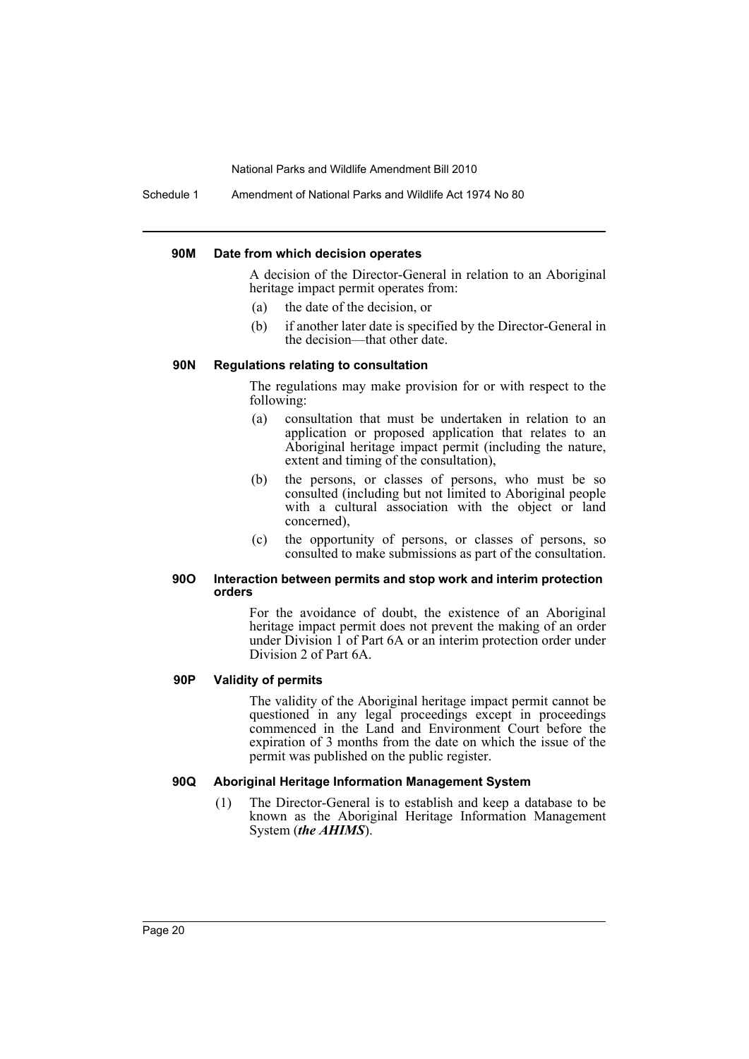#### 90M Date from which decision operates

A decision of the Director-General in relation to an Aboriginal heritage impact permit operates from:

- (a) the date of the decision, or
- (b) if another later date is specified by the Director-General in the decision—that other date.

#### 90N Regulations relating to consultation

The regulations may make provision for or with respect to the following:

- (a) consultation that must be undertaken in relation to an application or proposed application that relates to an Aboriginal heritage impact permit (including the nature, extent and timing of the consultation),
- (b) the persons, or classes of persons, who must be so consulted (including but not limited to Aboriginal people with a cultural association with the object or land concerned),
- (c) the opportunity of persons, or classes of persons, so consulted to make submissions as part of the consultation.

#### 90O Interaction between permits and stop work and interim protection orders

For the avoidance of doubt, the existence of an Aboriginal heritage impact permit does not prevent the making of an order under Division 1 of Part 6A or an interim protection order under Division 2 of Part 6A.

#### 90P Validity of permits

The validity of the Aboriginal heritage impact permit cannot be questioned in any legal proceedings except in proceedings commenced in the Land and Environment Court before the expiration of 3 months from the date on which the issue of the permit was published on the public register.

#### 90Q Aboriginal Heritage Information Management System

(1) The Director-General is to establish and keep a database to be known as the Aboriginal Heritage Information Management System (***the AHIMS***).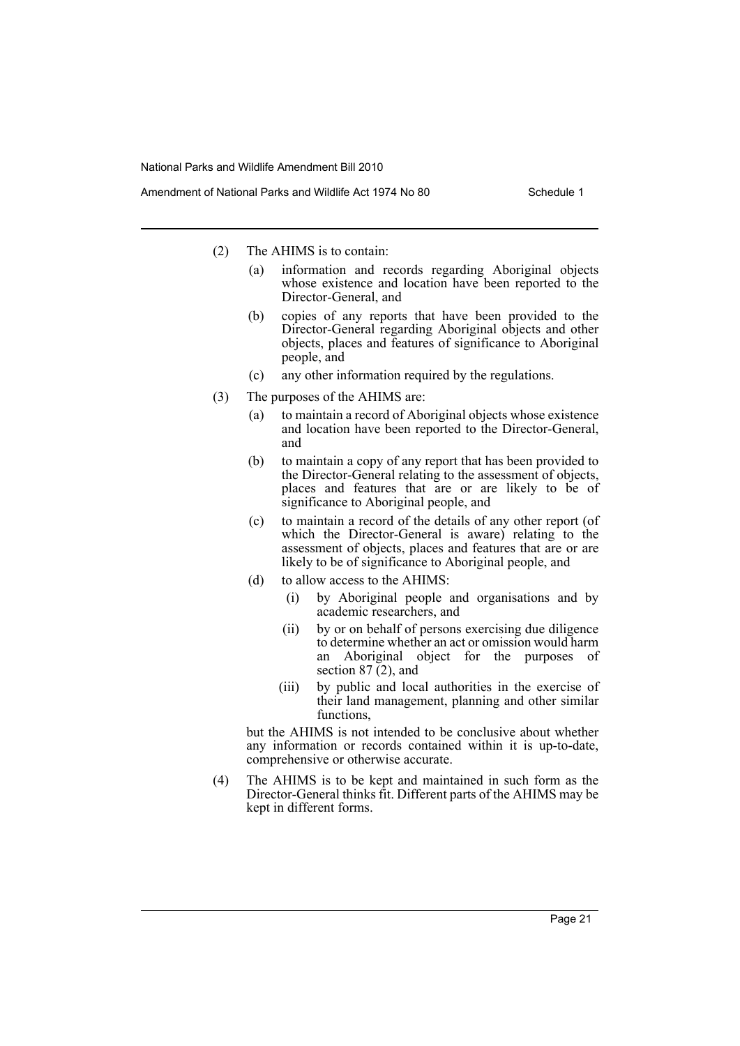(2) The AHIMS is to contain:

(a) information and records regarding Aboriginal objects whose existence and location have been reported to the Director-General, and

(b) copies of any reports that have been provided to the Director-General regarding Aboriginal objects and other objects, places and features of significance to Aboriginal people, and

(c) any other information required by the regulations.

(3) The purposes of the AHIMS are:

(a) to maintain a record of Aboriginal objects whose existence and location have been reported to the Director-General, and

(b) to maintain a copy of any report that has been provided to the Director-General relating to the assessment of objects, places and features that are or are likely to be of significance to Aboriginal people, and

(c) to maintain a record of the details of any other report (of which the Director-General is aware) relating to the assessment of objects, places and features that are or are likely to be of significance to Aboriginal people, and

(d) to allow access to the AHIMS:

(i) by Aboriginal people and organisations and by academic researchers, and

(ii) by or on behalf of persons exercising due diligence to determine whether an act or omission would harm an Aboriginal object for the purposes of section 87 (2), and

(iii) by public and local authorities in the exercise of their land management, planning and other similar functions,

but the AHIMS is not intended to be conclusive about whether any information or records contained within it is up-to-date, comprehensive or otherwise accurate.

(4) The AHIMS is to be kept and maintained in such form as the Director-General thinks fit. Different parts of the AHIMS may be kept in different forms.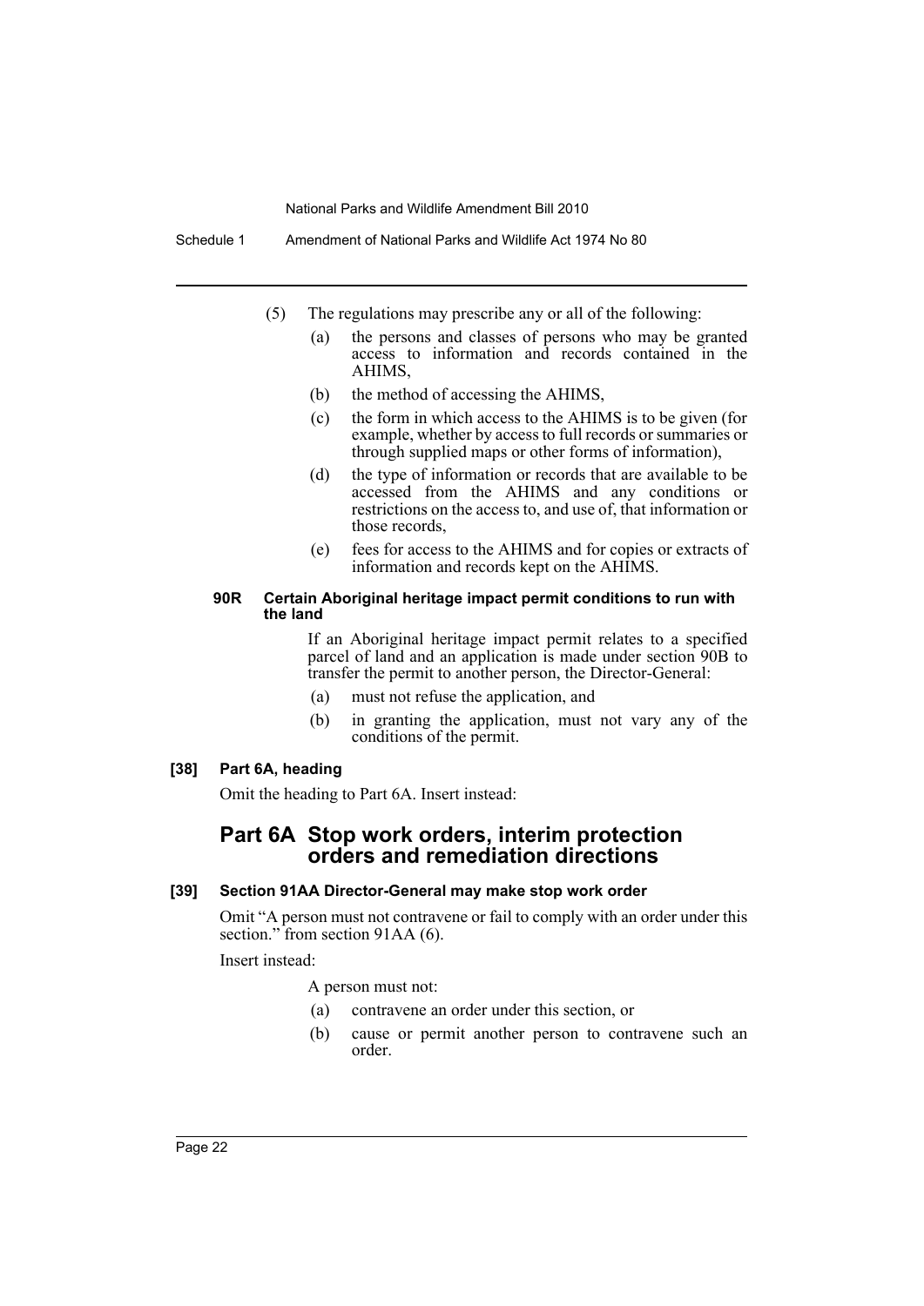(5) The regulations may prescribe any or all of the following:

(a) the persons and classes of persons who may be granted access to information and records contained in the AHIMS,

(b) the method of accessing the AHIMS,

(c) the form in which access to the AHIMS is to be given (for example, whether by access to full records or summaries or through supplied maps or other forms of information),

(d) the type of information or records that are available to be accessed from the AHIMS and any conditions or restrictions on the access to, and use of, that information or those records,

(e) fees for access to the AHIMS and for copies or extracts of information and records kept on the AHIMS.

#### 90R Certain Aboriginal heritage impact permit conditions to run with the land

If an Aboriginal heritage impact permit relates to a specified parcel of land and an application is made under section 90B to transfer the permit to another person, the Director-General:

(a) must not refuse the application, and

(b) in granting the application, must not vary any of the conditions of the permit.

#### [38] Part 6A, heading

Omit the heading to Part 6A. Insert instead:

## Part 6A Stop work orders, interim protection orders and remediation directions

#### [39] Section 91AA Director-General may make stop work order

Omit "A person must not contravene or fail to comply with an order under this section." from section 91AA (6).

Insert instead:

A person must not:

(a) contravene an order under this section, or

(b) cause or permit another person to contravene such an order.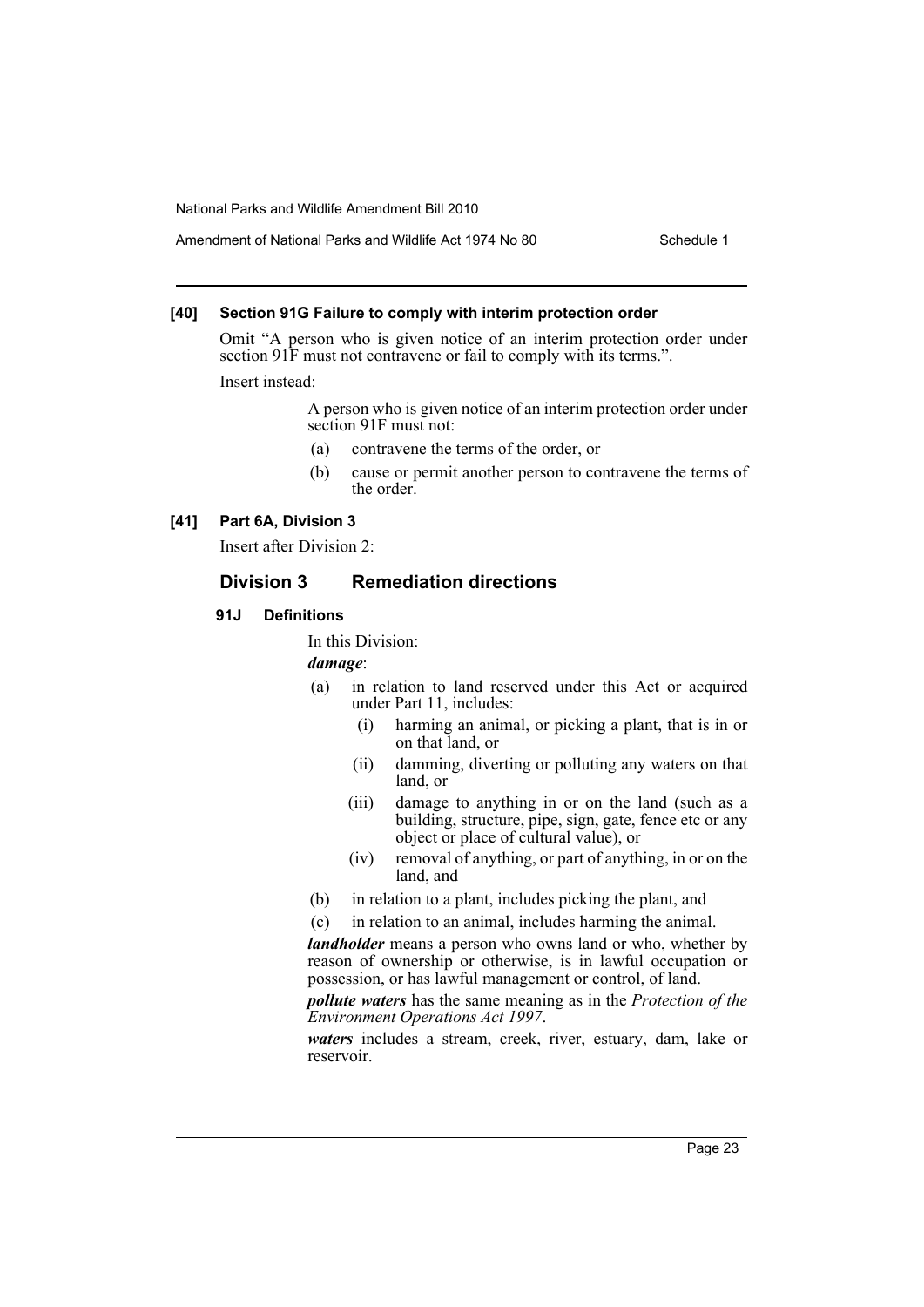#### [40] Section 91G Failure to comply with interim protection order

Omit "A person who is given notice of an interim protection order under section 91F must not contravene or fail to comply with its terms.".

Insert instead:

> A person who is given notice of an interim protection order under section 91F must not:
>
> (a) contravene the terms of the order, or
>
> (b) cause or permit another person to contravene the terms of the order.

#### [41] Part 6A, Division 3

Insert after Division 2:

## Division 3 Remediation directions

### 91J Definitions

In this Division:

***damage***:

(a) in relation to land reserved under this Act or acquired under Part 11, includes:

- (i) harming an animal, or picking a plant, that is in or on that land, or
- (ii) damming, diverting or polluting any waters on that land, or
- (iii) damage to anything in or on the land (such as a building, structure, pipe, sign, gate, fence etc or any object or place of cultural value), or
- (iv) removal of anything, or part of anything, in or on the land, and

(b) in relation to a plant, includes picking the plant, and

(c) in relation to an animal, includes harming the animal.

***landholder*** means a person who owns land or who, whether by reason of ownership or otherwise, is in lawful occupation or possession, or has lawful management or control, of land.

***pollute waters*** has the same meaning as in the *Protection of the Environment Operations Act 1997*.

***waters*** includes a stream, creek, river, estuary, dam, lake or reservoir.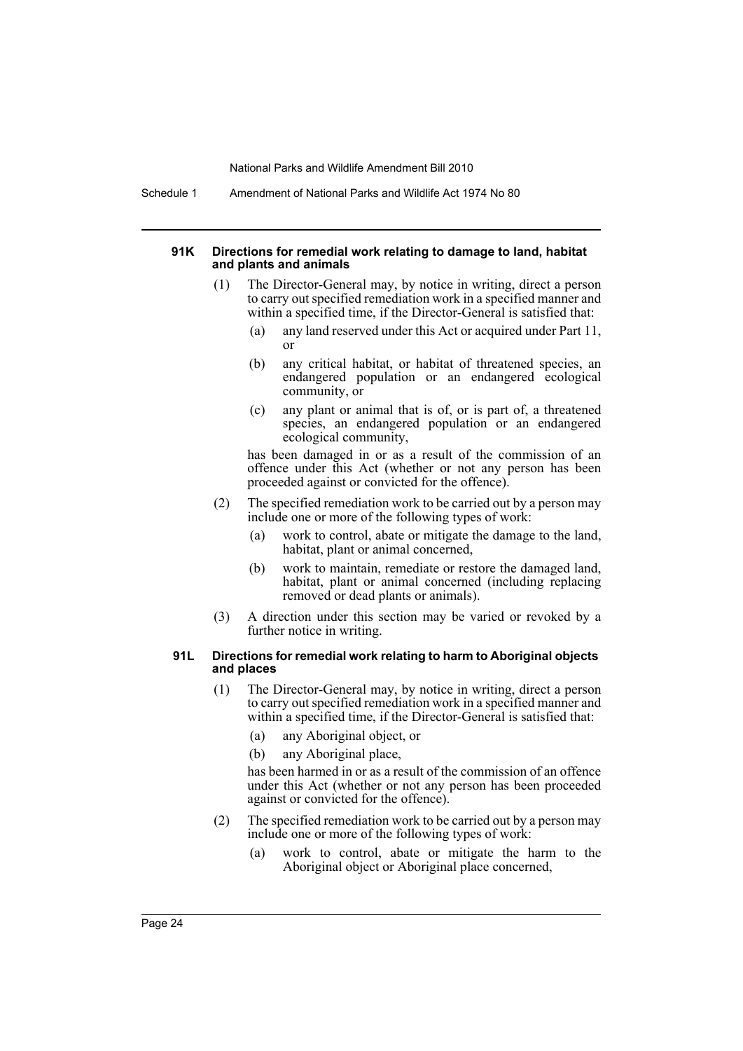#### 91K Directions for remedial work relating to damage to land, habitat and plants and animals

(1) The Director-General may, by notice in writing, direct a person to carry out specified remediation work in a specified manner and within a specified time, if the Director-General is satisfied that:

- (a) any land reserved under this Act or acquired under Part 11, or
- (b) any critical habitat, or habitat of threatened species, an endangered population or an endangered ecological community, or
- (c) any plant or animal that is of, or is part of, a threatened species, an endangered population or an endangered ecological community,

has been damaged in or as a result of the commission of an offence under this Act (whether or not any person has been proceeded against or convicted for the offence).

(2) The specified remediation work to be carried out by a person may include one or more of the following types of work:

- (a) work to control, abate or mitigate the damage to the land, habitat, plant or animal concerned,
- (b) work to maintain, remediate or restore the damaged land, habitat, plant or animal concerned (including replacing removed or dead plants or animals).

(3) A direction under this section may be varied or revoked by a further notice in writing.

#### 91L Directions for remedial work relating to harm to Aboriginal objects and places

(1) The Director-General may, by notice in writing, direct a person to carry out specified remediation work in a specified manner and within a specified time, if the Director-General is satisfied that:

- (a) any Aboriginal object, or
- (b) any Aboriginal place,

has been harmed in or as a result of the commission of an offence under this Act (whether or not any person has been proceeded against or convicted for the offence).

(2) The specified remediation work to be carried out by a person may include one or more of the following types of work:

- (a) work to control, abate or mitigate the harm to the Aboriginal object or Aboriginal place concerned,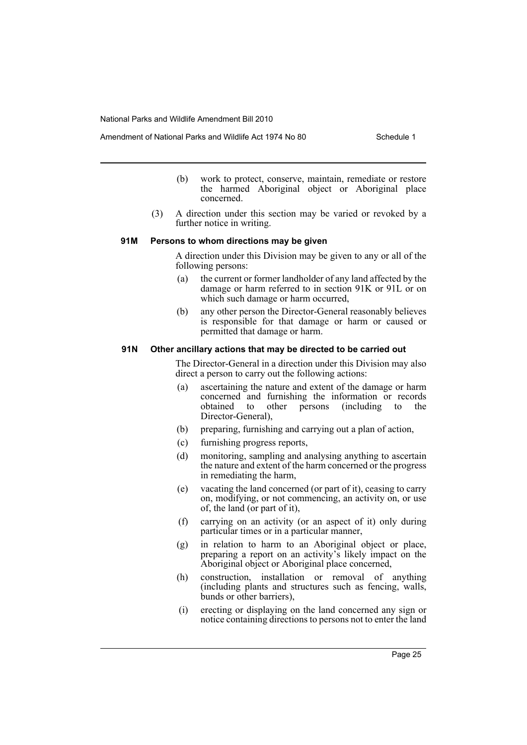(b) work to protect, conserve, maintain, remediate or restore the harmed Aboriginal object or Aboriginal place concerned.

(3) A direction under this section may be varied or revoked by a further notice in writing.

#### 91M Persons to whom directions may be given

A direction under this Division may be given to any or all of the following persons:

(a) the current or former landholder of any land affected by the damage or harm referred to in section 91K or 91L or on which such damage or harm occurred,

(b) any other person the Director-General reasonably believes is responsible for that damage or harm or caused or permitted that damage or harm.

#### 91N Other ancillary actions that may be directed to be carried out

The Director-General in a direction under this Division may also direct a person to carry out the following actions:

(a) ascertaining the nature and extent of the damage or harm concerned and furnishing the information or records obtained to other persons (including to the Director-General),

(b) preparing, furnishing and carrying out a plan of action,

(c) furnishing progress reports,

(d) monitoring, sampling and analysing anything to ascertain the nature and extent of the harm concerned or the progress in remediating the harm,

(e) vacating the land concerned (or part of it), ceasing to carry on, modifying, or not commencing, an activity on, or use of, the land (or part of it),

(f) carrying on an activity (or an aspect of it) only during particular times or in a particular manner,

(g) in relation to harm to an Aboriginal object or place, preparing a report on an activity's likely impact on the Aboriginal object or Aboriginal place concerned,

(h) construction, installation or removal of anything (including plants and structures such as fencing, walls, bunds or other barriers),

(i) erecting or displaying on the land concerned any sign or notice containing directions to persons not to enter the land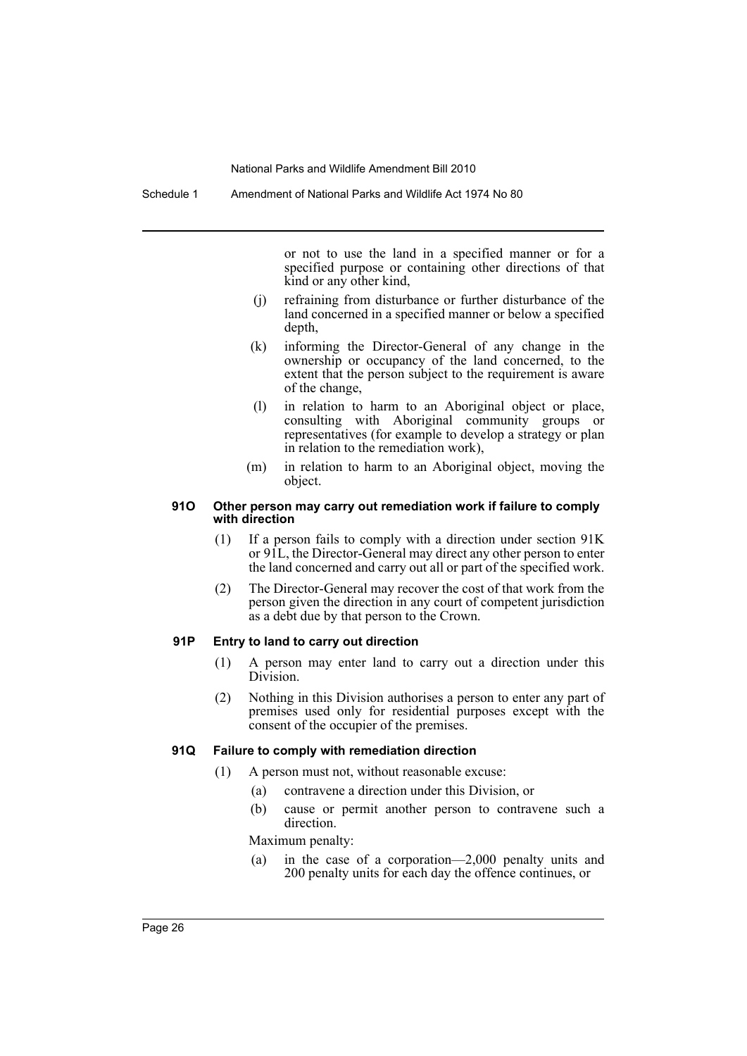or not to use the land in a specified manner or for a specified purpose or containing other directions of that kind or any other kind,

(j) refraining from disturbance or further disturbance of the land concerned in a specified manner or below a specified depth,

(k) informing the Director-General of any change in the ownership or occupancy of the land concerned, to the extent that the person subject to the requirement is aware of the change,

(l) in relation to harm to an Aboriginal object or place, consulting with Aboriginal community groups or representatives (for example to develop a strategy or plan in relation to the remediation work),

(m) in relation to harm to an Aboriginal object, moving the object.

#### 91O Other person may carry out remediation work if failure to comply with direction

(1) If a person fails to comply with a direction under section 91K or 91L, the Director-General may direct any other person to enter the land concerned and carry out all or part of the specified work.

(2) The Director-General may recover the cost of that work from the person given the direction in any court of competent jurisdiction as a debt due by that person to the Crown.

#### 91P Entry to land to carry out direction

(1) A person may enter land to carry out a direction under this Division.

(2) Nothing in this Division authorises a person to enter any part of premises used only for residential purposes except with the consent of the occupier of the premises.

#### 91Q Failure to comply with remediation direction

(1) A person must not, without reasonable excuse:

(a) contravene a direction under this Division, or

(b) cause or permit another person to contravene such a direction.

Maximum penalty:

(a) in the case of a corporation—2,000 penalty units and 200 penalty units for each day the offence continues, or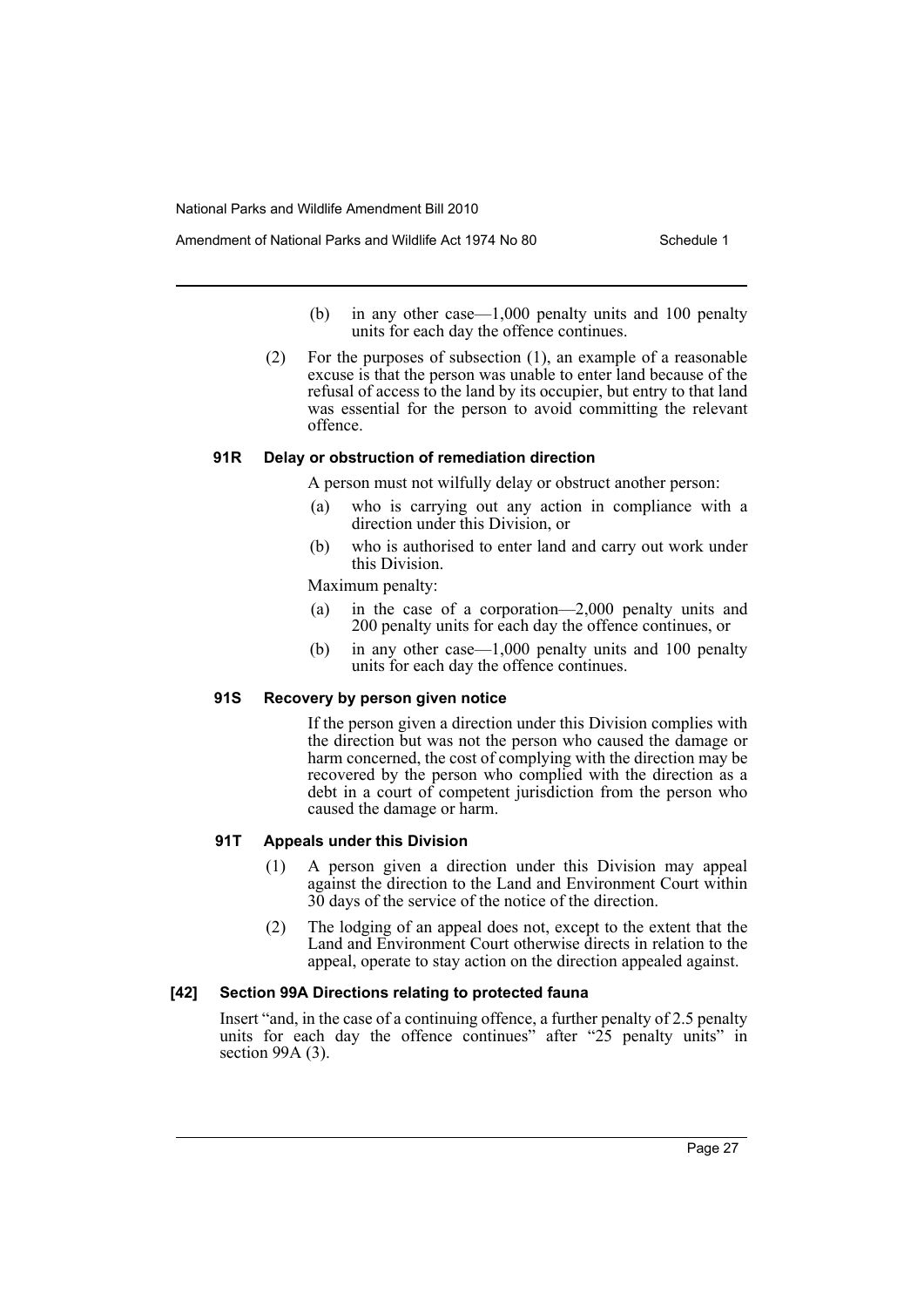(b) in any other case—1,000 penalty units and 100 penalty units for each day the offence continues.

(2) For the purposes of subsection (1), an example of a reasonable excuse is that the person was unable to enter land because of the refusal of access to the land by its occupier, but entry to that land was essential for the person to avoid committing the relevant offence.

#### 91R Delay or obstruction of remediation direction

A person must not wilfully delay or obstruct another person:

(a) who is carrying out any action in compliance with a direction under this Division, or

(b) who is authorised to enter land and carry out work under this Division.

Maximum penalty:

(a) in the case of a corporation—2,000 penalty units and 200 penalty units for each day the offence continues, or

(b) in any other case—1,000 penalty units and 100 penalty units for each day the offence continues.

#### 91S Recovery by person given notice

If the person given a direction under this Division complies with the direction but was not the person who caused the damage or harm concerned, the cost of complying with the direction may be recovered by the person who complied with the direction as a debt in a court of competent jurisdiction from the person who caused the damage or harm.

#### 91T Appeals under this Division

(1) A person given a direction under this Division may appeal against the direction to the Land and Environment Court within 30 days of the service of the notice of the direction.

(2) The lodging of an appeal does not, except to the extent that the Land and Environment Court otherwise directs in relation to the appeal, operate to stay action on the direction appealed against.

### [42] Section 99A Directions relating to protected fauna

Insert "and, in the case of a continuing offence, a further penalty of 2.5 penalty units for each day the offence continues" after "25 penalty units" in section 99A (3).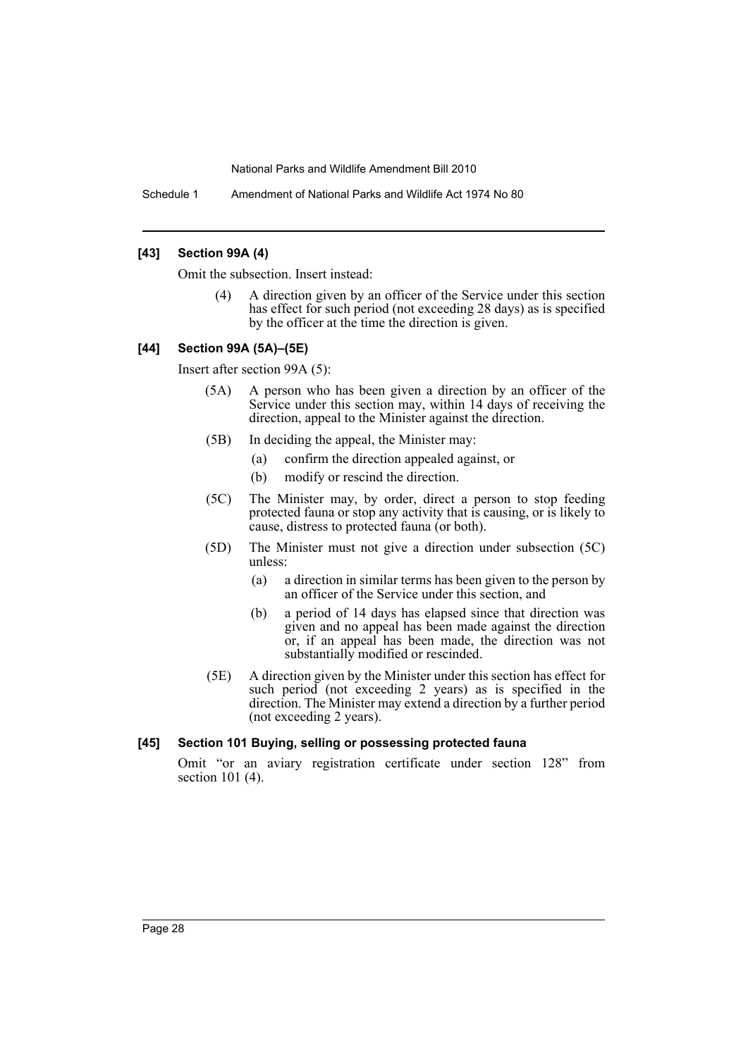### [43] Section 99A (4)

Omit the subsection. Insert instead:

> (4) A direction given by an officer of the Service under this section has effect for such period (not exceeding 28 days) as is specified by the officer at the time the direction is given.

### [44] Section 99A (5A)–(5E)

Insert after section 99A (5):

> (5A) A person who has been given a direction by an officer of the Service under this section may, within 14 days of receiving the direction, appeal to the Minister against the direction.
>
> (5B) In deciding the appeal, the Minister may:
>
> (a) confirm the direction appealed against, or
>
> (b) modify or rescind the direction.
>
> (5C) The Minister may, by order, direct a person to stop feeding protected fauna or stop any activity that is causing, or is likely to cause, distress to protected fauna (or both).
>
> (5D) The Minister must not give a direction under subsection (5C) unless:
>
> (a) a direction in similar terms has been given to the person by an officer of the Service under this section, and
>
> (b) a period of 14 days has elapsed since that direction was given and no appeal has been made against the direction or, if an appeal has been made, the direction was not substantially modified or rescinded.
>
> (5E) A direction given by the Minister under this section has effect for such period (not exceeding 2 years) as is specified in the direction. The Minister may extend a direction by a further period (not exceeding 2 years).

### [45] Section 101 Buying, selling or possessing protected fauna

Omit "or an aviary registration certificate under section 128" from section 101 (4).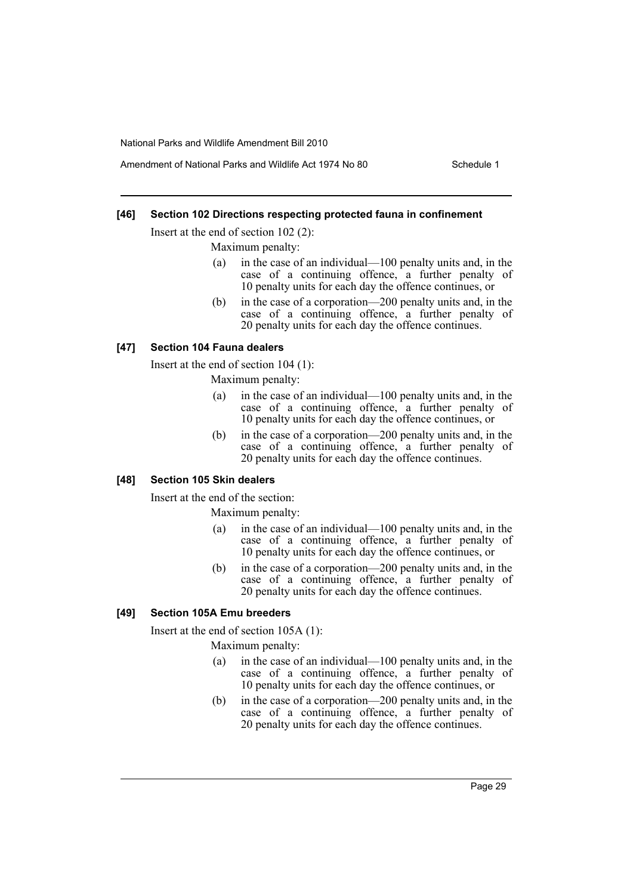### [46] Section 102 Directions respecting protected fauna in confinement

Insert at the end of section 102 (2):

Maximum penalty:

- (a) in the case of an individual—100 penalty units and, in the case of a continuing offence, a further penalty of 10 penalty units for each day the offence continues, or
- (b) in the case of a corporation—200 penalty units and, in the case of a continuing offence, a further penalty of 20 penalty units for each day the offence continues.

### [47] Section 104 Fauna dealers

Insert at the end of section 104 (1):

Maximum penalty:

- (a) in the case of an individual—100 penalty units and, in the case of a continuing offence, a further penalty of 10 penalty units for each day the offence continues, or
- (b) in the case of a corporation—200 penalty units and, in the case of a continuing offence, a further penalty of 20 penalty units for each day the offence continues.

### [48] Section 105 Skin dealers

Insert at the end of the section:

Maximum penalty:

- (a) in the case of an individual—100 penalty units and, in the case of a continuing offence, a further penalty of 10 penalty units for each day the offence continues, or
- (b) in the case of a corporation—200 penalty units and, in the case of a continuing offence, a further penalty of 20 penalty units for each day the offence continues.

### [49] Section 105A Emu breeders

Insert at the end of section 105A (1):

Maximum penalty:

- (a) in the case of an individual—100 penalty units and, in the case of a continuing offence, a further penalty of 10 penalty units for each day the offence continues, or
- (b) in the case of a corporation—200 penalty units and, in the case of a continuing offence, a further penalty of 20 penalty units for each day the offence continues.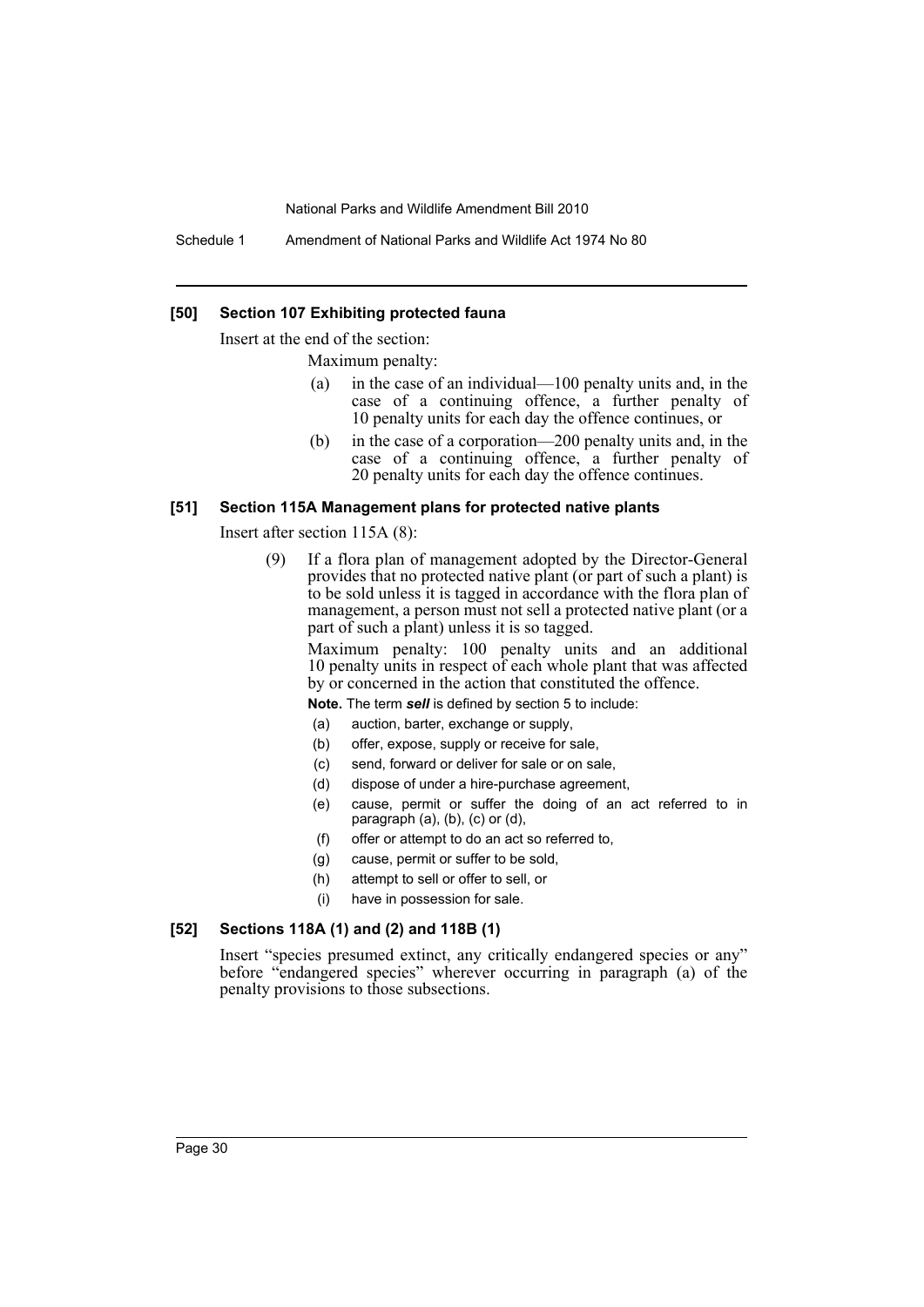### [50] Section 107 Exhibiting protected fauna

Insert at the end of the section:

Maximum penalty:

(a) in the case of an individual—100 penalty units and, in the case of a continuing offence, a further penalty of 10 penalty units for each day the offence continues, or

(b) in the case of a corporation—200 penalty units and, in the case of a continuing offence, a further penalty of 20 penalty units for each day the offence continues.

### [51] Section 115A Management plans for protected native plants

Insert after section 115A (8):

(9) If a flora plan of management adopted by the Director-General provides that no protected native plant (or part of such a plant) is to be sold unless it is tagged in accordance with the flora plan of management, a person must not sell a protected native plant (or a part of such a plant) unless it is so tagged.

Maximum penalty: 100 penalty units and an additional 10 penalty units in respect of each whole plant that was affected by or concerned in the action that constituted the offence.

**Note.** The term ***sell*** is defined by section 5 to include:

(a) auction, barter, exchange or supply,

(b) offer, expose, supply or receive for sale,

(c) send, forward or deliver for sale or on sale,

(d) dispose of under a hire-purchase agreement,

(e) cause, permit or suffer the doing of an act referred to in paragraph (a), (b), (c) or (d),

(f) offer or attempt to do an act so referred to,

(g) cause, permit or suffer to be sold,

(h) attempt to sell or offer to sell, or

(i) have in possession for sale.

### [52] Sections 118A (1) and (2) and 118B (1)

Insert "species presumed extinct, any critically endangered species or any" before "endangered species" wherever occurring in paragraph (a) of the penalty provisions to those subsections.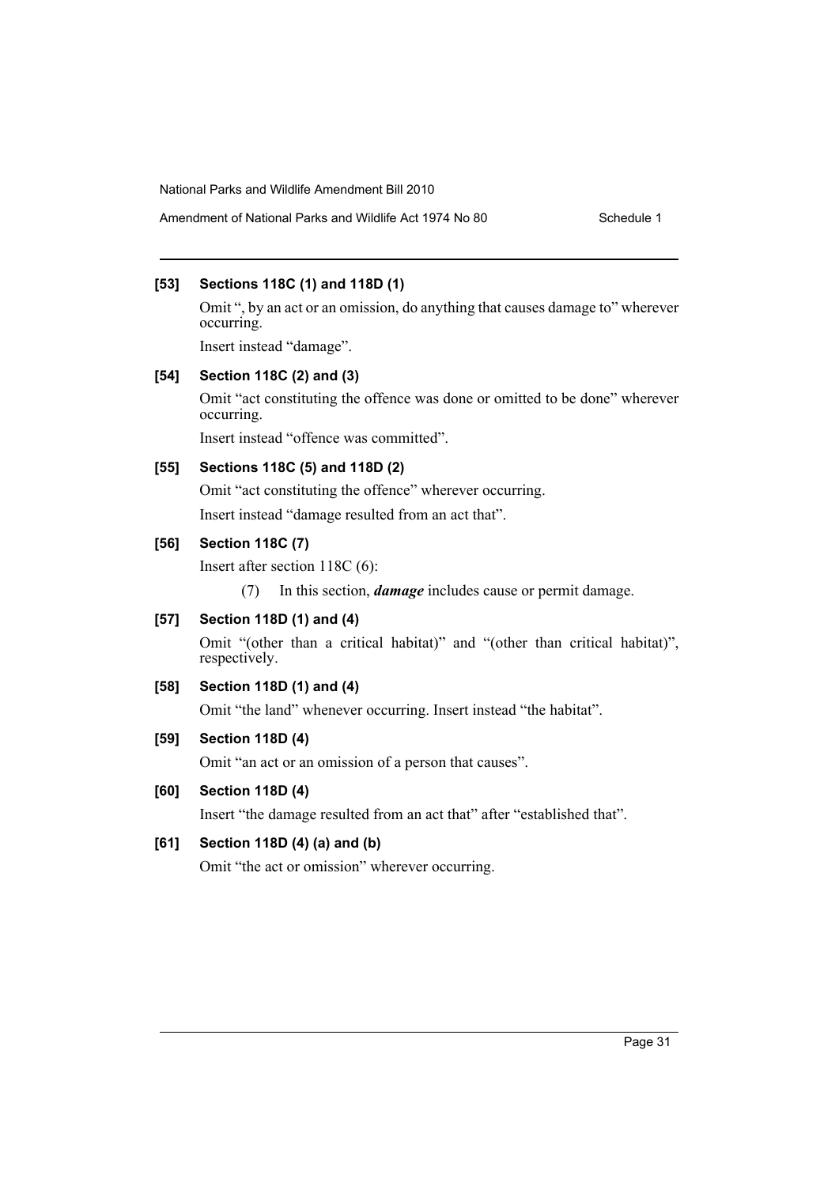### [53] Sections 118C (1) and 118D (1)

Omit ", by an act or an omission, do anything that causes damage to" wherever occurring.

Insert instead "damage".

### [54] Section 118C (2) and (3)

Omit "act constituting the offence was done or omitted to be done" wherever occurring.

Insert instead "offence was committed".

### [55] Sections 118C (5) and 118D (2)

Omit "act constituting the offence" wherever occurring.

Insert instead "damage resulted from an act that".

### [56] Section 118C (7)

Insert after section 118C (6):

> (7) In this section, ***damage*** includes cause or permit damage.

### [57] Section 118D (1) and (4)

Omit "(other than a critical habitat)" and "(other than critical habitat)", respectively.

### [58] Section 118D (1) and (4)

Omit "the land" whenever occurring. Insert instead "the habitat".

### [59] Section 118D (4)

Omit "an act or an omission of a person that causes".

### [60] Section 118D (4)

Insert "the damage resulted from an act that" after "established that".

### [61] Section 118D (4) (a) and (b)

Omit "the act or omission" wherever occurring.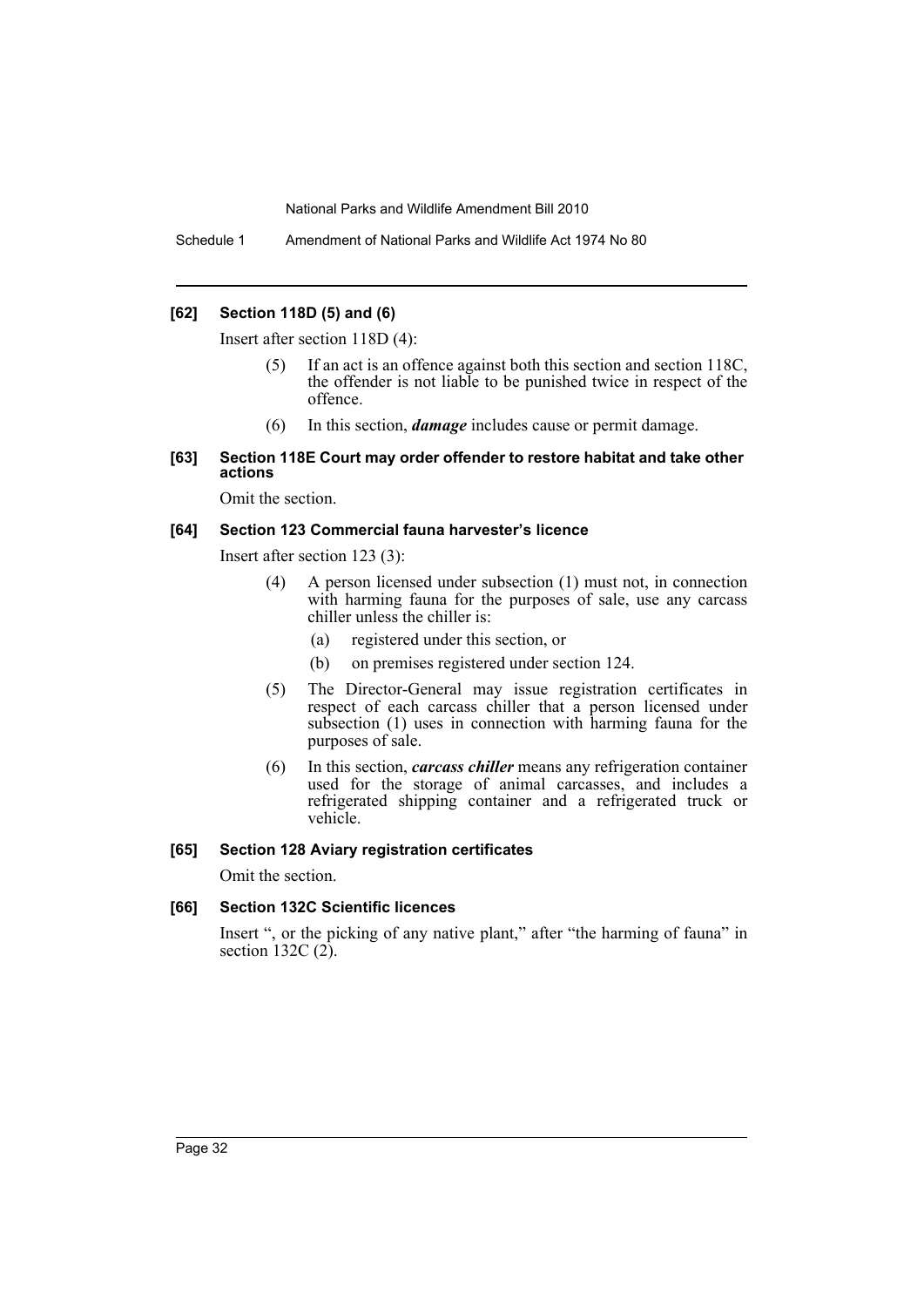#### [62] Section 118D (5) and (6)

Insert after section 118D (4):

> (5) If an act is an offence against both this section and section 118C, the offender is not liable to be punished twice in respect of the offence.
>
> (6) In this section, ***damage*** includes cause or permit damage.

#### [63] Section 118E Court may order offender to restore habitat and take other actions

Omit the section.

#### [64] Section 123 Commercial fauna harvester's licence

Insert after section 123 (3):

> (4) A person licensed under subsection (1) must not, in connection with harming fauna for the purposes of sale, use any carcass chiller unless the chiller is:
>
> (a) registered under this section, or
>
> (b) on premises registered under section 124.
>
> (5) The Director-General may issue registration certificates in respect of each carcass chiller that a person licensed under subsection (1) uses in connection with harming fauna for the purposes of sale.
>
> (6) In this section, ***carcass chiller*** means any refrigeration container used for the storage of animal carcasses, and includes a refrigerated shipping container and a refrigerated truck or vehicle.

#### [65] Section 128 Aviary registration certificates

Omit the section.

#### [66] Section 132C Scientific licences

Insert ", or the picking of any native plant," after "the harming of fauna" in section 132C (2).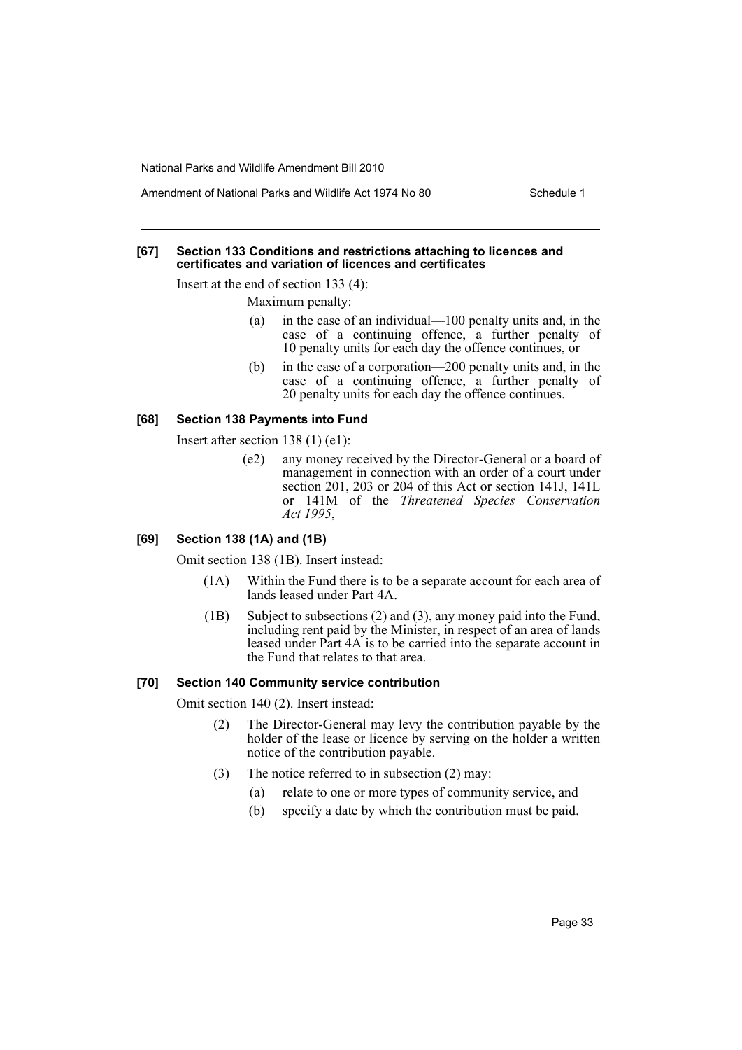#### [67] Section 133 Conditions and restrictions attaching to licences and certificates and variation of licences and certificates

Insert at the end of section 133 (4):

Maximum penalty:

- (a) in the case of an individual—100 penalty units and, in the case of a continuing offence, a further penalty of 10 penalty units for each day the offence continues, or
- (b) in the case of a corporation—200 penalty units and, in the case of a continuing offence, a further penalty of 20 penalty units for each day the offence continues.

#### [68] Section 138 Payments into Fund

Insert after section 138 (1) (e1):

- (e2) any money received by the Director-General or a board of management in connection with an order of a court under section 201, 203 or 204 of this Act or section 141J, 141L or 141M of the *Threatened Species Conservation Act 1995*,

#### [69] Section 138 (1A) and (1B)

Omit section 138 (1B). Insert instead:

- (1A) Within the Fund there is to be a separate account for each area of lands leased under Part 4A.
- (1B) Subject to subsections (2) and (3), any money paid into the Fund, including rent paid by the Minister, in respect of an area of lands leased under Part 4A is to be carried into the separate account in the Fund that relates to that area.

#### [70] Section 140 Community service contribution

Omit section 140 (2). Insert instead:

- (2) The Director-General may levy the contribution payable by the holder of the lease or licence by serving on the holder a written notice of the contribution payable.
- (3) The notice referred to in subsection (2) may:
  - (a) relate to one or more types of community service, and
  - (b) specify a date by which the contribution must be paid.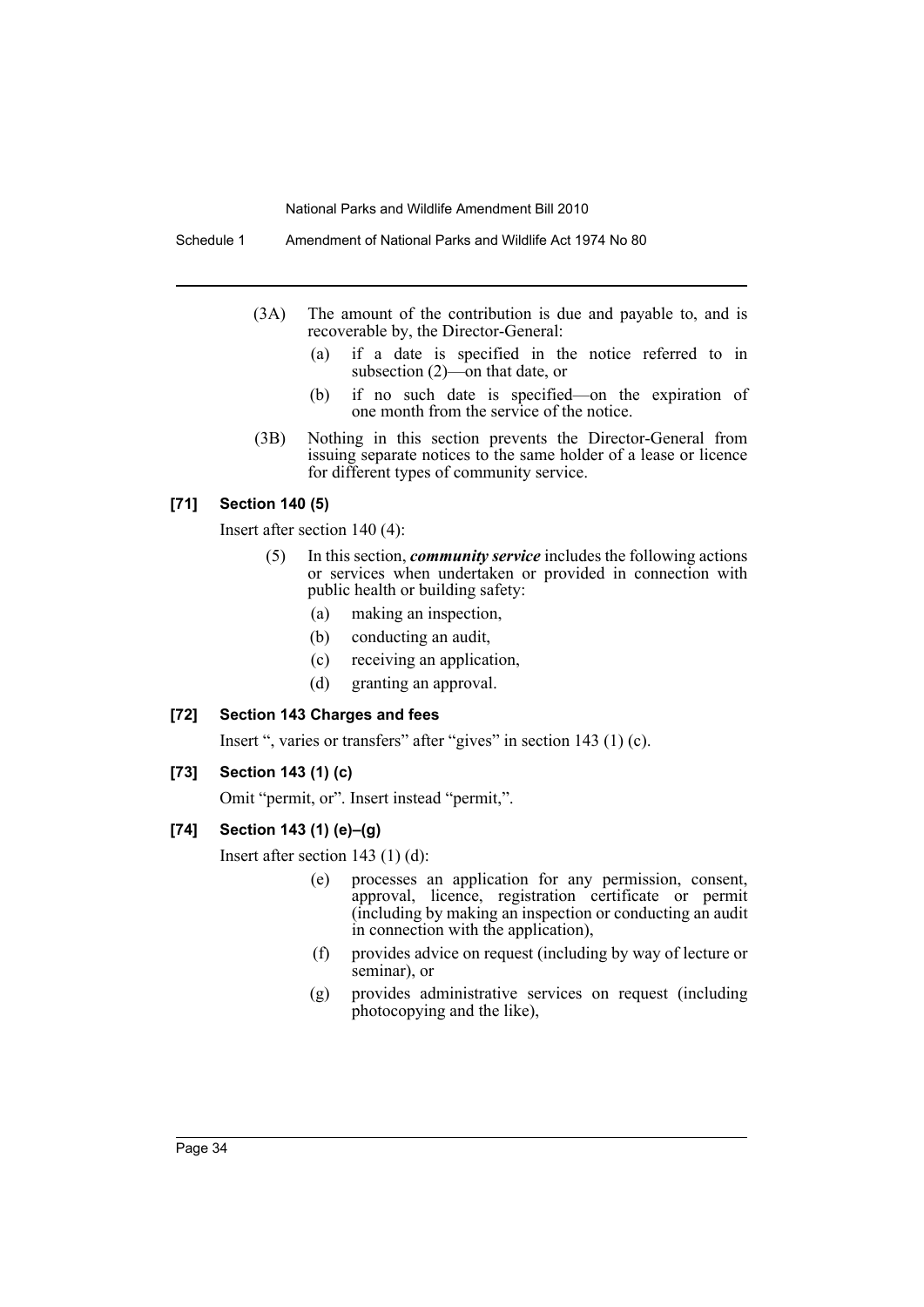(3A) The amount of the contribution is due and payable to, and is recoverable by, the Director-General:

- (a) if a date is specified in the notice referred to in subsection (2)—on that date, or
- (b) if no such date is specified—on the expiration of one month from the service of the notice.

(3B) Nothing in this section prevents the Director-General from issuing separate notices to the same holder of a lease or licence for different types of community service.

#### [71] Section 140 (5)

Insert after section 140 (4):

(5) In this section, ***community service*** includes the following actions or services when undertaken or provided in connection with public health or building safety:

- (a) making an inspection,
- (b) conducting an audit,
- (c) receiving an application,
- (d) granting an approval.

#### [72] Section 143 Charges and fees

Insert ", varies or transfers" after "gives" in section 143 (1) (c).

#### [73] Section 143 (1) (c)

Omit "permit, or". Insert instead "permit,".

#### [74] Section 143 (1) (e)–(g)

Insert after section 143 (1) (d):

- (e) processes an application for any permission, consent, approval, licence, registration certificate or permit (including by making an inspection or conducting an audit in connection with the application),
- (f) provides advice on request (including by way of lecture or seminar), or
- (g) provides administrative services on request (including photocopying and the like),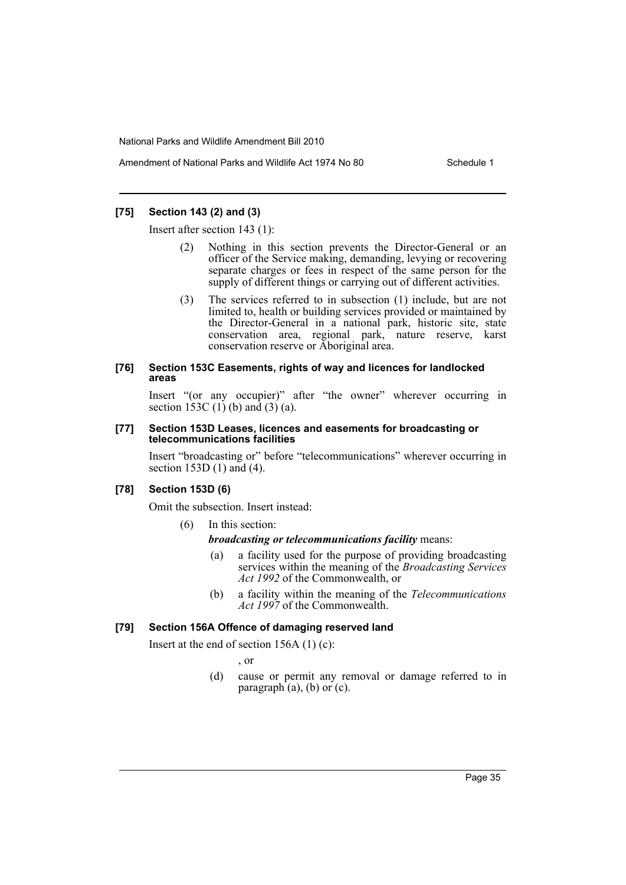#### [75] Section 143 (2) and (3)

Insert after section 143 (1):

> (2) Nothing in this section prevents the Director-General or an officer of the Service making, demanding, levying or recovering separate charges or fees in respect of the same person for the supply of different things or carrying out of different activities.
>
> (3) The services referred to in subsection (1) include, but are not limited to, health or building services provided or maintained by the Director-General in a national park, historic site, state conservation area, regional park, nature reserve, karst conservation reserve or Aboriginal area.

#### [76] Section 153C Easements, rights of way and licences for landlocked areas

Insert "(or any occupier)" after "the owner" wherever occurring in section 153C (1) (b) and (3) (a).

#### [77] Section 153D Leases, licences and easements for broadcasting or telecommunications facilities

Insert "broadcasting or" before "telecommunications" wherever occurring in section 153D (1) and (4).

#### [78] Section 153D (6)

Omit the subsection. Insert instead:

> (6) In this section:
>
> ***broadcasting or telecommunications facility*** means:
>
> (a) a facility used for the purpose of providing broadcasting services within the meaning of the *Broadcasting Services Act 1992* of the Commonwealth, or
>
> (b) a facility within the meaning of the *Telecommunications Act 1997* of the Commonwealth.

#### [79] Section 156A Offence of damaging reserved land

Insert at the end of section 156A (1) (c):

> , or
>
> (d) cause or permit any removal or damage referred to in paragraph (a), (b) or (c).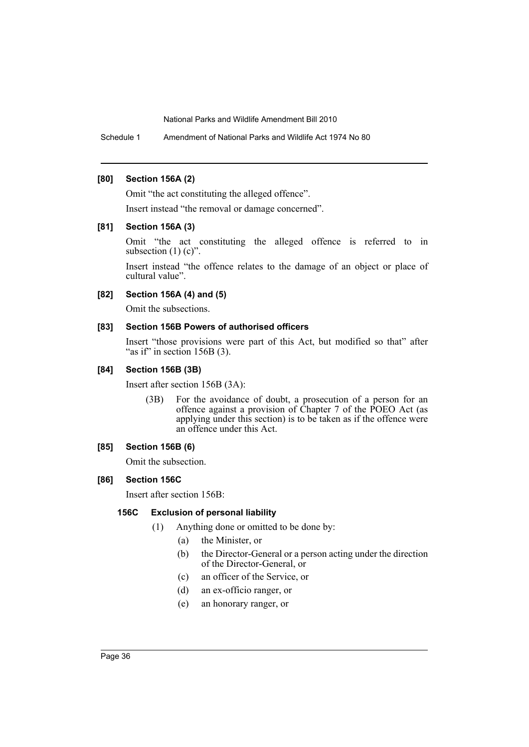**[80] Section 156A (2)**

Omit "the act constituting the alleged offence".

Insert instead "the removal or damage concerned".

**[81] Section 156A (3)**

Omit "the act constituting the alleged offence is referred to in subsection (1) (c)".

Insert instead "the offence relates to the damage of an object or place of cultural value".

**[82] Section 156A (4) and (5)**

Omit the subsections.

**[83] Section 156B Powers of authorised officers**

Insert "those provisions were part of this Act, but modified so that" after "as if" in section 156B (3).

**[84] Section 156B (3B)**

Insert after section 156B (3A):

(3B) For the avoidance of doubt, a prosecution of a person for an offence against a provision of Chapter 7 of the POEO Act (as applying under this section) is to be taken as if the offence were an offence under this Act.

**[85] Section 156B (6)**

Omit the subsection.

**[86] Section 156C**

Insert after section 156B:

**156C Exclusion of personal liability**

(1) Anything done or omitted to be done by:

(a) the Minister, or

(b) the Director-General or a person acting under the direction of the Director-General, or

(c) an officer of the Service, or

(d) an ex-officio ranger, or

(e) an honorary ranger, or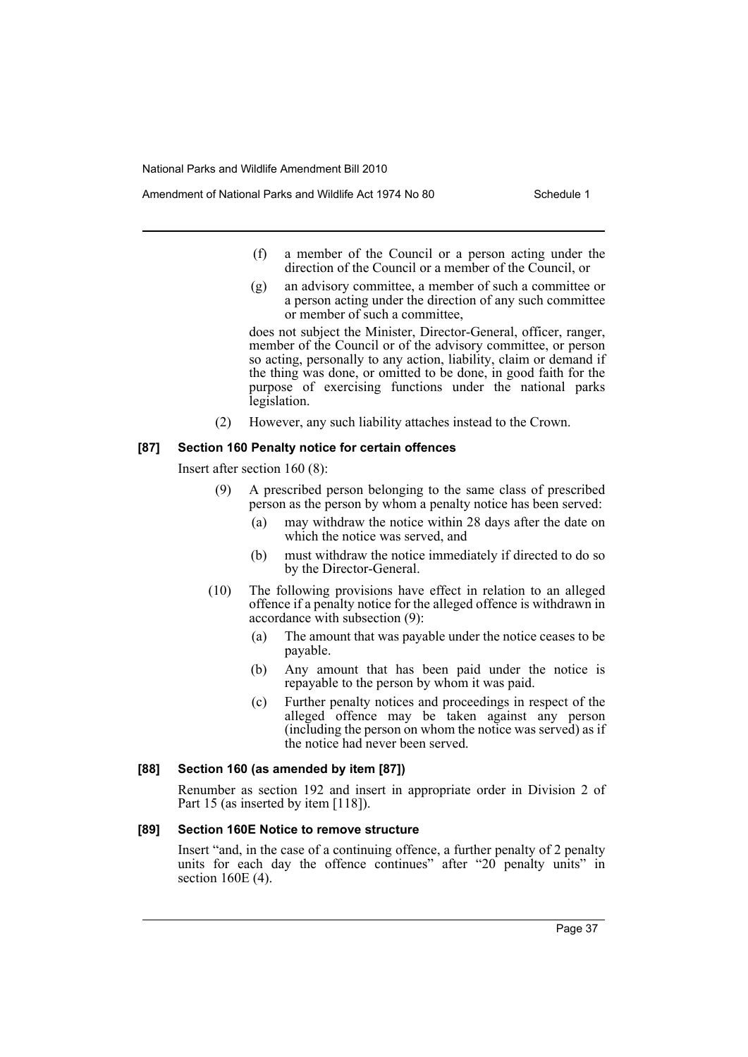(f) a member of the Council or a person acting under the direction of the Council or a member of the Council, or

(g) an advisory committee, a member of such a committee or a person acting under the direction of any such committee or member of such a committee,

does not subject the Minister, Director-General, officer, ranger, member of the Council or of the advisory committee, or person so acting, personally to any action, liability, claim or demand if the thing was done, or omitted to be done, in good faith for the purpose of exercising functions under the national parks legislation.

(2) However, any such liability attaches instead to the Crown.

**[87] Section 160 Penalty notice for certain offences**

Insert after section 160 (8):

(9) A prescribed person belonging to the same class of prescribed person as the person by whom a penalty notice has been served:

(a) may withdraw the notice within 28 days after the date on which the notice was served, and

(b) must withdraw the notice immediately if directed to do so by the Director-General.

(10) The following provisions have effect in relation to an alleged offence if a penalty notice for the alleged offence is withdrawn in accordance with subsection (9):

(a) The amount that was payable under the notice ceases to be payable.

(b) Any amount that has been paid under the notice is repayable to the person by whom it was paid.

(c) Further penalty notices and proceedings in respect of the alleged offence may be taken against any person (including the person on whom the notice was served) as if the notice had never been served.

**[88] Section 160 (as amended by item [87])**

Renumber as section 192 and insert in appropriate order in Division 2 of Part 15 (as inserted by item [118]).

**[89] Section 160E Notice to remove structure**

Insert "and, in the case of a continuing offence, a further penalty of 2 penalty units for each day the offence continues" after "20 penalty units" in section 160E (4).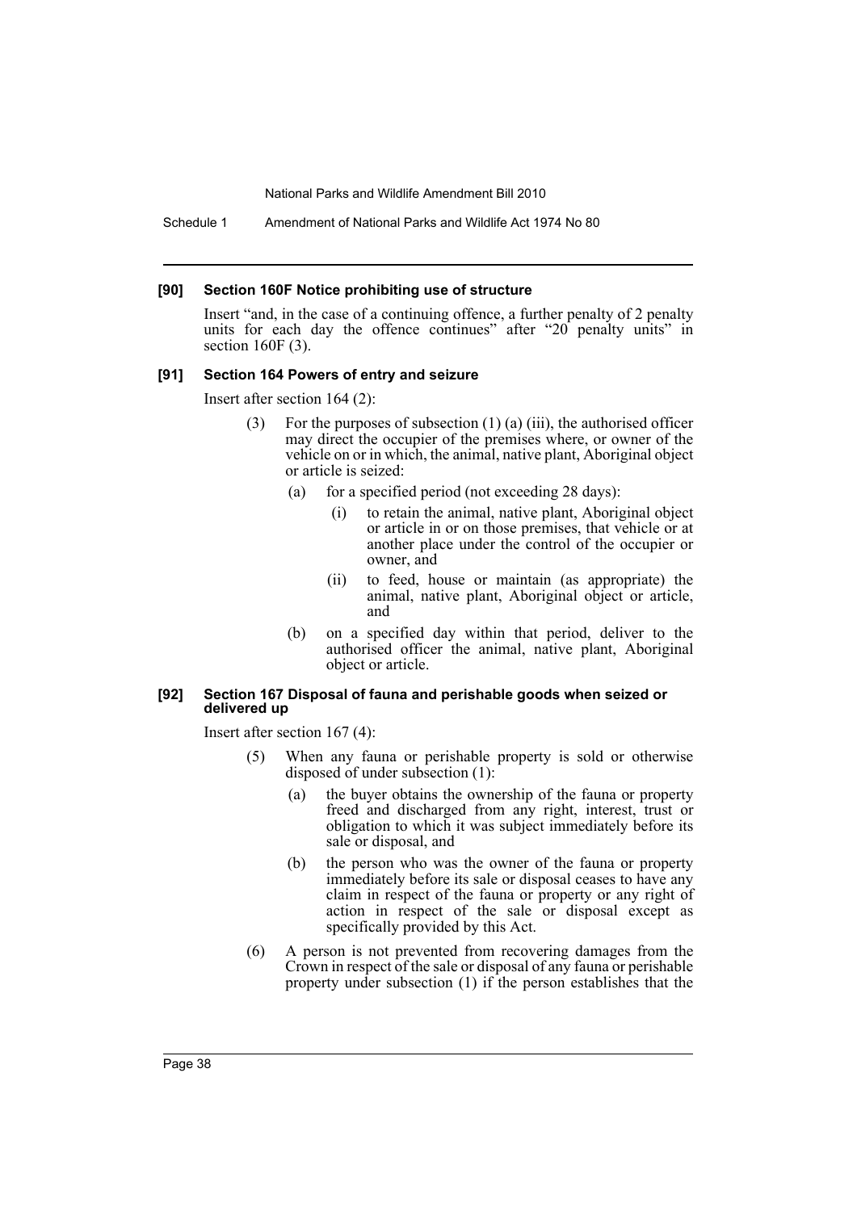#### [90] Section 160F Notice prohibiting use of structure

Insert "and, in the case of a continuing offence, a further penalty of 2 penalty units for each day the offence continues" after "20 penalty units" in section 160F (3).

#### [91] Section 164 Powers of entry and seizure

Insert after section 164 (2):

> (3) For the purposes of subsection (1) (a) (iii), the authorised officer may direct the occupier of the premises where, or owner of the vehicle on or in which, the animal, native plant, Aboriginal object or article is seized:
>
> > (a) for a specified period (not exceeding 28 days):
> >
> > > (i) to retain the animal, native plant, Aboriginal object or article in or on those premises, that vehicle or at another place under the control of the occupier or owner, and
> > >
> > > (ii) to feed, house or maintain (as appropriate) the animal, native plant, Aboriginal object or article, and
> >
> > (b) on a specified day within that period, deliver to the authorised officer the animal, native plant, Aboriginal object or article.

#### [92] Section 167 Disposal of fauna and perishable goods when seized or delivered up

Insert after section 167 (4):

> (5) When any fauna or perishable property is sold or otherwise disposed of under subsection (1):
>
> > (a) the buyer obtains the ownership of the fauna or property freed and discharged from any right, interest, trust or obligation to which it was subject immediately before its sale or disposal, and
> >
> > (b) the person who was the owner of the fauna or property immediately before its sale or disposal ceases to have any claim in respect of the fauna or property or any right of action in respect of the sale or disposal except as specifically provided by this Act.
>
> (6) A person is not prevented from recovering damages from the Crown in respect of the sale or disposal of any fauna or perishable property under subsection (1) if the person establishes that the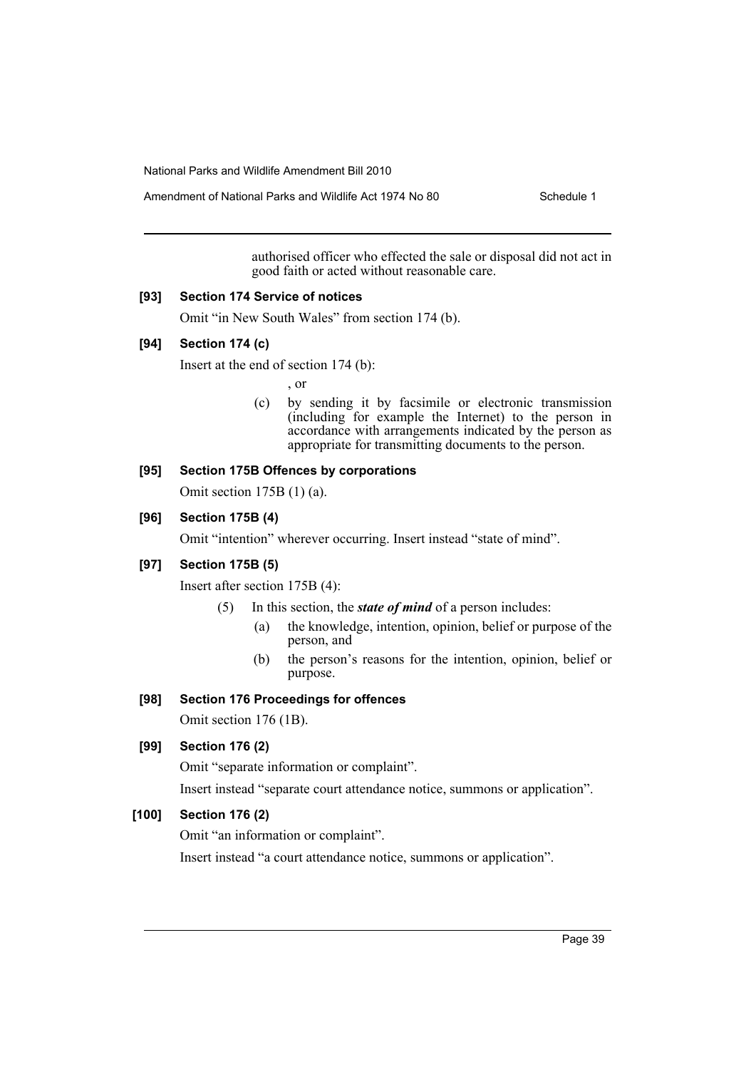authorised officer who effected the sale or disposal did not act in good faith or acted without reasonable care.

**[93] Section 174 Service of notices**

Omit "in New South Wales" from section 174 (b).

**[94] Section 174 (c)**

Insert at the end of section 174 (b):

, or

(c) by sending it by facsimile or electronic transmission (including for example the Internet) to the person in accordance with arrangements indicated by the person as appropriate for transmitting documents to the person.

**[95] Section 175B Offences by corporations**

Omit section 175B (1) (a).

**[96] Section 175B (4)**

Omit "intention" wherever occurring. Insert instead "state of mind".

**[97] Section 175B (5)**

Insert after section 175B (4):

(5) In this section, the ***state of mind*** of a person includes:

(a) the knowledge, intention, opinion, belief or purpose of the person, and

(b) the person's reasons for the intention, opinion, belief or purpose.

**[98] Section 176 Proceedings for offences**

Omit section 176 (1B).

**[99] Section 176 (2)**

Omit "separate information or complaint".

Insert instead "separate court attendance notice, summons or application".

**[100] Section 176 (2)**

Omit "an information or complaint".

Insert instead "a court attendance notice, summons or application".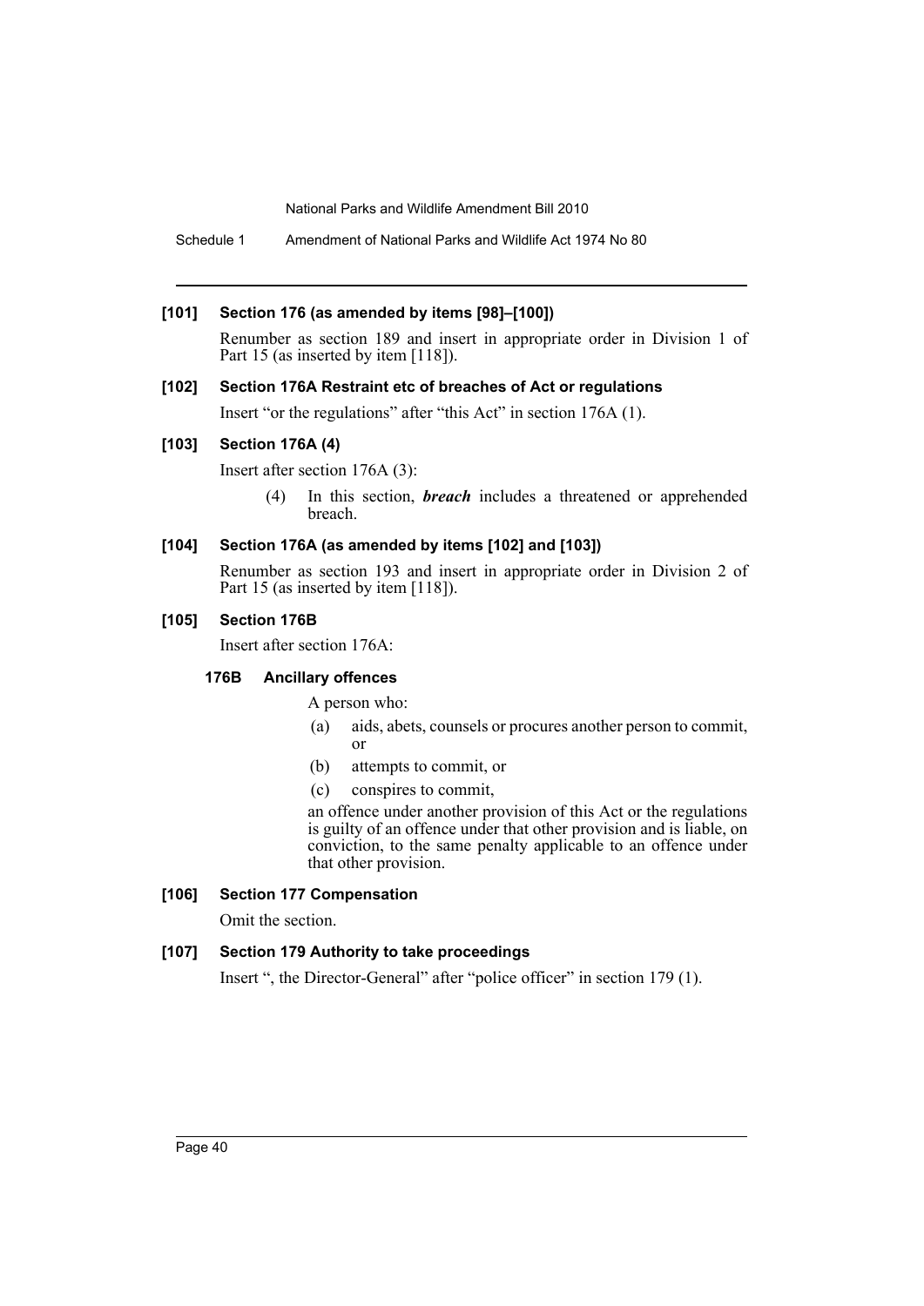#### [101] Section 176 (as amended by items [98]–[100])

Renumber as section 189 and insert in appropriate order in Division 1 of Part 15 (as inserted by item [118]).

#### [102] Section 176A Restraint etc of breaches of Act or regulations

Insert "or the regulations" after "this Act" in section 176A (1).

#### [103] Section 176A (4)

Insert after section 176A (3):

(4) In this section, ***breach*** includes a threatened or apprehended breach.

#### [104] Section 176A (as amended by items [102] and [103])

Renumber as section 193 and insert in appropriate order in Division 2 of Part 15 (as inserted by item [118]).

#### [105] Section 176B

Insert after section 176A:

**176B Ancillary offences**

A person who:

(a) aids, abets, counsels or procures another person to commit, or

(b) attempts to commit, or

(c) conspires to commit,

an offence under another provision of this Act or the regulations is guilty of an offence under that other provision and is liable, on conviction, to the same penalty applicable to an offence under that other provision.

#### [106] Section 177 Compensation

Omit the section.

#### [107] Section 179 Authority to take proceedings

Insert ", the Director-General" after "police officer" in section 179 (1).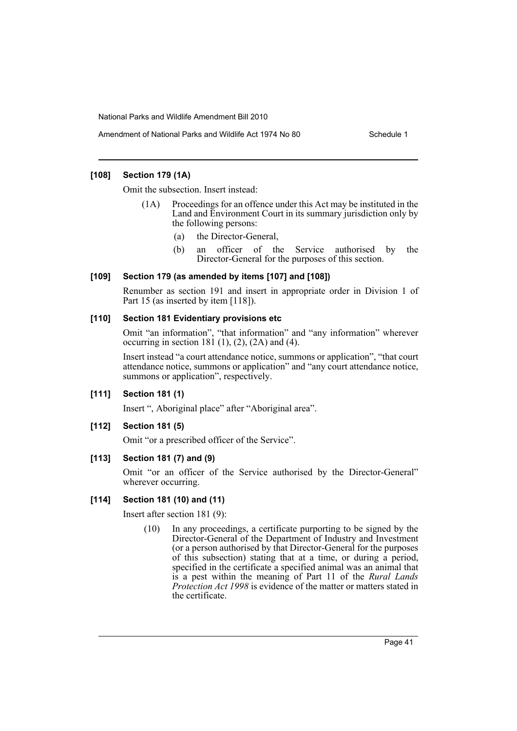**[108] Section 179 (1A)**

Omit the subsection. Insert instead:

(1A) Proceedings for an offence under this Act may be instituted in the Land and Environment Court in its summary jurisdiction only by the following persons:

(a) the Director-General,

(b) an officer of the Service authorised by the Director-General for the purposes of this section.

**[109] Section 179 (as amended by items [107] and [108])**

Renumber as section 191 and insert in appropriate order in Division 1 of Part 15 (as inserted by item [118]).

**[110] Section 181 Evidentiary provisions etc**

Omit "an information", "that information" and "any information" wherever occurring in section 181 (1), (2), (2A) and (4).

Insert instead "a court attendance notice, summons or application", "that court attendance notice, summons or application" and "any court attendance notice, summons or application", respectively.

**[111] Section 181 (1)**

Insert ", Aboriginal place" after "Aboriginal area".

**[112] Section 181 (5)**

Omit "or a prescribed officer of the Service".

**[113] Section 181 (7) and (9)**

Omit "or an officer of the Service authorised by the Director-General" wherever occurring.

**[114] Section 181 (10) and (11)**

Insert after section 181 (9):

(10) In any proceedings, a certificate purporting to be signed by the Director-General of the Department of Industry and Investment (or a person authorised by that Director-General for the purposes of this subsection) stating that at a time, or during a period, specified in the certificate a specified animal was an animal that is a pest within the meaning of Part 11 of the *Rural Lands Protection Act 1998* is evidence of the matter or matters stated in the certificate.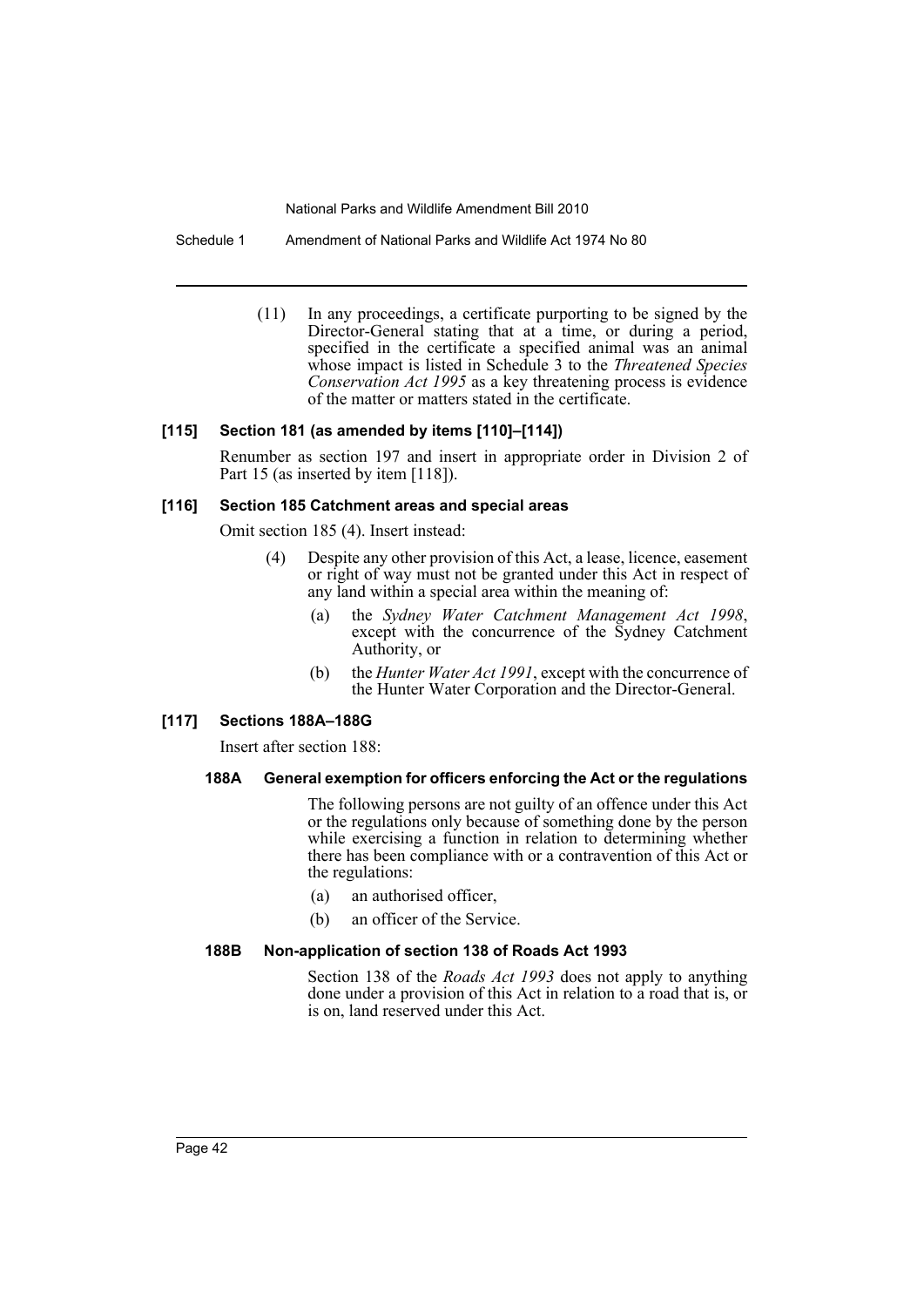(11) In any proceedings, a certificate purporting to be signed by the Director-General stating that at a time, or during a period, specified in the certificate a specified animal was an animal whose impact is listed in Schedule 3 to the *Threatened Species Conservation Act 1995* as a key threatening process is evidence of the matter or matters stated in the certificate.

### [115] Section 181 (as amended by items [110]–[114])

Renumber as section 197 and insert in appropriate order in Division 2 of Part 15 (as inserted by item [118]).

### [116] Section 185 Catchment areas and special areas

Omit section 185 (4). Insert instead:

(4) Despite any other provision of this Act, a lease, licence, easement or right of way must not be granted under this Act in respect of any land within a special area within the meaning of:

- (a) the *Sydney Water Catchment Management Act 1998*, except with the concurrence of the Sydney Catchment Authority, or
- (b) the *Hunter Water Act 1991*, except with the concurrence of the Hunter Water Corporation and the Director-General.

### [117] Sections 188A–188G

Insert after section 188:

#### 188A General exemption for officers enforcing the Act or the regulations

The following persons are not guilty of an offence under this Act or the regulations only because of something done by the person while exercising a function in relation to determining whether there has been compliance with or a contravention of this Act or the regulations:

- (a) an authorised officer,
- (b) an officer of the Service.

#### 188B Non-application of section 138 of Roads Act 1993

Section 138 of the *Roads Act 1993* does not apply to anything done under a provision of this Act in relation to a road that is, or is on, land reserved under this Act.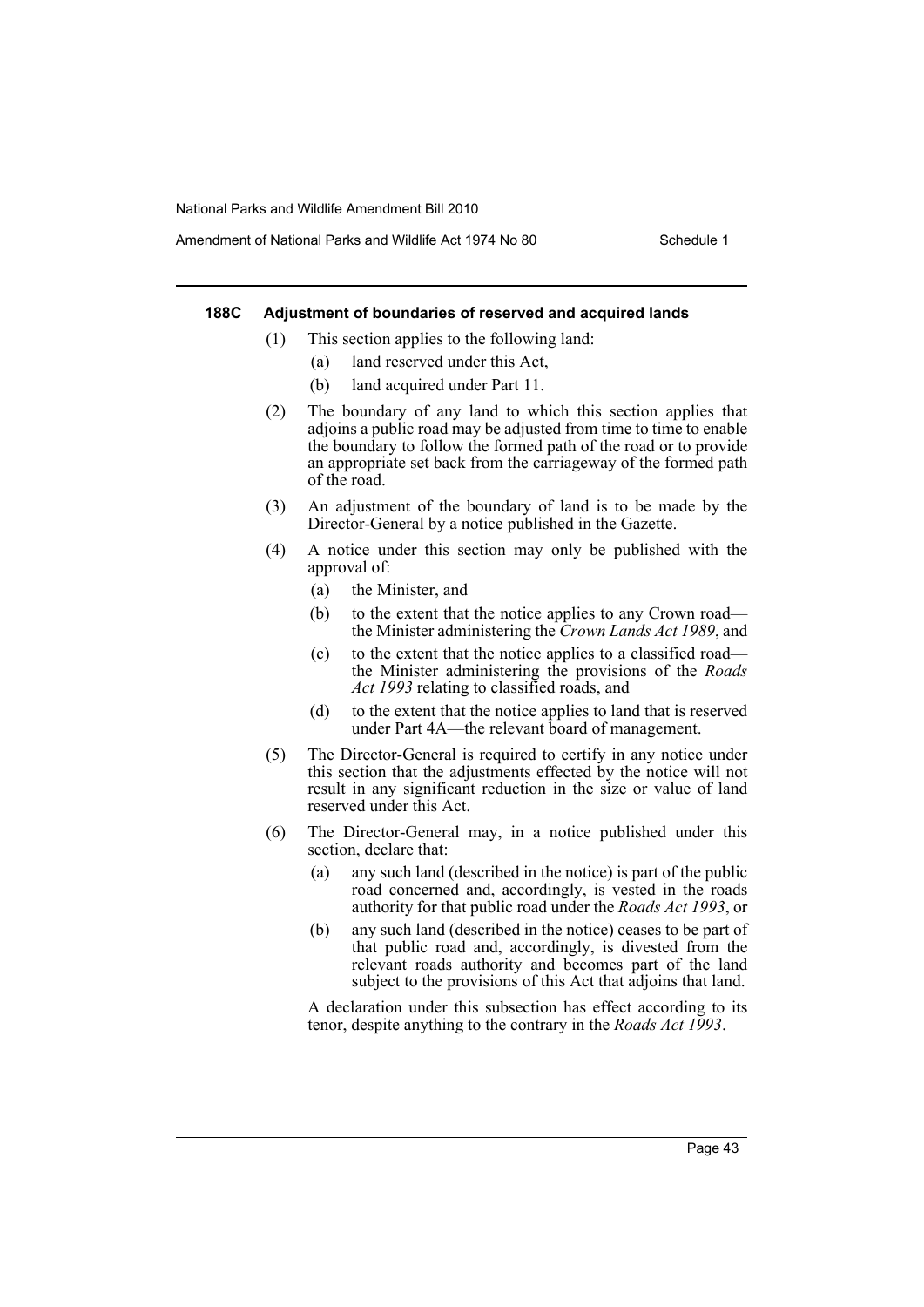#### 188C Adjustment of boundaries of reserved and acquired lands

(1) This section applies to the following land:

- (a) land reserved under this Act,
- (b) land acquired under Part 11.

(2) The boundary of any land to which this section applies that adjoins a public road may be adjusted from time to time to enable the boundary to follow the formed path of the road or to provide an appropriate set back from the carriageway of the formed path of the road.

(3) An adjustment of the boundary of land is to be made by the Director-General by a notice published in the Gazette.

(4) A notice under this section may only be published with the approval of:

- (a) the Minister, and
- (b) to the extent that the notice applies to any Crown road—the Minister administering the *Crown Lands Act 1989*, and
- (c) to the extent that the notice applies to a classified road—the Minister administering the provisions of the *Roads Act 1993* relating to classified roads, and
- (d) to the extent that the notice applies to land that is reserved under Part 4A—the relevant board of management.

(5) The Director-General is required to certify in any notice under this section that the adjustments effected by the notice will not result in any significant reduction in the size or value of land reserved under this Act.

(6) The Director-General may, in a notice published under this section, declare that:

- (a) any such land (described in the notice) is part of the public road concerned and, accordingly, is vested in the roads authority for that public road under the *Roads Act 1993*, or
- (b) any such land (described in the notice) ceases to be part of that public road and, accordingly, is divested from the relevant roads authority and becomes part of the land subject to the provisions of this Act that adjoins that land.

A declaration under this subsection has effect according to its tenor, despite anything to the contrary in the *Roads Act 1993*.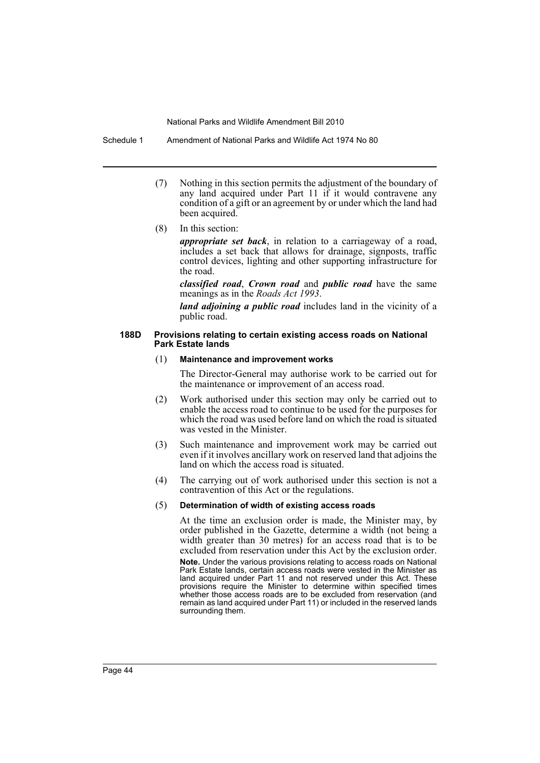(7) Nothing in this section permits the adjustment of the boundary of any land acquired under Part 11 if it would contravene any condition of a gift or an agreement by or under which the land had been acquired.

(8) In this section:

***appropriate set back***, in relation to a carriageway of a road, includes a set back that allows for drainage, signposts, traffic control devices, lighting and other supporting infrastructure for the road.

***classified road***, ***Crown road*** and ***public road*** have the same meanings as in the *Roads Act 1993*.

***land adjoining a public road*** includes land in the vicinity of a public road.

#### 188D Provisions relating to certain existing access roads on National Park Estate lands

(1) **Maintenance and improvement works**

The Director-General may authorise work to be carried out for the maintenance or improvement of an access road.

(2) Work authorised under this section may only be carried out to enable the access road to continue to be used for the purposes for which the road was used before land on which the road is situated was vested in the Minister.

(3) Such maintenance and improvement work may be carried out even if it involves ancillary work on reserved land that adjoins the land on which the access road is situated.

(4) The carrying out of work authorised under this section is not a contravention of this Act or the regulations.

(5) **Determination of width of existing access roads**

At the time an exclusion order is made, the Minister may, by order published in the Gazette, determine a width (not being a width greater than 30 metres) for an access road that is to be excluded from reservation under this Act by the exclusion order.

**Note.** Under the various provisions relating to access roads on National Park Estate lands, certain access roads were vested in the Minister as land acquired under Part 11 and not reserved under this Act. These provisions require the Minister to determine within specified times whether those access roads are to be excluded from reservation (and remain as land acquired under Part 11) or included in the reserved lands surrounding them.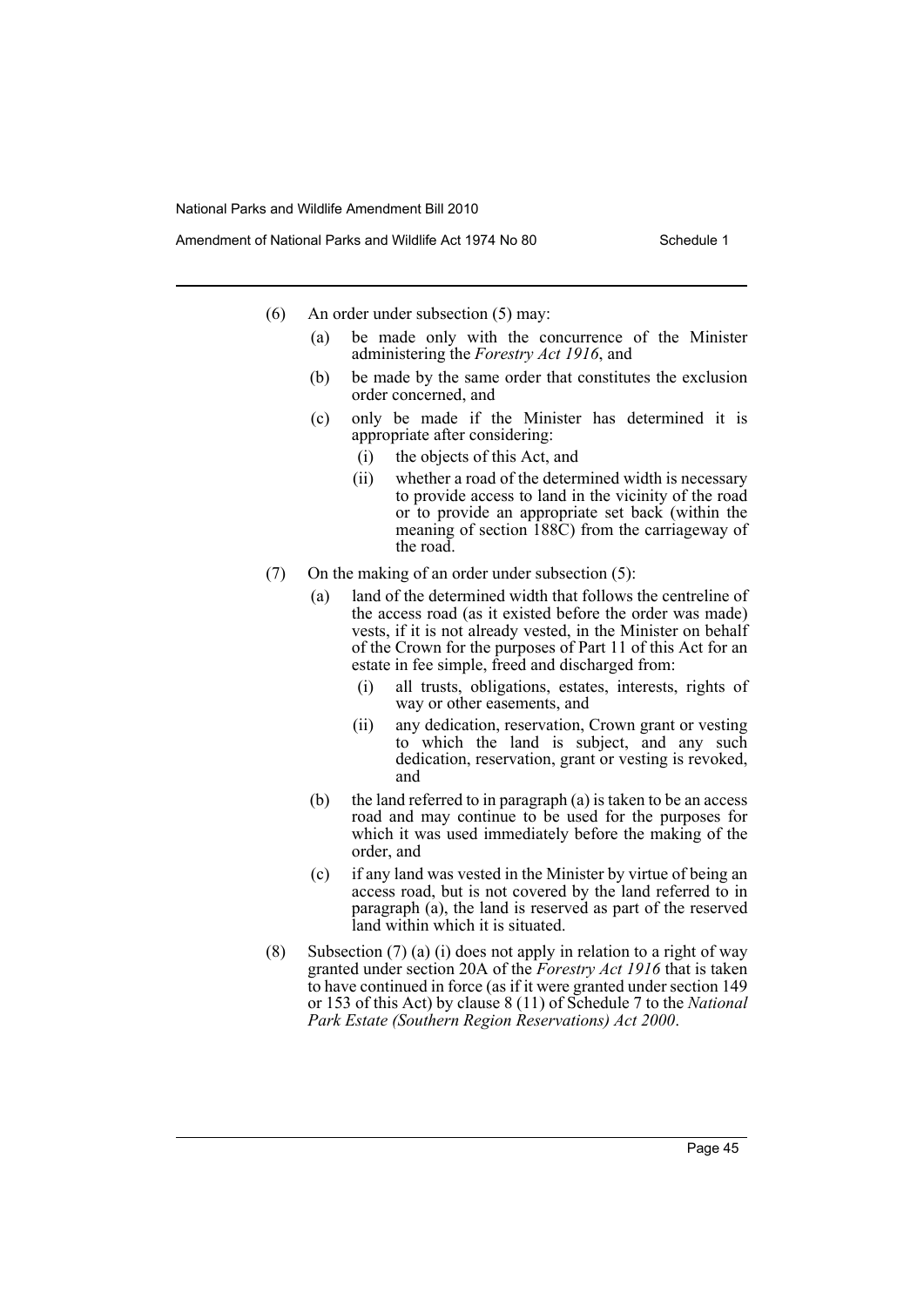(6) An order under subsection (5) may:

  (a) be made only with the concurrence of the Minister administering the *Forestry Act 1916*, and

  (b) be made by the same order that constitutes the exclusion order concerned, and

  (c) only be made if the Minister has determined it is appropriate after considering:

    (i) the objects of this Act, and

    (ii) whether a road of the determined width is necessary to provide access to land in the vicinity of the road or to provide an appropriate set back (within the meaning of section 188C) from the carriageway of the road.

(7) On the making of an order under subsection (5):

  (a) land of the determined width that follows the centreline of the access road (as it existed before the order was made) vests, if it is not already vested, in the Minister on behalf of the Crown for the purposes of Part 11 of this Act for an estate in fee simple, freed and discharged from:

    (i) all trusts, obligations, estates, interests, rights of way or other easements, and

    (ii) any dedication, reservation, Crown grant or vesting to which the land is subject, and any such dedication, reservation, grant or vesting is revoked, and

  (b) the land referred to in paragraph (a) is taken to be an access road and may continue to be used for the purposes for which it was used immediately before the making of the order, and

  (c) if any land was vested in the Minister by virtue of being an access road, but is not covered by the land referred to in paragraph (a), the land is reserved as part of the reserved land within which it is situated.

(8) Subsection (7) (a) (i) does not apply in relation to a right of way granted under section 20A of the *Forestry Act 1916* that is taken to have continued in force (as if it were granted under section 149 or 153 of this Act) by clause 8 (11) of Schedule 7 to the *National Park Estate (Southern Region Reservations) Act 2000*.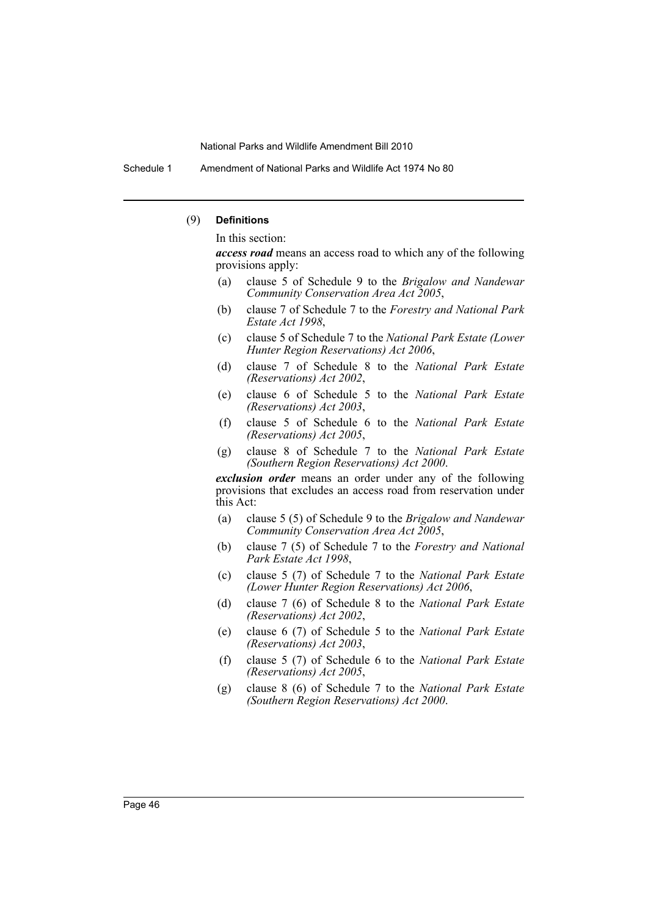(9) **Definitions**

In this section:

***access road*** means an access road to which any of the following provisions apply:

- (a) clause 5 of Schedule 9 to the *Brigalow and Nandewar Community Conservation Area Act 2005*,
- (b) clause 7 of Schedule 7 to the *Forestry and National Park Estate Act 1998*,
- (c) clause 5 of Schedule 7 to the *National Park Estate (Lower Hunter Region Reservations) Act 2006*,
- (d) clause 7 of Schedule 8 to the *National Park Estate (Reservations) Act 2002*,
- (e) clause 6 of Schedule 5 to the *National Park Estate (Reservations) Act 2003*,
- (f) clause 5 of Schedule 6 to the *National Park Estate (Reservations) Act 2005*,
- (g) clause 8 of Schedule 7 to the *National Park Estate (Southern Region Reservations) Act 2000*.

***exclusion order*** means an order under any of the following provisions that excludes an access road from reservation under this Act:

- (a) clause 5 (5) of Schedule 9 to the *Brigalow and Nandewar Community Conservation Area Act 2005*,
- (b) clause 7 (5) of Schedule 7 to the *Forestry and National Park Estate Act 1998*,
- (c) clause 5 (7) of Schedule 7 to the *National Park Estate (Lower Hunter Region Reservations) Act 2006*,
- (d) clause 7 (6) of Schedule 8 to the *National Park Estate (Reservations) Act 2002*,
- (e) clause 6 (7) of Schedule 5 to the *National Park Estate (Reservations) Act 2003*,
- (f) clause 5 (7) of Schedule 6 to the *National Park Estate (Reservations) Act 2005*,
- (g) clause 8 (6) of Schedule 7 to the *National Park Estate (Southern Region Reservations) Act 2000*.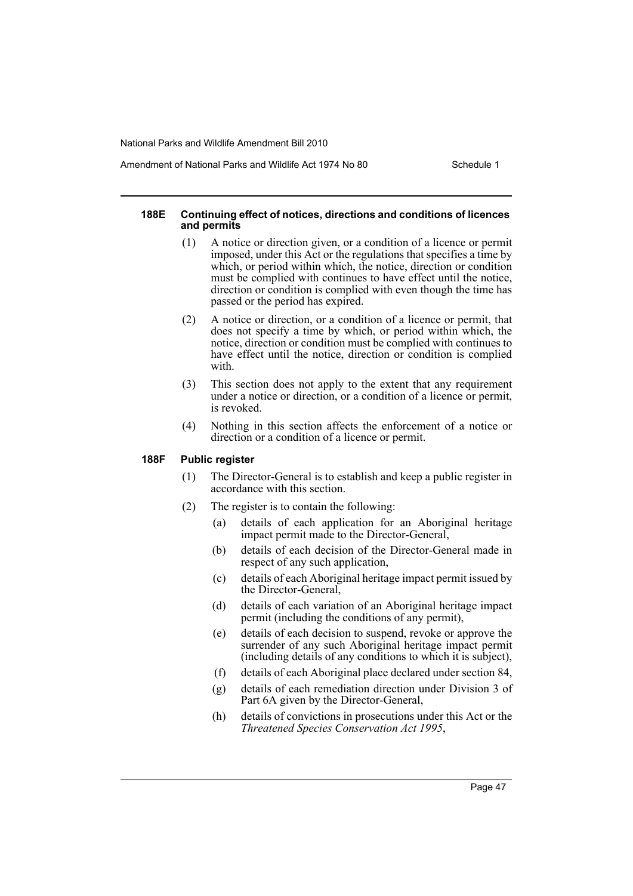#### 188E Continuing effect of notices, directions and conditions of licences and permits

(1) A notice or direction given, or a condition of a licence or permit imposed, under this Act or the regulations that specifies a time by which, or period within which, the notice, direction or condition must be complied with continues to have effect until the notice, direction or condition is complied with even though the time has passed or the period has expired.

(2) A notice or direction, or a condition of a licence or permit, that does not specify a time by which, or period within which, the notice, direction or condition must be complied with continues to have effect until the notice, direction or condition is complied with.

(3) This section does not apply to the extent that any requirement under a notice or direction, or a condition of a licence or permit, is revoked.

(4) Nothing in this section affects the enforcement of a notice or direction or a condition of a licence or permit.

#### 188F Public register

(1) The Director-General is to establish and keep a public register in accordance with this section.

(2) The register is to contain the following:

- (a) details of each application for an Aboriginal heritage impact permit made to the Director-General,
- (b) details of each decision of the Director-General made in respect of any such application,
- (c) details of each Aboriginal heritage impact permit issued by the Director-General,
- (d) details of each variation of an Aboriginal heritage impact permit (including the conditions of any permit),
- (e) details of each decision to suspend, revoke or approve the surrender of any such Aboriginal heritage impact permit (including details of any conditions to which it is subject),
- (f) details of each Aboriginal place declared under section 84,
- (g) details of each remediation direction under Division 3 of Part 6A given by the Director-General,
- (h) details of convictions in prosecutions under this Act or the *Threatened Species Conservation Act 1995*,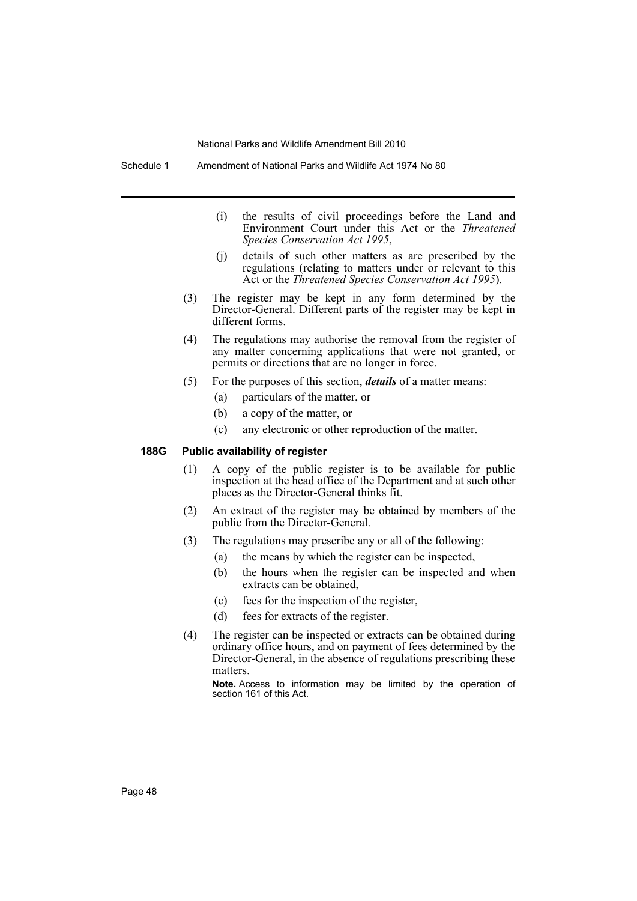(i) the results of civil proceedings before the Land and Environment Court under this Act or the *Threatened Species Conservation Act 1995*,

(j) details of such other matters as are prescribed by the regulations (relating to matters under or relevant to this Act or the *Threatened Species Conservation Act 1995*).

(3) The register may be kept in any form determined by the Director-General. Different parts of the register may be kept in different forms.

(4) The regulations may authorise the removal from the register of any matter concerning applications that were not granted, or permits or directions that are no longer in force.

(5) For the purposes of this section, ***details*** of a matter means:

(a) particulars of the matter, or

(b) a copy of the matter, or

(c) any electronic or other reproduction of the matter.

**188G Public availability of register**

(1) A copy of the public register is to be available for public inspection at the head office of the Department and at such other places as the Director-General thinks fit.

(2) An extract of the register may be obtained by members of the public from the Director-General.

(3) The regulations may prescribe any or all of the following:

(a) the means by which the register can be inspected,

(b) the hours when the register can be inspected and when extracts can be obtained,

(c) fees for the inspection of the register,

(d) fees for extracts of the register.

(4) The register can be inspected or extracts can be obtained during ordinary office hours, and on payment of fees determined by the Director-General, in the absence of regulations prescribing these matters.

**Note.** Access to information may be limited by the operation of section 161 of this Act.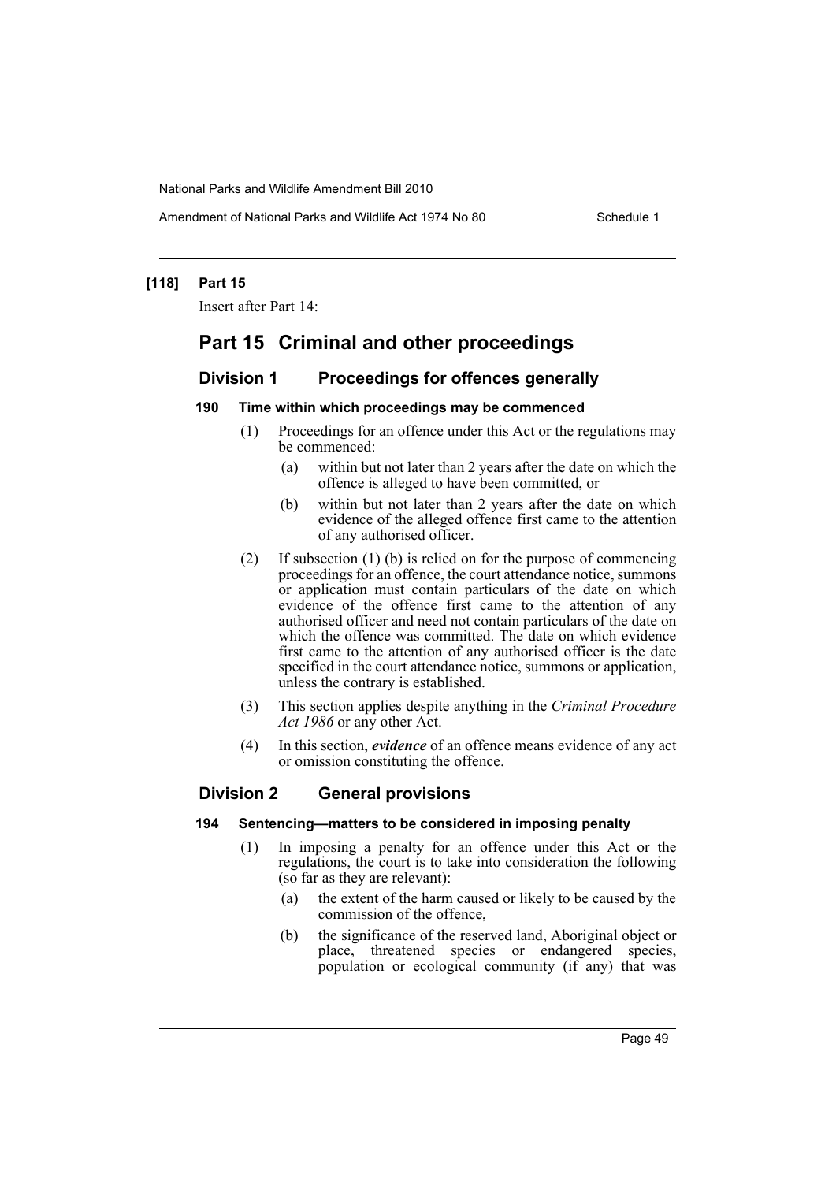**[118] Part 15**

Insert after Part 14:

# Part 15 Criminal and other proceedings

## Division 1 Proceedings for offences generally

### 190 Time within which proceedings may be commenced

(1) Proceedings for an offence under this Act or the regulations may be commenced:

- (a) within but not later than 2 years after the date on which the offence is alleged to have been committed, or
- (b) within but not later than 2 years after the date on which evidence of the alleged offence first came to the attention of any authorised officer.

(2) If subsection (1) (b) is relied on for the purpose of commencing proceedings for an offence, the court attendance notice, summons or application must contain particulars of the date on which evidence of the offence first came to the attention of any authorised officer and need not contain particulars of the date on which the offence was committed. The date on which evidence first came to the attention of any authorised officer is the date specified in the court attendance notice, summons or application, unless the contrary is established.

(3) This section applies despite anything in the *Criminal Procedure Act 1986* or any other Act.

(4) In this section, ***evidence*** of an offence means evidence of any act or omission constituting the offence.

## Division 2 General provisions

### 194 Sentencing—matters to be considered in imposing penalty

(1) In imposing a penalty for an offence under this Act or the regulations, the court is to take into consideration the following (so far as they are relevant):

- (a) the extent of the harm caused or likely to be caused by the commission of the offence,
- (b) the significance of the reserved land, Aboriginal object or place, threatened species or endangered species, population or ecological community (if any) that was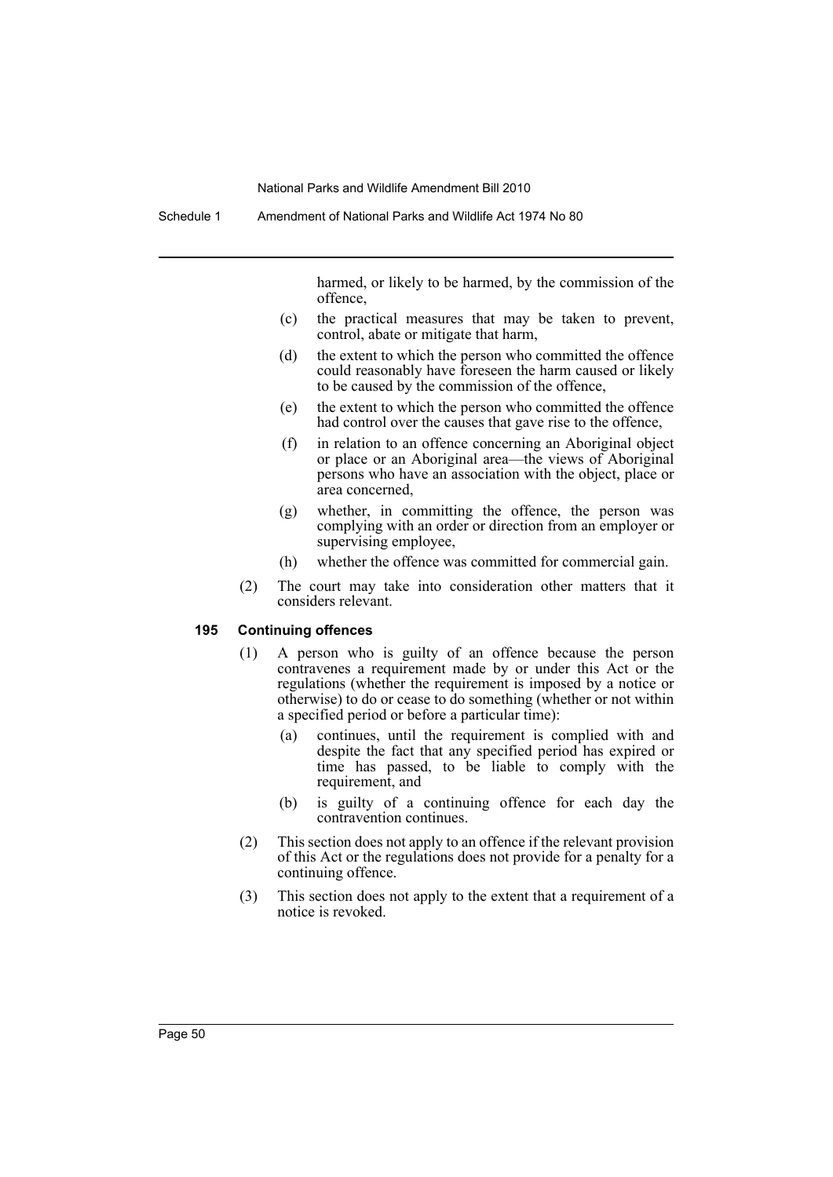harmed, or likely to be harmed, by the commission of the offence,

(c) the practical measures that may be taken to prevent, control, abate or mitigate that harm,

(d) the extent to which the person who committed the offence could reasonably have foreseen the harm caused or likely to be caused by the commission of the offence,

(e) the extent to which the person who committed the offence had control over the causes that gave rise to the offence,

(f) in relation to an offence concerning an Aboriginal object or place or an Aboriginal area—the views of Aboriginal persons who have an association with the object, place or area concerned,

(g) whether, in committing the offence, the person was complying with an order or direction from an employer or supervising employee,

(h) whether the offence was committed for commercial gain.

(2) The court may take into consideration other matters that it considers relevant.

**195 Continuing offences**

(1) A person who is guilty of an offence because the person contravenes a requirement made by or under this Act or the regulations (whether the requirement is imposed by a notice or otherwise) to do or cease to do something (whether or not within a specified period or before a particular time):

(a) continues, until the requirement is complied with and despite the fact that any specified period has expired or time has passed, to be liable to comply with the requirement, and

(b) is guilty of a continuing offence for each day the contravention continues.

(2) This section does not apply to an offence if the relevant provision of this Act or the regulations does not provide for a penalty for a continuing offence.

(3) This section does not apply to the extent that a requirement of a notice is revoked.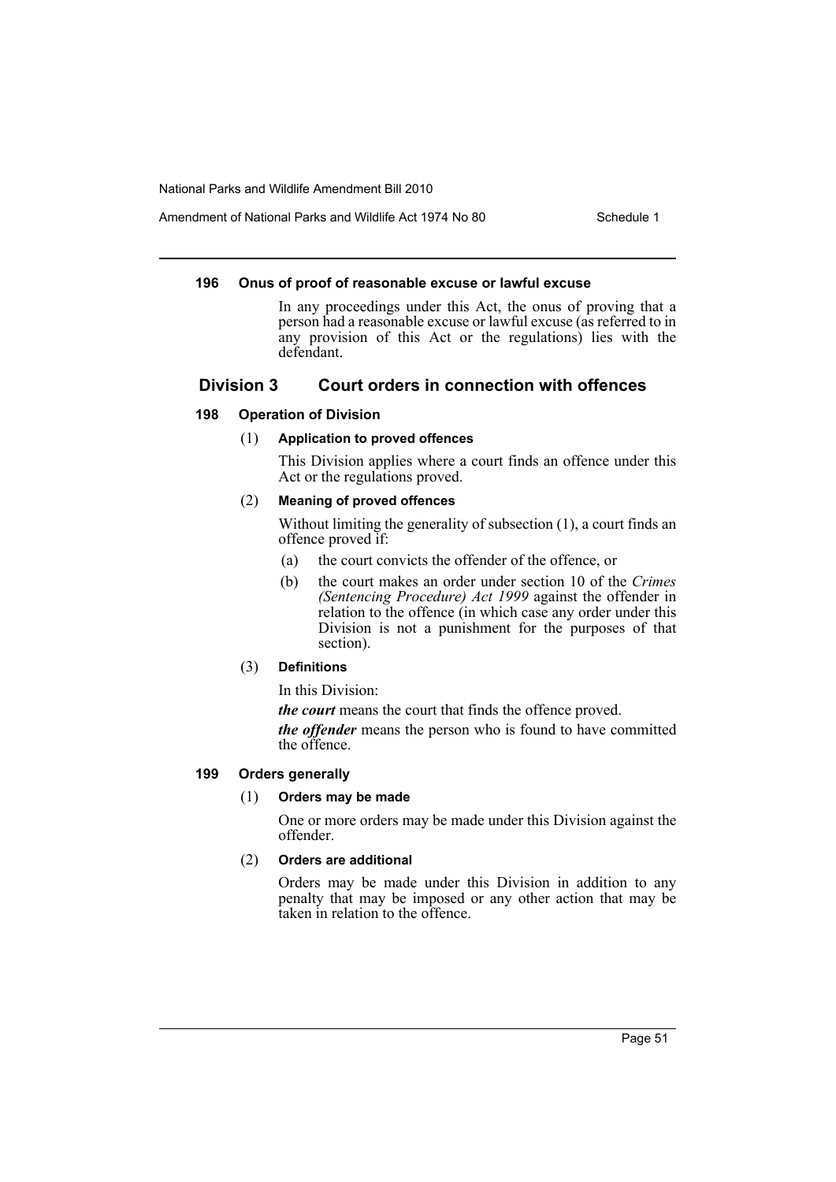#### 196 Onus of proof of reasonable excuse or lawful excuse

In any proceedings under this Act, the onus of proving that a person had a reasonable excuse or lawful excuse (as referred to in any provision of this Act or the regulations) lies with the defendant.

## Division 3 Court orders in connection with offences

#### 198 Operation of Division

(1) **Application to proved offences**

This Division applies where a court finds an offence under this Act or the regulations proved.

(2) **Meaning of proved offences**

Without limiting the generality of subsection (1), a court finds an offence proved if:

- (a) the court convicts the offender of the offence, or
- (b) the court makes an order under section 10 of the *Crimes (Sentencing Procedure) Act 1999* against the offender in relation to the offence (in which case any order under this Division is not a punishment for the purposes of that section).

(3) **Definitions**

In this Division:

***the court*** means the court that finds the offence proved.

***the offender*** means the person who is found to have committed the offence.

#### 199 Orders generally

(1) **Orders may be made**

One or more orders may be made under this Division against the offender.

(2) **Orders are additional**

Orders may be made under this Division in addition to any penalty that may be imposed or any other action that may be taken in relation to the offence.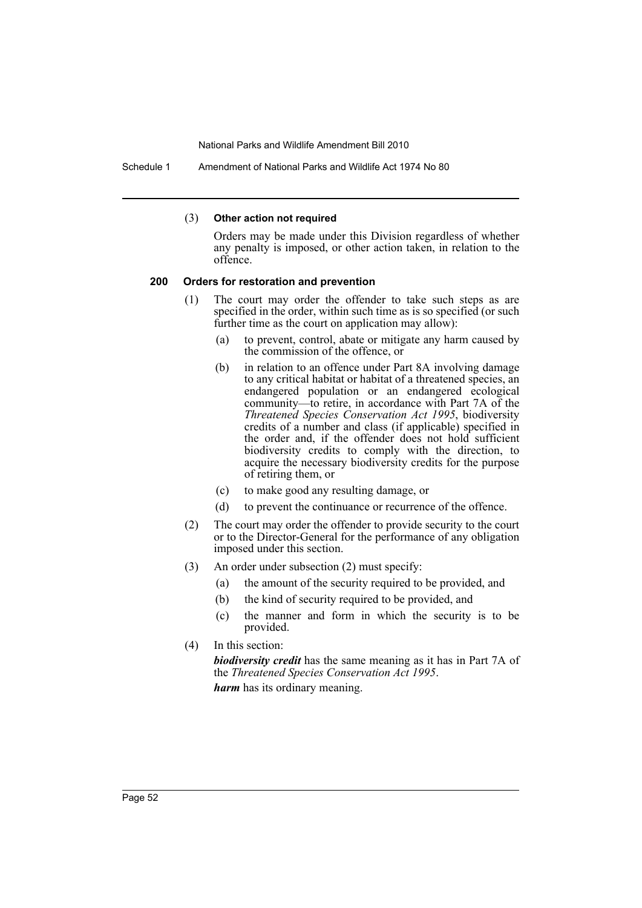(3) **Other action not required**

Orders may be made under this Division regardless of whether any penalty is imposed, or other action taken, in relation to the offence.

**200 Orders for restoration and prevention**

(1) The court may order the offender to take such steps as are specified in the order, within such time as is so specified (or such further time as the court on application may allow):

- (a) to prevent, control, abate or mitigate any harm caused by the commission of the offence, or
- (b) in relation to an offence under Part 8A involving damage to any critical habitat or habitat of a threatened species, an endangered population or an endangered ecological community—to retire, in accordance with Part 7A of the *Threatened Species Conservation Act 1995*, biodiversity credits of a number and class (if applicable) specified in the order and, if the offender does not hold sufficient biodiversity credits to comply with the direction, to acquire the necessary biodiversity credits for the purpose of retiring them, or
- (c) to make good any resulting damage, or
- (d) to prevent the continuance or recurrence of the offence.

(2) The court may order the offender to provide security to the court or to the Director-General for the performance of any obligation imposed under this section.

(3) An order under subsection (2) must specify:

- (a) the amount of the security required to be provided, and
- (b) the kind of security required to be provided, and
- (c) the manner and form in which the security is to be provided.

(4) In this section:

***biodiversity credit*** has the same meaning as it has in Part 7A of the *Threatened Species Conservation Act 1995*.

***harm*** has its ordinary meaning.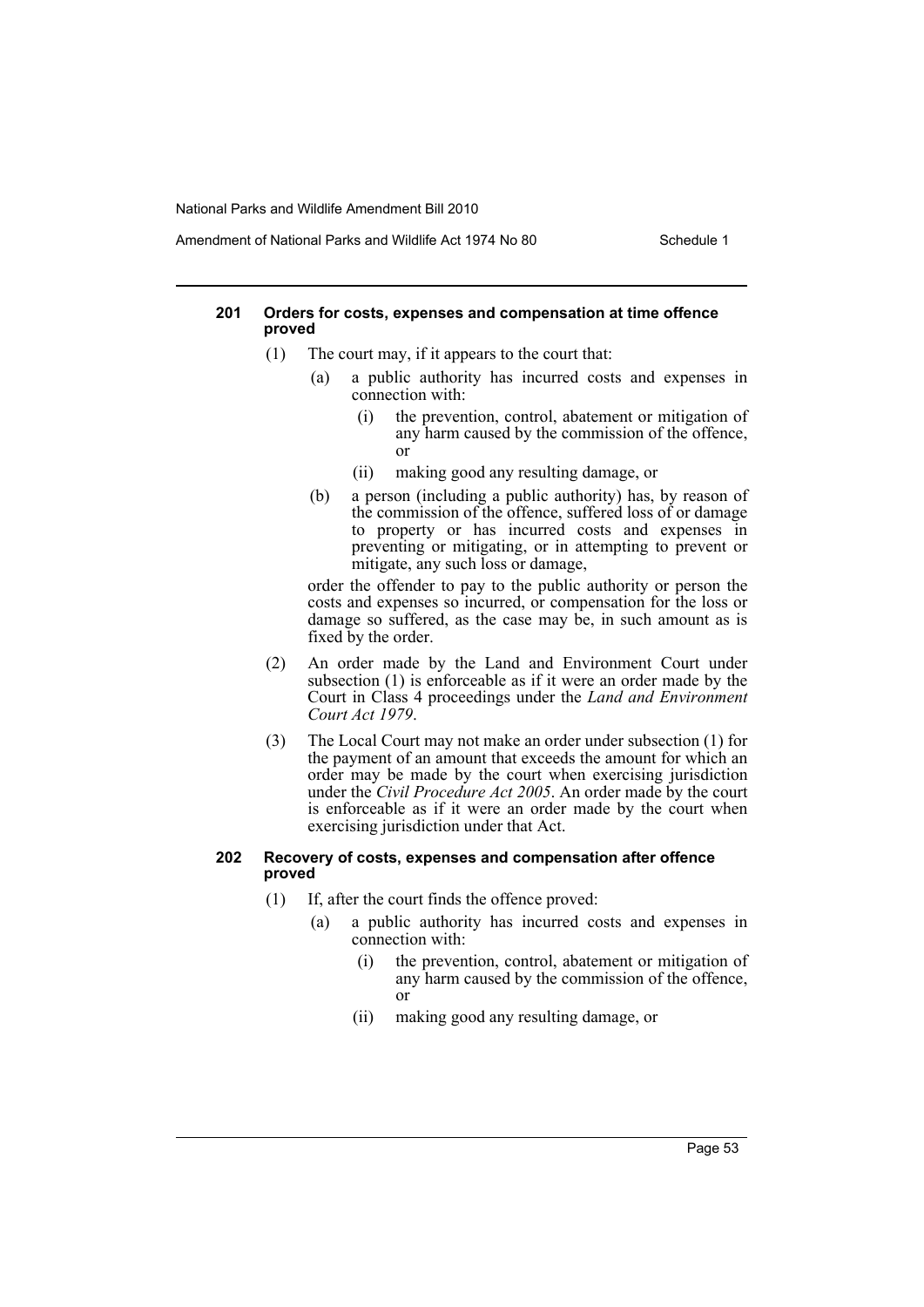#### 201 Orders for costs, expenses and compensation at time offence proved

(1) The court may, if it appears to the court that:

- (a) a public authority has incurred costs and expenses in connection with:
  - (i) the prevention, control, abatement or mitigation of any harm caused by the commission of the offence, or
  - (ii) making good any resulting damage, or
- (b) a person (including a public authority) has, by reason of the commission of the offence, suffered loss of or damage to property or has incurred costs and expenses in preventing or mitigating, or in attempting to prevent or mitigate, any such loss or damage,

order the offender to pay to the public authority or person the costs and expenses so incurred, or compensation for the loss or damage so suffered, as the case may be, in such amount as is fixed by the order.

(2) An order made by the Land and Environment Court under subsection (1) is enforceable as if it were an order made by the Court in Class 4 proceedings under the *Land and Environment Court Act 1979*.

(3) The Local Court may not make an order under subsection (1) for the payment of an amount that exceeds the amount for which an order may be made by the court when exercising jurisdiction under the *Civil Procedure Act 2005*. An order made by the court is enforceable as if it were an order made by the court when exercising jurisdiction under that Act.

#### 202 Recovery of costs, expenses and compensation after offence proved

(1) If, after the court finds the offence proved:

- (a) a public authority has incurred costs and expenses in connection with:
  - (i) the prevention, control, abatement or mitigation of any harm caused by the commission of the offence, or
  - (ii) making good any resulting damage, or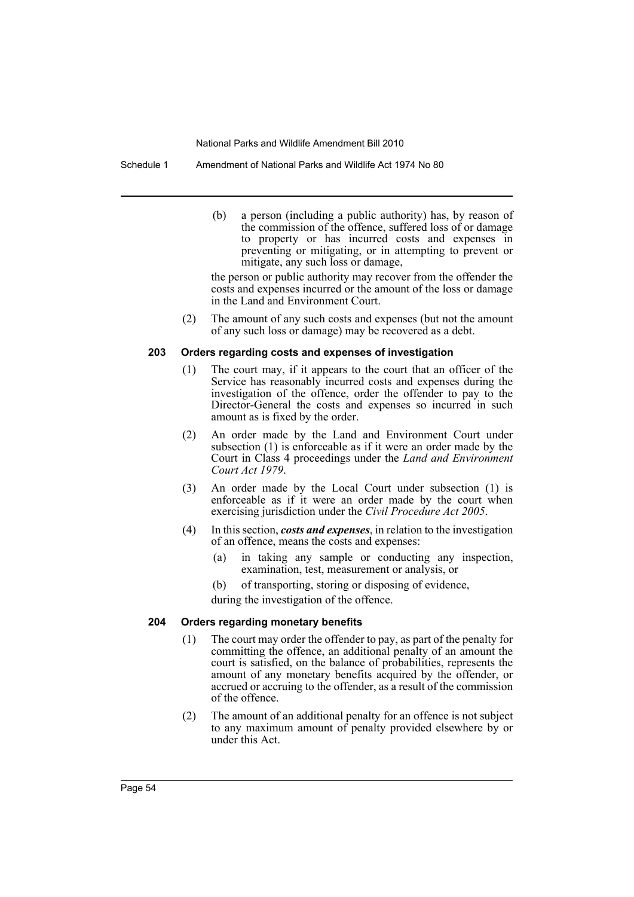(b) a person (including a public authority) has, by reason of the commission of the offence, suffered loss of or damage to property or has incurred costs and expenses in preventing or mitigating, or in attempting to prevent or mitigate, any such loss or damage,

the person or public authority may recover from the offender the costs and expenses incurred or the amount of the loss or damage in the Land and Environment Court.

(2) The amount of any such costs and expenses (but not the amount of any such loss or damage) may be recovered as a debt.

#### 203 Orders regarding costs and expenses of investigation

(1) The court may, if it appears to the court that an officer of the Service has reasonably incurred costs and expenses during the investigation of the offence, order the offender to pay to the Director-General the costs and expenses so incurred in such amount as is fixed by the order.

(2) An order made by the Land and Environment Court under subsection (1) is enforceable as if it were an order made by the Court in Class 4 proceedings under the *Land and Environment Court Act 1979*.

(3) An order made by the Local Court under subsection (1) is enforceable as if it were an order made by the court when exercising jurisdiction under the *Civil Procedure Act 2005*.

(4) In this section, ***costs and expenses***, in relation to the investigation of an offence, means the costs and expenses:

(a) in taking any sample or conducting any inspection, examination, test, measurement or analysis, or

(b) of transporting, storing or disposing of evidence,

during the investigation of the offence.

#### 204 Orders regarding monetary benefits

(1) The court may order the offender to pay, as part of the penalty for committing the offence, an additional penalty of an amount the court is satisfied, on the balance of probabilities, represents the amount of any monetary benefits acquired by the offender, or accrued or accruing to the offender, as a result of the commission of the offence.

(2) The amount of an additional penalty for an offence is not subject to any maximum amount of penalty provided elsewhere by or under this Act.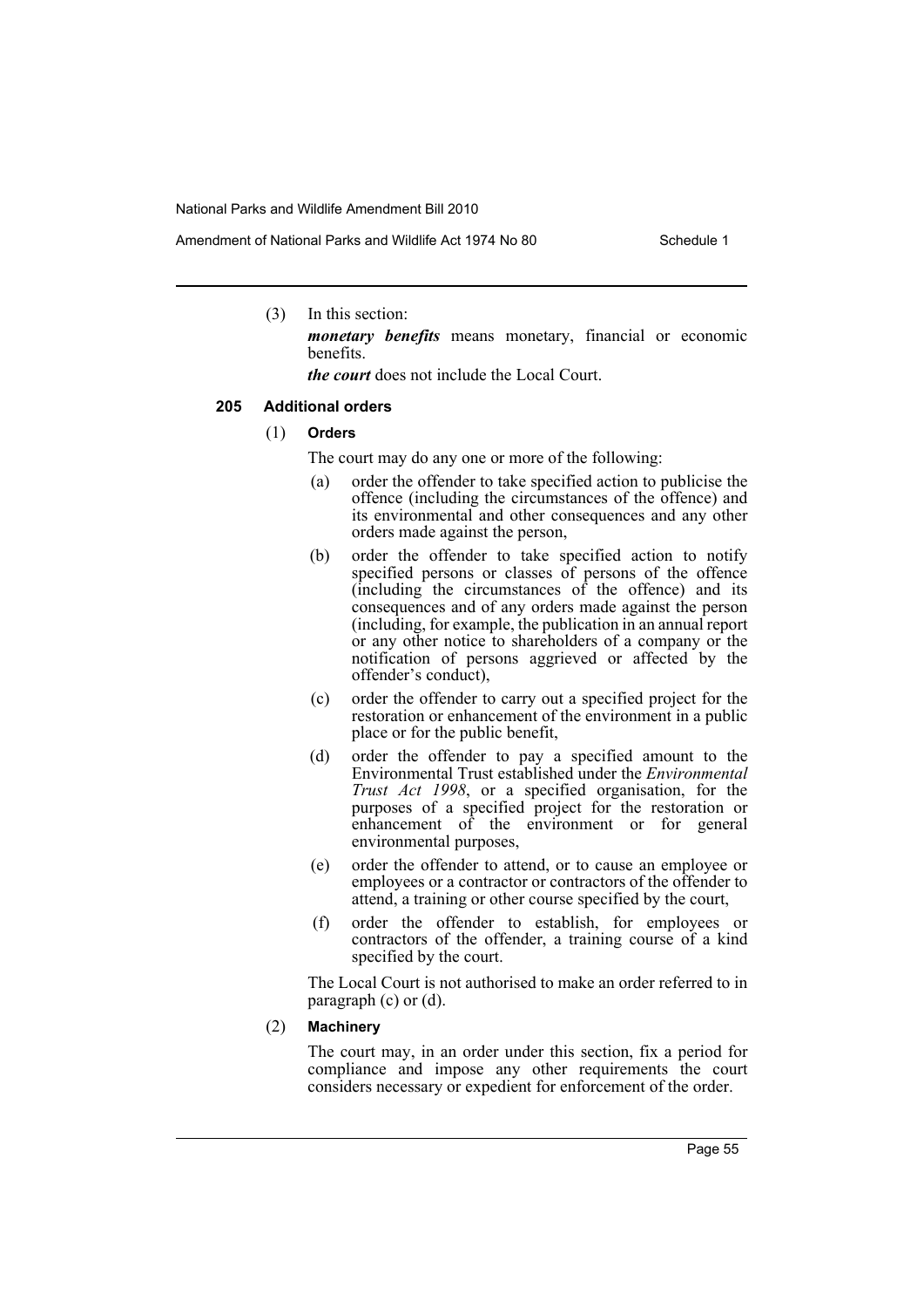(3) In this section:

***monetary benefits*** means monetary, financial or economic benefits.

***the court*** does not include the Local Court.

### 205 Additional orders

(1) **Orders**

The court may do any one or more of the following:

- (a) order the offender to take specified action to publicise the offence (including the circumstances of the offence) and its environmental and other consequences and any other orders made against the person,
- (b) order the offender to take specified action to notify specified persons or classes of persons of the offence (including the circumstances of the offence) and its consequences and of any orders made against the person (including, for example, the publication in an annual report or any other notice to shareholders of a company or the notification of persons aggrieved or affected by the offender's conduct),
- (c) order the offender to carry out a specified project for the restoration or enhancement of the environment in a public place or for the public benefit,
- (d) order the offender to pay a specified amount to the Environmental Trust established under the *Environmental Trust Act 1998*, or a specified organisation, for the purposes of a specified project for the restoration or enhancement of the environment or for general environmental purposes,
- (e) order the offender to attend, or to cause an employee or employees or a contractor or contractors of the offender to attend, a training or other course specified by the court,
- (f) order the offender to establish, for employees or contractors of the offender, a training course of a kind specified by the court.

The Local Court is not authorised to make an order referred to in paragraph (c) or (d).

(2) **Machinery**

The court may, in an order under this section, fix a period for compliance and impose any other requirements the court considers necessary or expedient for enforcement of the order.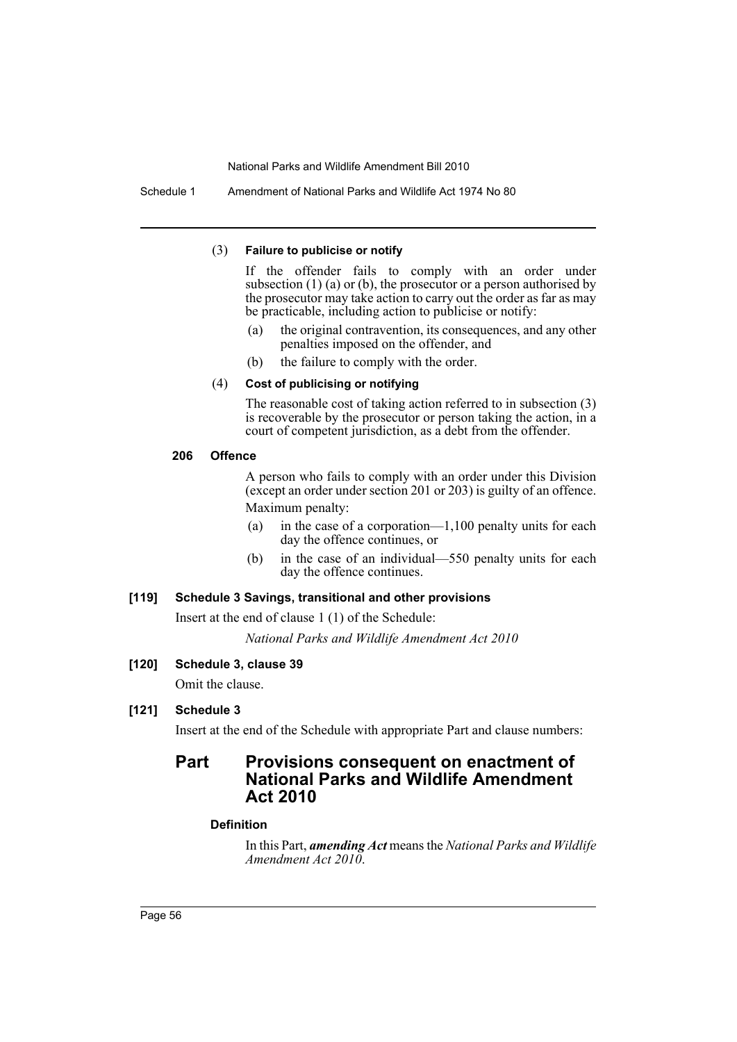(3) **Failure to publicise or notify**

If the offender fails to comply with an order under subsection (1) (a) or (b), the prosecutor or a person authorised by the prosecutor may take action to carry out the order as far as may be practicable, including action to publicise or notify:

(a) the original contravention, its consequences, and any other penalties imposed on the offender, and

(b) the failure to comply with the order.

(4) **Cost of publicising or notifying**

The reasonable cost of taking action referred to in subsection (3) is recoverable by the prosecutor or person taking the action, in a court of competent jurisdiction, as a debt from the offender.

**206 Offence**

A person who fails to comply with an order under this Division (except an order under section 201 or 203) is guilty of an offence.

Maximum penalty:

(a) in the case of a corporation—1,100 penalty units for each day the offence continues, or

(b) in the case of an individual—550 penalty units for each day the offence continues.

**[119] Schedule 3 Savings, transitional and other provisions**

Insert at the end of clause 1 (1) of the Schedule:

*National Parks and Wildlife Amendment Act 2010*

**[120] Schedule 3, clause 39**

Omit the clause.

**[121] Schedule 3**

Insert at the end of the Schedule with appropriate Part and clause numbers:

## Part Provisions consequent on enactment of National Parks and Wildlife Amendment Act 2010

**Definition**

In this Part, ***amending Act*** means the *National Parks and Wildlife Amendment Act 2010*.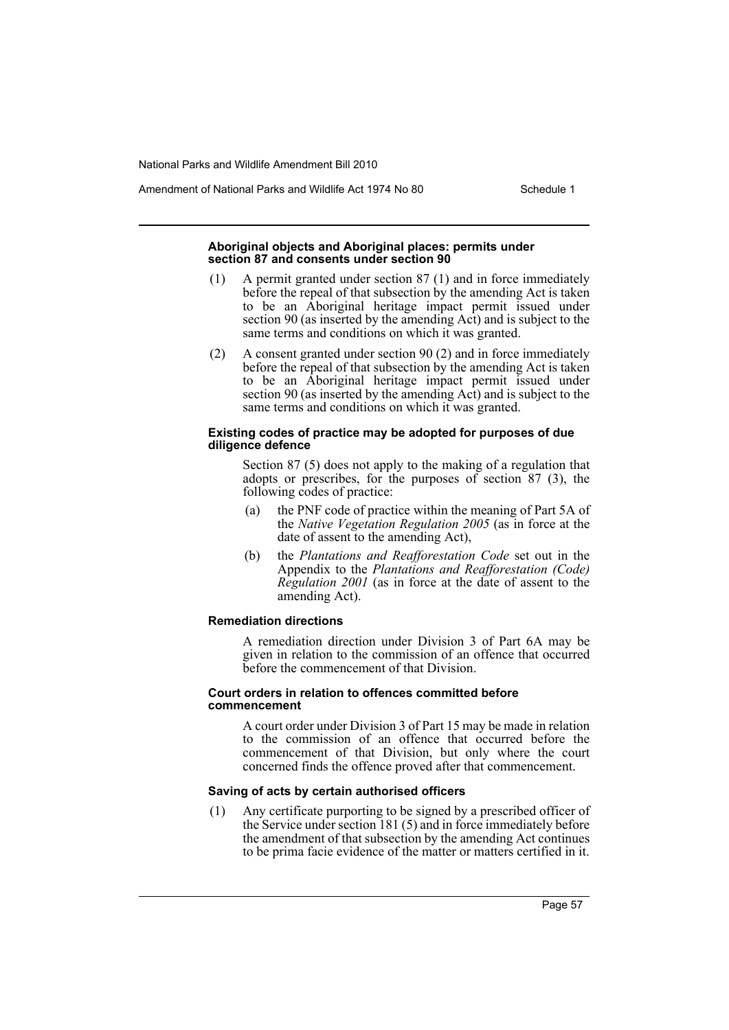#### Aboriginal objects and Aboriginal places: permits under section 87 and consents under section 90

(1) A permit granted under section 87 (1) and in force immediately before the repeal of that subsection by the amending Act is taken to be an Aboriginal heritage impact permit issued under section 90 (as inserted by the amending Act) and is subject to the same terms and conditions on which it was granted.

(2) A consent granted under section 90 (2) and in force immediately before the repeal of that subsection by the amending Act is taken to be an Aboriginal heritage impact permit issued under section 90 (as inserted by the amending Act) and is subject to the same terms and conditions on which it was granted.

#### Existing codes of practice may be adopted for purposes of due diligence defence

Section 87 (5) does not apply to the making of a regulation that adopts or prescribes, for the purposes of section 87 (3), the following codes of practice:

(a) the PNF code of practice within the meaning of Part 5A of the *Native Vegetation Regulation 2005* (as in force at the date of assent to the amending Act),

(b) the *Plantations and Reafforestation Code* set out in the Appendix to the *Plantations and Reafforestation (Code) Regulation 2001* (as in force at the date of assent to the amending Act).

#### Remediation directions

A remediation direction under Division 3 of Part 6A may be given in relation to the commission of an offence that occurred before the commencement of that Division.

#### Court orders in relation to offences committed before commencement

A court order under Division 3 of Part 15 may be made in relation to the commission of an offence that occurred before the commencement of that Division, but only where the court concerned finds the offence proved after that commencement.

#### Saving of acts by certain authorised officers

(1) Any certificate purporting to be signed by a prescribed officer of the Service under section 181 (5) and in force immediately before the amendment of that subsection by the amending Act continues to be prima facie evidence of the matter or matters certified in it.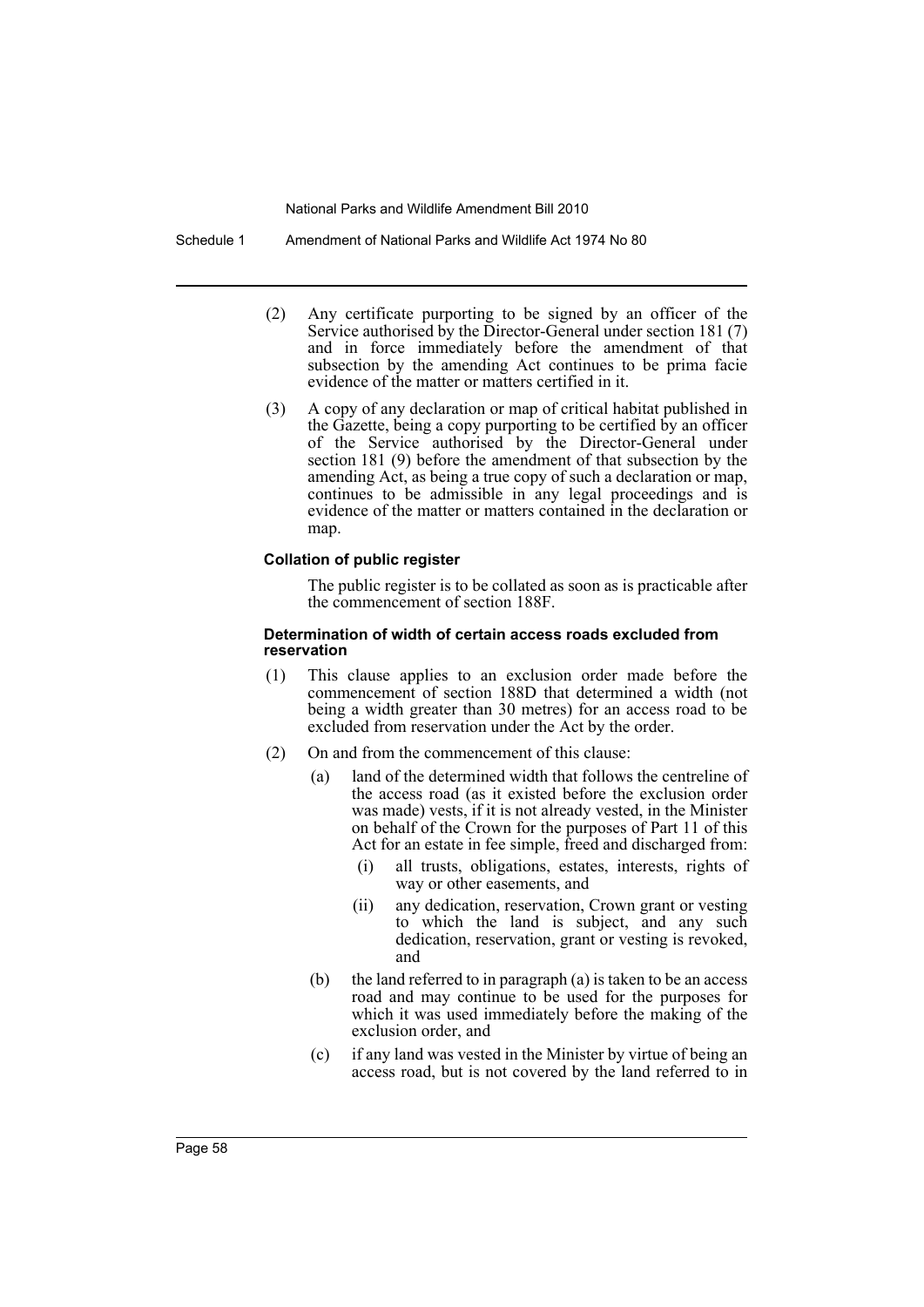(2) Any certificate purporting to be signed by an officer of the Service authorised by the Director-General under section 181 (7) and in force immediately before the amendment of that subsection by the amending Act continues to be prima facie evidence of the matter or matters certified in it.

(3) A copy of any declaration or map of critical habitat published in the Gazette, being a copy purporting to be certified by an officer of the Service authorised by the Director-General under section 181 (9) before the amendment of that subsection by the amending Act, as being a true copy of such a declaration or map, continues to be admissible in any legal proceedings and is evidence of the matter or matters contained in the declaration or map.

#### Collation of public register

The public register is to be collated as soon as is practicable after the commencement of section 188F.

#### Determination of width of certain access roads excluded from reservation

(1) This clause applies to an exclusion order made before the commencement of section 188D that determined a width (not being a width greater than 30 metres) for an access road to be excluded from reservation under the Act by the order.

(2) On and from the commencement of this clause:

- (a) land of the determined width that follows the centreline of the access road (as it existed before the exclusion order was made) vests, if it is not already vested, in the Minister on behalf of the Crown for the purposes of Part 11 of this Act for an estate in fee simple, freed and discharged from:
  - (i) all trusts, obligations, estates, interests, rights of way or other easements, and
  - (ii) any dedication, reservation, Crown grant or vesting to which the land is subject, and any such dedication, reservation, grant or vesting is revoked, and
- (b) the land referred to in paragraph (a) is taken to be an access road and may continue to be used for the purposes for which it was used immediately before the making of the exclusion order, and
- (c) if any land was vested in the Minister by virtue of being an access road, but is not covered by the land referred to in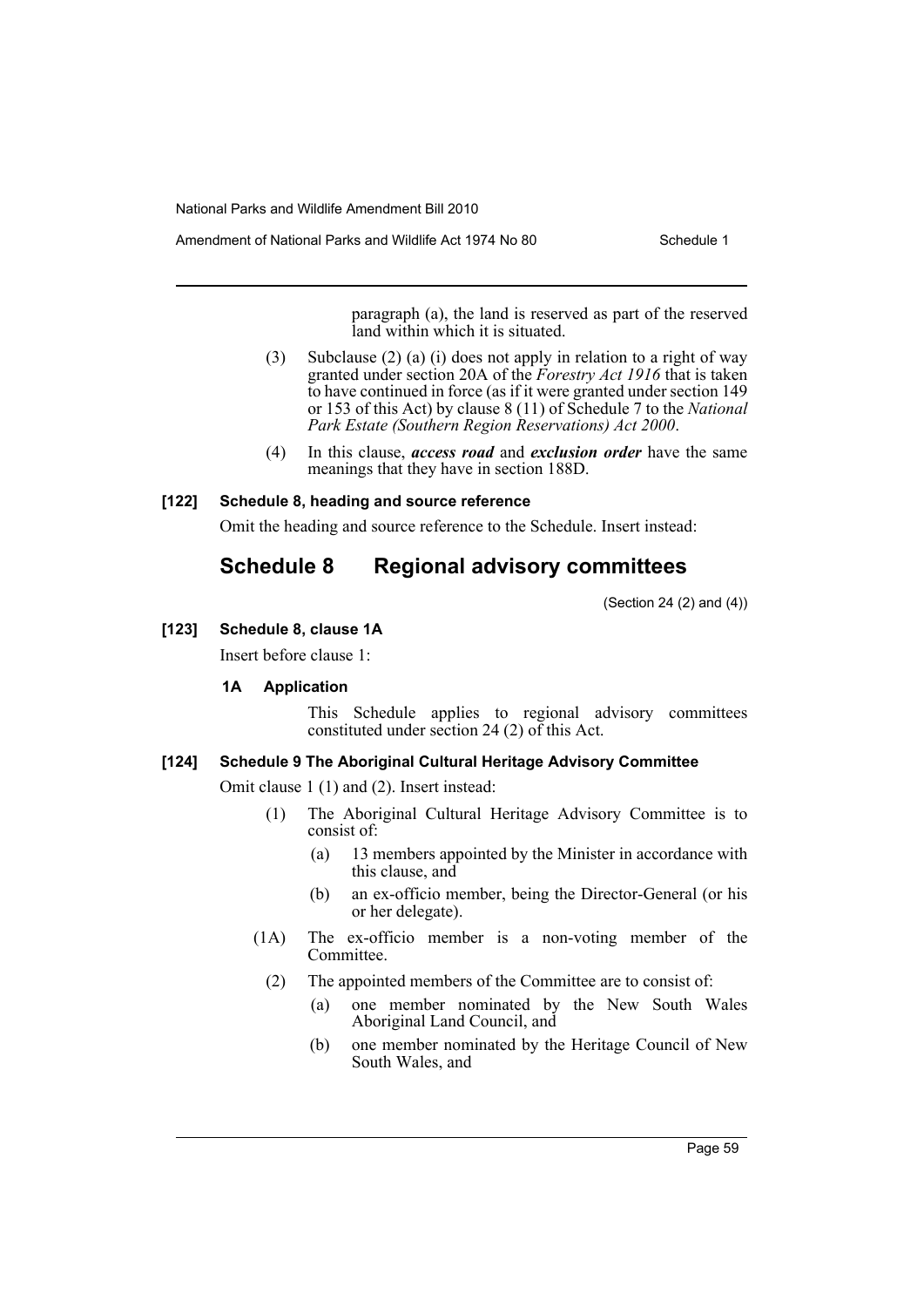paragraph (a), the land is reserved as part of the reserved land within which it is situated.

(3) Subclause (2) (a) (i) does not apply in relation to a right of way granted under section 20A of the *Forestry Act 1916* that is taken to have continued in force (as if it were granted under section 149 or 153 of this Act) by clause 8 (11) of Schedule 7 to the *National Park Estate (Southern Region Reservations) Act 2000*.

(4) In this clause, ***access road*** and ***exclusion order*** have the same meanings that they have in section 188D.

#### [122] Schedule 8, heading and source reference

Omit the heading and source reference to the Schedule. Insert instead:

## Schedule 8 Regional advisory committees

(Section 24 (2) and (4))

#### [123] Schedule 8, clause 1A

Insert before clause 1:

**1A Application**

This Schedule applies to regional advisory committees constituted under section 24 (2) of this Act.

#### [124] Schedule 9 The Aboriginal Cultural Heritage Advisory Committee

Omit clause 1 (1) and (2). Insert instead:

(1) The Aboriginal Cultural Heritage Advisory Committee is to consist of:

- (a) 13 members appointed by the Minister in accordance with this clause, and
- (b) an ex-officio member, being the Director-General (or his or her delegate).

(1A) The ex-officio member is a non-voting member of the Committee.

(2) The appointed members of the Committee are to consist of:

- (a) one member nominated by the New South Wales Aboriginal Land Council, and
- (b) one member nominated by the Heritage Council of New South Wales, and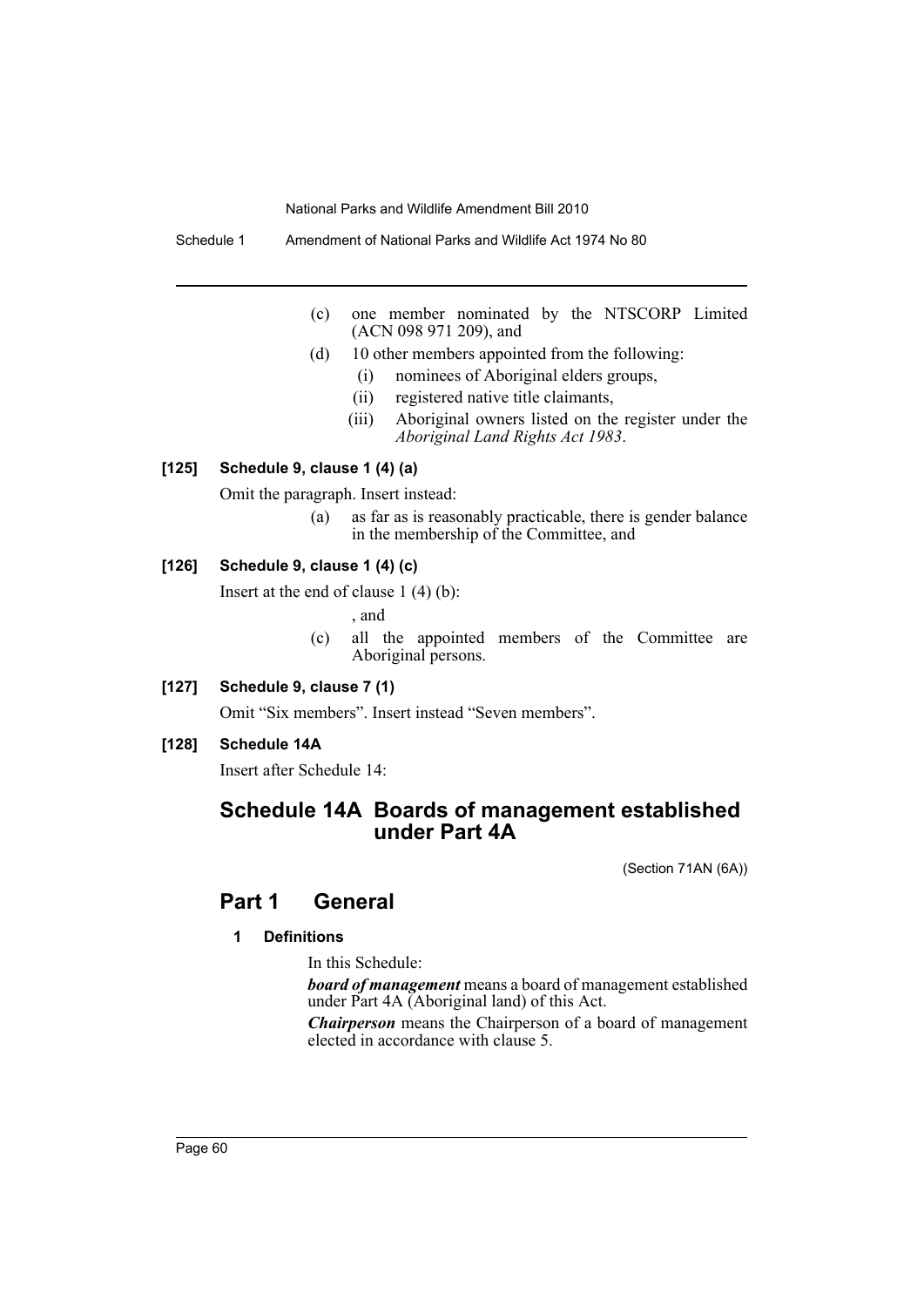(c) one member nominated by the NTSCORP Limited (ACN 098 971 209), and

(d) 10 other members appointed from the following:

(i) nominees of Aboriginal elders groups,

(ii) registered native title claimants,

(iii) Aboriginal owners listed on the register under the *Aboriginal Land Rights Act 1983*.

### [125] Schedule 9, clause 1 (4) (a)

Omit the paragraph. Insert instead:

(a) as far as is reasonably practicable, there is gender balance in the membership of the Committee, and

### [126] Schedule 9, clause 1 (4) (c)

Insert at the end of clause 1 (4) (b):

, and

(c) all the appointed members of the Committee are Aboriginal persons.

### [127] Schedule 9, clause 7 (1)

Omit "Six members". Insert instead "Seven members".

### [128] Schedule 14A

Insert after Schedule 14:

# Schedule 14A Boards of management established under Part 4A

(Section 71AN (6A))

## Part 1 General

### 1 Definitions

In this Schedule:

***board of management*** means a board of management established under Part 4A (Aboriginal land) of this Act.

***Chairperson*** means the Chairperson of a board of management elected in accordance with clause 5.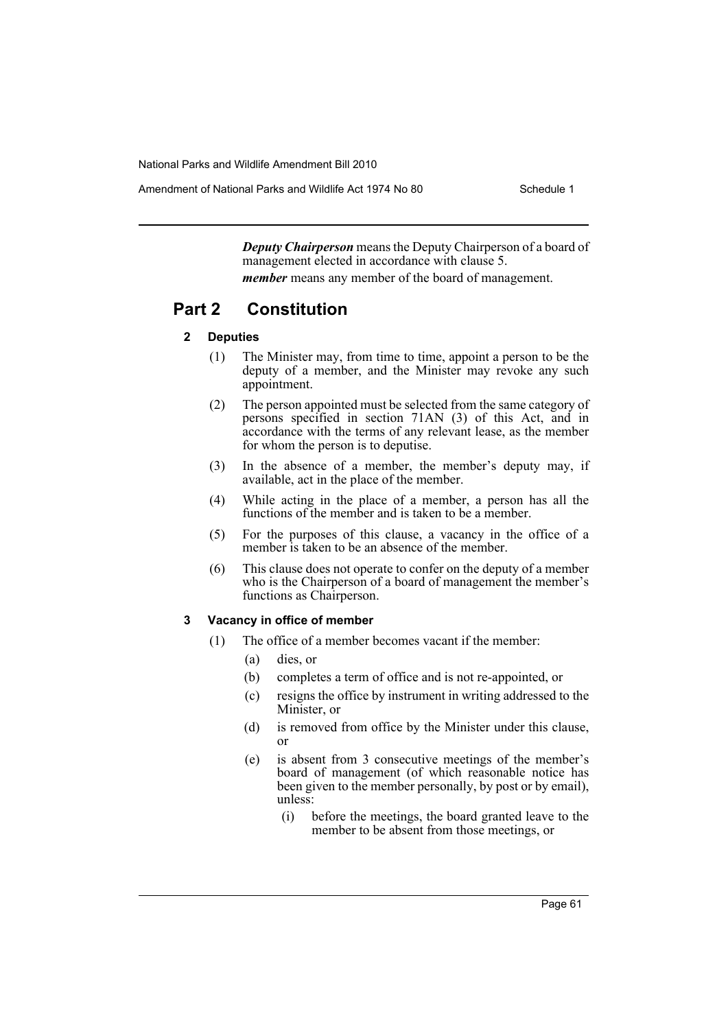***Deputy Chairperson*** means the Deputy Chairperson of a board of management elected in accordance with clause 5.

***member*** means any member of the board of management.

## Part 2 Constitution

### 2 Deputies

(1) The Minister may, from time to time, appoint a person to be the deputy of a member, and the Minister may revoke any such appointment.

(2) The person appointed must be selected from the same category of persons specified in section 71AN (3) of this Act, and in accordance with the terms of any relevant lease, as the member for whom the person is to deputise.

(3) In the absence of a member, the member's deputy may, if available, act in the place of the member.

(4) While acting in the place of a member, a person has all the functions of the member and is taken to be a member.

(5) For the purposes of this clause, a vacancy in the office of a member is taken to be an absence of the member.

(6) This clause does not operate to confer on the deputy of a member who is the Chairperson of a board of management the member's functions as Chairperson.

### 3 Vacancy in office of member

(1) The office of a member becomes vacant if the member:

- (a) dies, or
- (b) completes a term of office and is not re-appointed, or
- (c) resigns the office by instrument in writing addressed to the Minister, or
- (d) is removed from office by the Minister under this clause, or
- (e) is absent from 3 consecutive meetings of the member's board of management (of which reasonable notice has been given to the member personally, by post or by email), unless:
  - (i) before the meetings, the board granted leave to the member to be absent from those meetings, or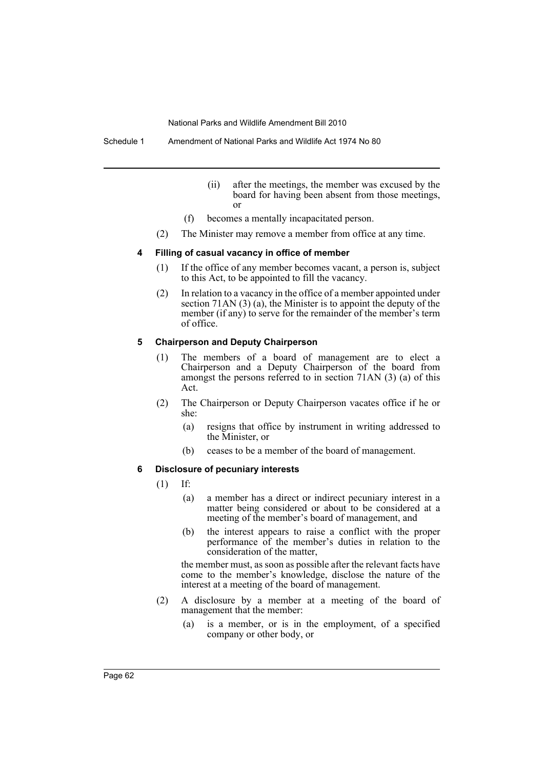(ii) after the meetings, the member was excused by the board for having been absent from those meetings, or

(f) becomes a mentally incapacitated person.

(2) The Minister may remove a member from office at any time.

#### 4 Filling of casual vacancy in office of member

(1) If the office of any member becomes vacant, a person is, subject to this Act, to be appointed to fill the vacancy.

(2) In relation to a vacancy in the office of a member appointed under section 71AN (3) (a), the Minister is to appoint the deputy of the member (if any) to serve for the remainder of the member's term of office.

#### 5 Chairperson and Deputy Chairperson

(1) The members of a board of management are to elect a Chairperson and a Deputy Chairperson of the board from amongst the persons referred to in section 71AN (3) (a) of this Act.

(2) The Chairperson or Deputy Chairperson vacates office if he or she:

(a) resigns that office by instrument in writing addressed to the Minister, or

(b) ceases to be a member of the board of management.

#### 6 Disclosure of pecuniary interests

(1) If:

(a) a member has a direct or indirect pecuniary interest in a matter being considered or about to be considered at a meeting of the member's board of management, and

(b) the interest appears to raise a conflict with the proper performance of the member's duties in relation to the consideration of the matter,

the member must, as soon as possible after the relevant facts have come to the member's knowledge, disclose the nature of the interest at a meeting of the board of management.

(2) A disclosure by a member at a meeting of the board of management that the member:

(a) is a member, or is in the employment, of a specified company or other body, or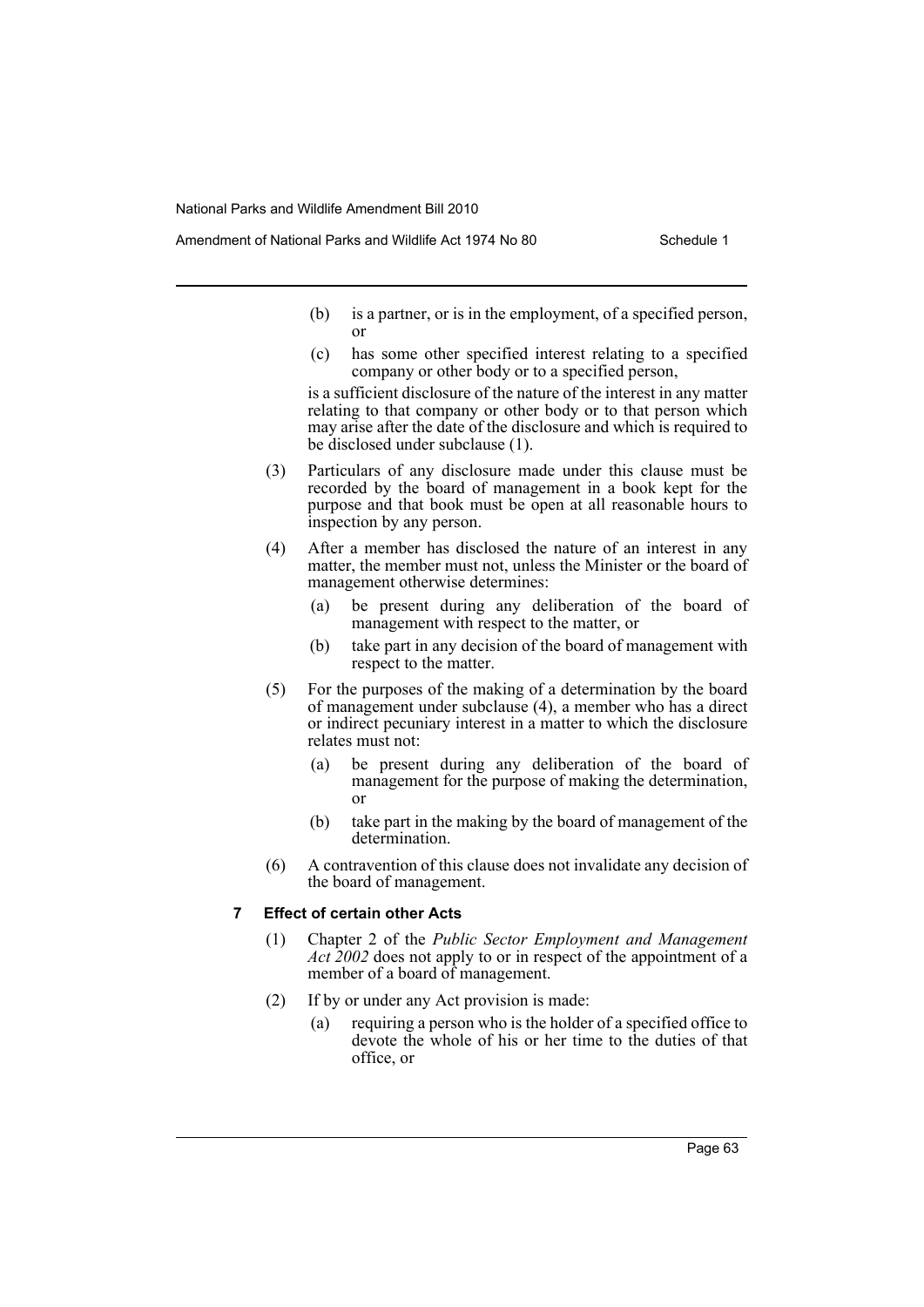(b) is a partner, or is in the employment, of a specified person, or

(c) has some other specified interest relating to a specified company or other body or to a specified person,

is a sufficient disclosure of the nature of the interest in any matter relating to that company or other body or to that person which may arise after the date of the disclosure and which is required to be disclosed under subclause (1).

(3) Particulars of any disclosure made under this clause must be recorded by the board of management in a book kept for the purpose and that book must be open at all reasonable hours to inspection by any person.

(4) After a member has disclosed the nature of an interest in any matter, the member must not, unless the Minister or the board of management otherwise determines:

(a) be present during any deliberation of the board of management with respect to the matter, or

(b) take part in any decision of the board of management with respect to the matter.

(5) For the purposes of the making of a determination by the board of management under subclause (4), a member who has a direct or indirect pecuniary interest in a matter to which the disclosure relates must not:

(a) be present during any deliberation of the board of management for the purpose of making the determination, or

(b) take part in the making by the board of management of the determination.

(6) A contravention of this clause does not invalidate any decision of the board of management.

### 7 Effect of certain other Acts

(1) Chapter 2 of the *Public Sector Employment and Management Act 2002* does not apply to or in respect of the appointment of a member of a board of management.

(2) If by or under any Act provision is made:

(a) requiring a person who is the holder of a specified office to devote the whole of his or her time to the duties of that office, or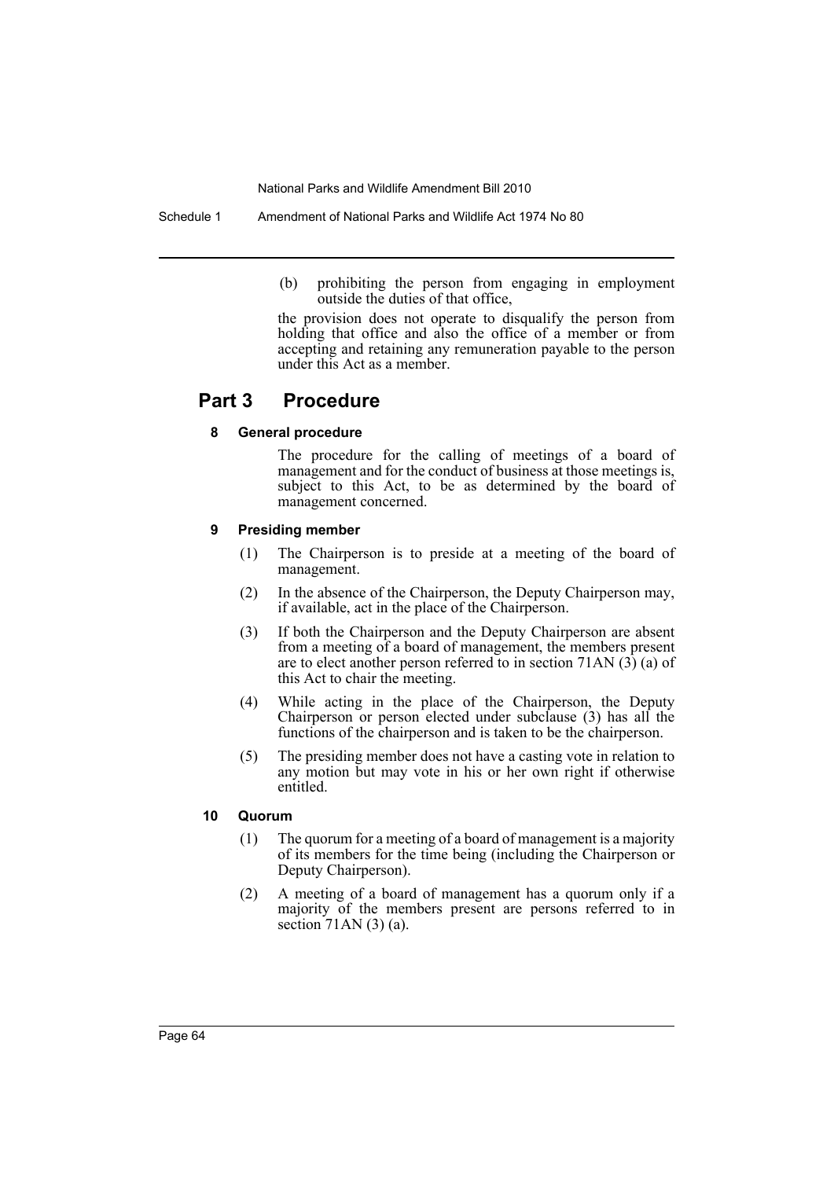(b) prohibiting the person from engaging in employment outside the duties of that office,

the provision does not operate to disqualify the person from holding that office and also the office of a member or from accepting and retaining any remuneration payable to the person under this Act as a member.

## Part 3 Procedure

### 8 General procedure

The procedure for the calling of meetings of a board of management and for the conduct of business at those meetings is, subject to this Act, to be as determined by the board of management concerned.

### 9 Presiding member

(1) The Chairperson is to preside at a meeting of the board of management.

(2) In the absence of the Chairperson, the Deputy Chairperson may, if available, act in the place of the Chairperson.

(3) If both the Chairperson and the Deputy Chairperson are absent from a meeting of a board of management, the members present are to elect another person referred to in section 71AN (3) (a) of this Act to chair the meeting.

(4) While acting in the place of the Chairperson, the Deputy Chairperson or person elected under subclause (3) has all the functions of the chairperson and is taken to be the chairperson.

(5) The presiding member does not have a casting vote in relation to any motion but may vote in his or her own right if otherwise entitled.

### 10 Quorum

(1) The quorum for a meeting of a board of management is a majority of its members for the time being (including the Chairperson or Deputy Chairperson).

(2) A meeting of a board of management has a quorum only if a majority of the members present are persons referred to in section 71AN (3) (a).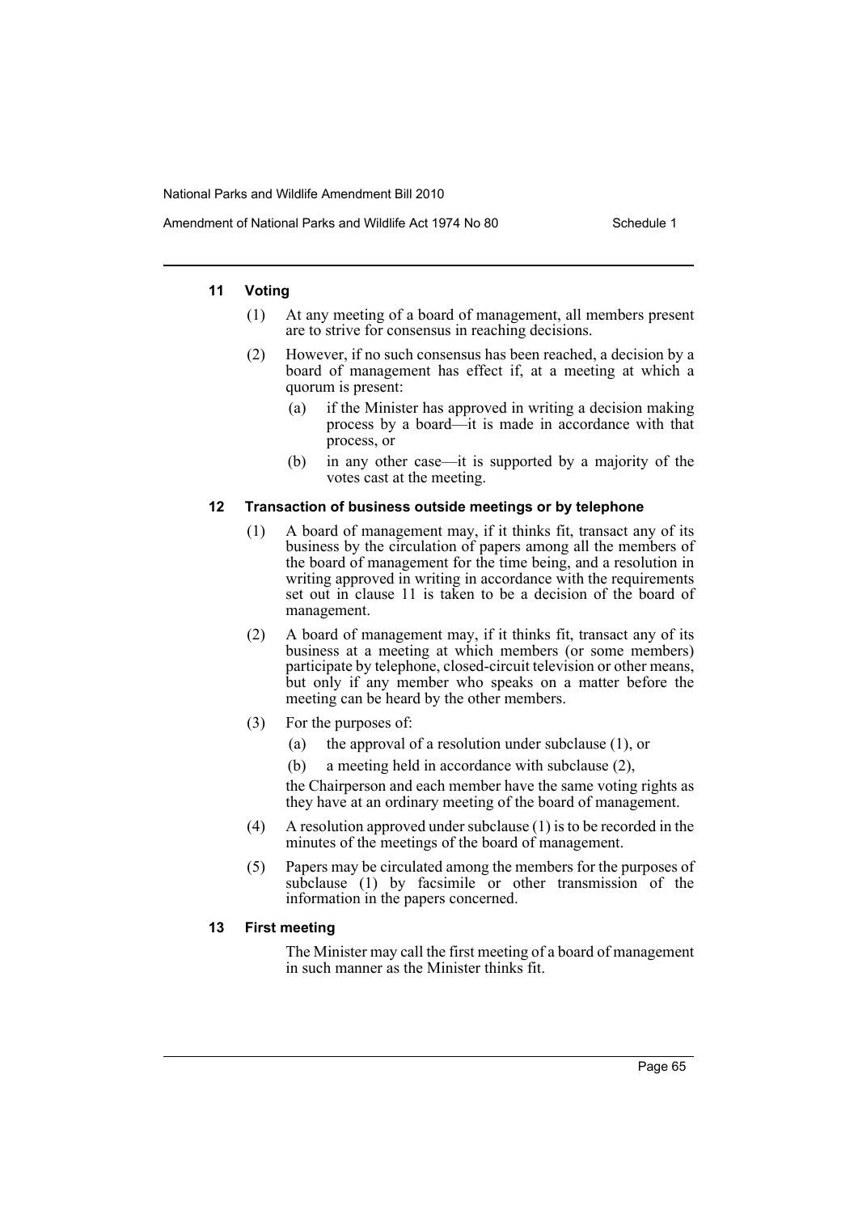#### 11 Voting

(1) At any meeting of a board of management, all members present are to strive for consensus in reaching decisions.

(2) However, if no such consensus has been reached, a decision by a board of management has effect if, at a meeting at which a quorum is present:

(a) if the Minister has approved in writing a decision making process by a board—it is made in accordance with that process, or

(b) in any other case—it is supported by a majority of the votes cast at the meeting.

#### 12 Transaction of business outside meetings or by telephone

(1) A board of management may, if it thinks fit, transact any of its business by the circulation of papers among all the members of the board of management for the time being, and a resolution in writing approved in writing in accordance with the requirements set out in clause 11 is taken to be a decision of the board of management.

(2) A board of management may, if it thinks fit, transact any of its business at a meeting at which members (or some members) participate by telephone, closed-circuit television or other means, but only if any member who speaks on a matter before the meeting can be heard by the other members.

(3) For the purposes of:

(a) the approval of a resolution under subclause (1), or

(b) a meeting held in accordance with subclause (2),

the Chairperson and each member have the same voting rights as they have at an ordinary meeting of the board of management.

(4) A resolution approved under subclause (1) is to be recorded in the minutes of the meetings of the board of management.

(5) Papers may be circulated among the members for the purposes of subclause (1) by facsimile or other transmission of the information in the papers concerned.

#### 13 First meeting

The Minister may call the first meeting of a board of management in such manner as the Minister thinks fit.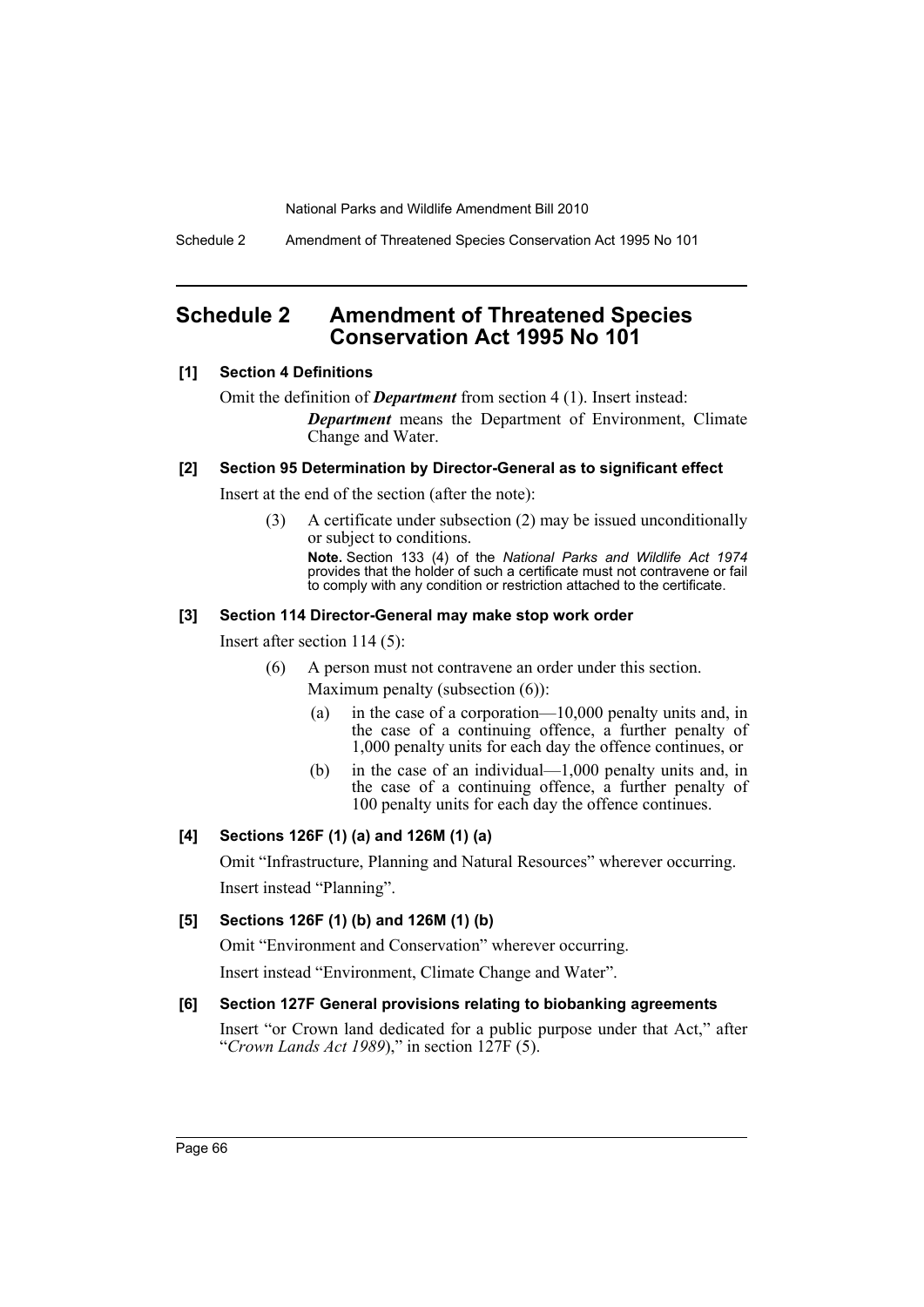# Schedule 2 Amendment of Threatened Species Conservation Act 1995 No 101

### [1] Section 4 Definitions

Omit the definition of ***Department*** from section 4 (1). Insert instead:

> ***Department*** means the Department of Environment, Climate Change and Water.

### [2] Section 95 Determination by Director-General as to significant effect

Insert at the end of the section (after the note):

> (3) A certificate under subsection (2) may be issued unconditionally or subject to conditions.
>
> **Note.** Section 133 (4) of the *National Parks and Wildlife Act 1974* provides that the holder of such a certificate must not contravene or fail to comply with any condition or restriction attached to the certificate.

### [3] Section 114 Director-General may make stop work order

Insert after section 114 (5):

> (6) A person must not contravene an order under this section.
>
> Maximum penalty (subsection (6)):
>
> (a) in the case of a corporation—10,000 penalty units and, in the case of a continuing offence, a further penalty of 1,000 penalty units for each day the offence continues, or
>
> (b) in the case of an individual—1,000 penalty units and, in the case of a continuing offence, a further penalty of 100 penalty units for each day the offence continues.

### [4] Sections 126F (1) (a) and 126M (1) (a)

Omit "Infrastructure, Planning and Natural Resources" wherever occurring.

Insert instead "Planning".

### [5] Sections 126F (1) (b) and 126M (1) (b)

Omit "Environment and Conservation" wherever occurring.

Insert instead "Environment, Climate Change and Water".

### [6] Section 127F General provisions relating to biobanking agreements

Insert "or Crown land dedicated for a public purpose under that Act," after "*Crown Lands Act 1989*)," in section 127F (5).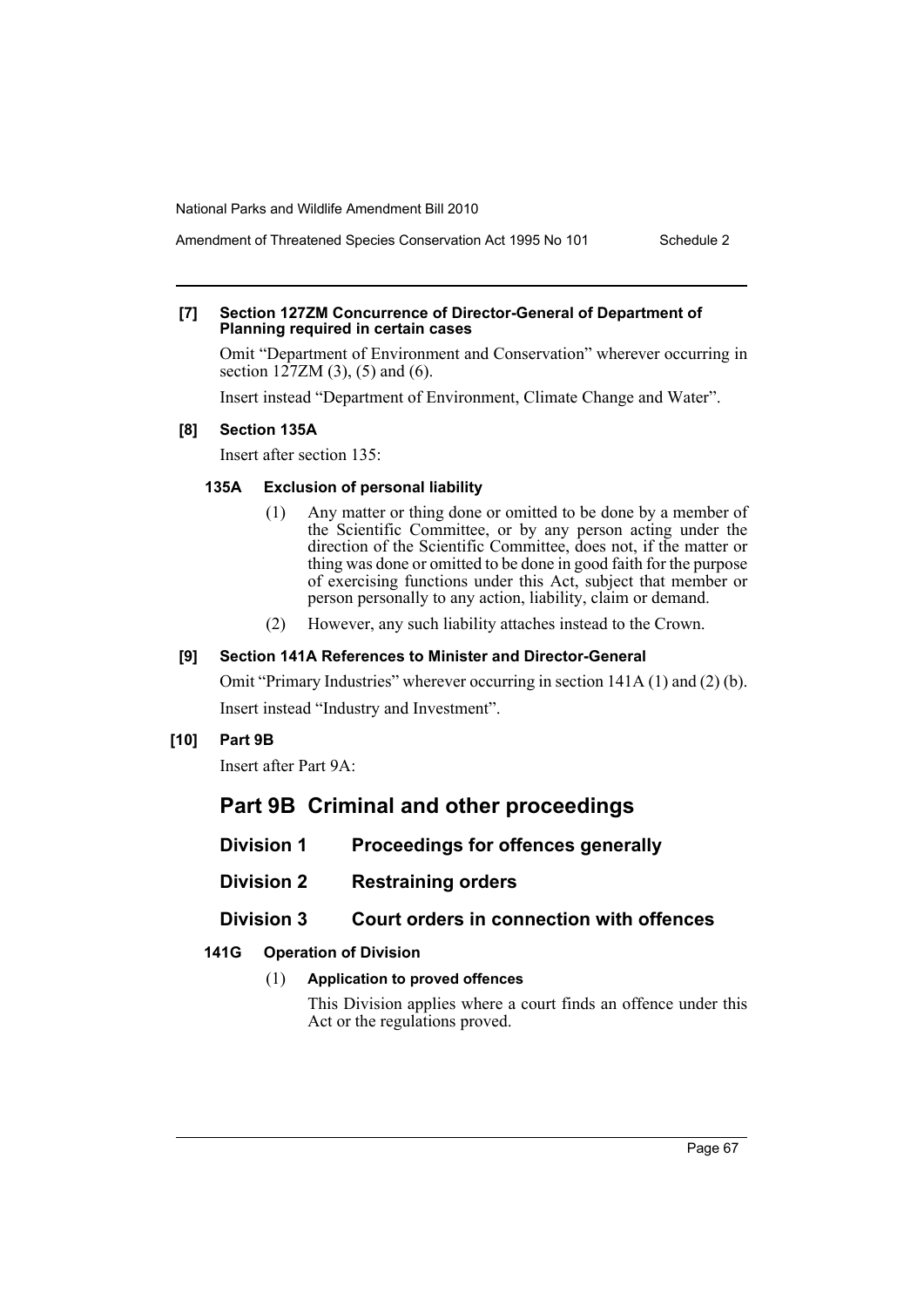**[7] Section 127ZM Concurrence of Director-General of Department of Planning required in certain cases**

Omit "Department of Environment and Conservation" wherever occurring in section 127ZM (3), (5) and (6).

Insert instead "Department of Environment, Climate Change and Water".

**[8] Section 135A**

Insert after section 135:

**135A Exclusion of personal liability**

(1) Any matter or thing done or omitted to be done by a member of the Scientific Committee, or by any person acting under the direction of the Scientific Committee, does not, if the matter or thing was done or omitted to be done in good faith for the purpose of exercising functions under this Act, subject that member or person personally to any action, liability, claim or demand.

(2) However, any such liability attaches instead to the Crown.

**[9] Section 141A References to Minister and Director-General**

Omit "Primary Industries" wherever occurring in section 141A (1) and (2) (b).

Insert instead "Industry and Investment".

**[10] Part 9B**

Insert after Part 9A:

## Part 9B Criminal and other proceedings

### Division 1 Proceedings for offences generally

### Division 2 Restraining orders

### Division 3 Court orders in connection with offences

**141G Operation of Division**

(1) **Application to proved offences**

This Division applies where a court finds an offence under this Act or the regulations proved.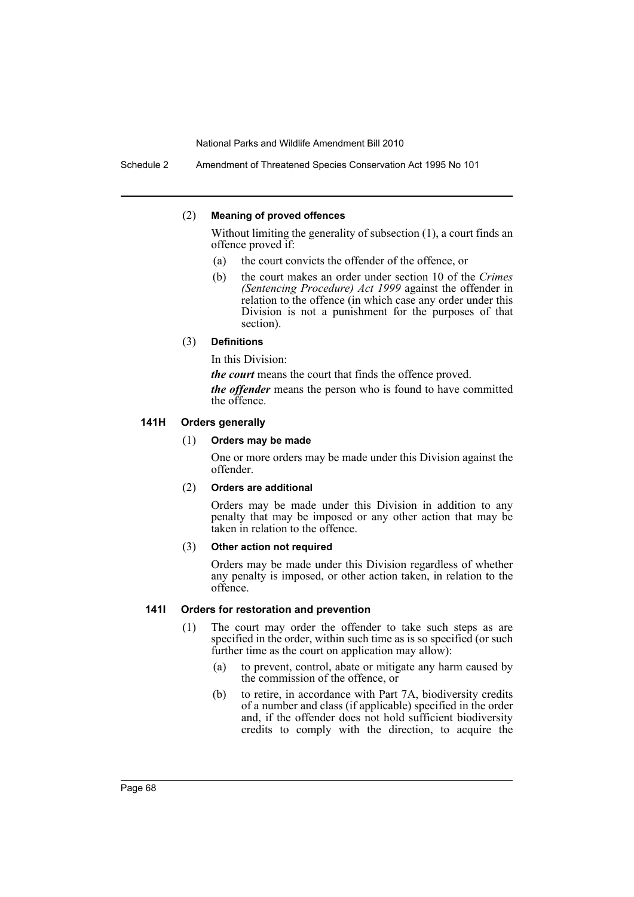(2) **Meaning of proved offences**

Without limiting the generality of subsection (1), a court finds an offence proved if:

- (a) the court convicts the offender of the offence, or
- (b) the court makes an order under section 10 of the *Crimes (Sentencing Procedure) Act 1999* against the offender in relation to the offence (in which case any order under this Division is not a punishment for the purposes of that section).

(3) **Definitions**

In this Division:

***the court*** means the court that finds the offence proved.

***the offender*** means the person who is found to have committed the offence.

### 141H Orders generally

(1) **Orders may be made**

One or more orders may be made under this Division against the offender.

(2) **Orders are additional**

Orders may be made under this Division in addition to any penalty that may be imposed or any other action that may be taken in relation to the offence.

(3) **Other action not required**

Orders may be made under this Division regardless of whether any penalty is imposed, or other action taken, in relation to the offence.

### 141I Orders for restoration and prevention

(1) The court may order the offender to take such steps as are specified in the order, within such time as is so specified (or such further time as the court on application may allow):

- (a) to prevent, control, abate or mitigate any harm caused by the commission of the offence, or
- (b) to retire, in accordance with Part 7A, biodiversity credits of a number and class (if applicable) specified in the order and, if the offender does not hold sufficient biodiversity credits to comply with the direction, to acquire the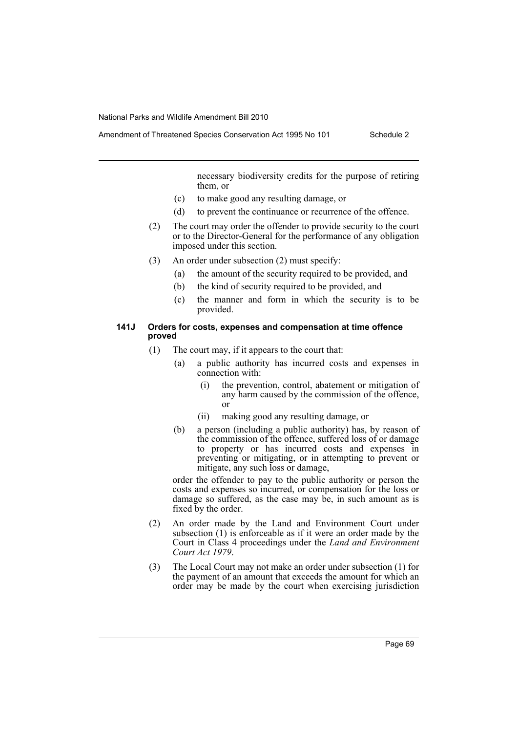necessary biodiversity credits for the purpose of retiring them, or

(c) to make good any resulting damage, or

(d) to prevent the continuance or recurrence of the offence.

(2) The court may order the offender to provide security to the court or to the Director-General for the performance of any obligation imposed under this section.

(3) An order under subsection (2) must specify:

(a) the amount of the security required to be provided, and

(b) the kind of security required to be provided, and

(c) the manner and form in which the security is to be provided.

#### 141J Orders for costs, expenses and compensation at time offence proved

(1) The court may, if it appears to the court that:

(a) a public authority has incurred costs and expenses in connection with:

(i) the prevention, control, abatement or mitigation of any harm caused by the commission of the offence, or

(ii) making good any resulting damage, or

(b) a person (including a public authority) has, by reason of the commission of the offence, suffered loss of or damage to property or has incurred costs and expenses in preventing or mitigating, or in attempting to prevent or mitigate, any such loss or damage,

order the offender to pay to the public authority or person the costs and expenses so incurred, or compensation for the loss or damage so suffered, as the case may be, in such amount as is fixed by the order.

(2) An order made by the Land and Environment Court under subsection (1) is enforceable as if it were an order made by the Court in Class 4 proceedings under the *Land and Environment Court Act 1979*.

(3) The Local Court may not make an order under subsection (1) for the payment of an amount that exceeds the amount for which an order may be made by the court when exercising jurisdiction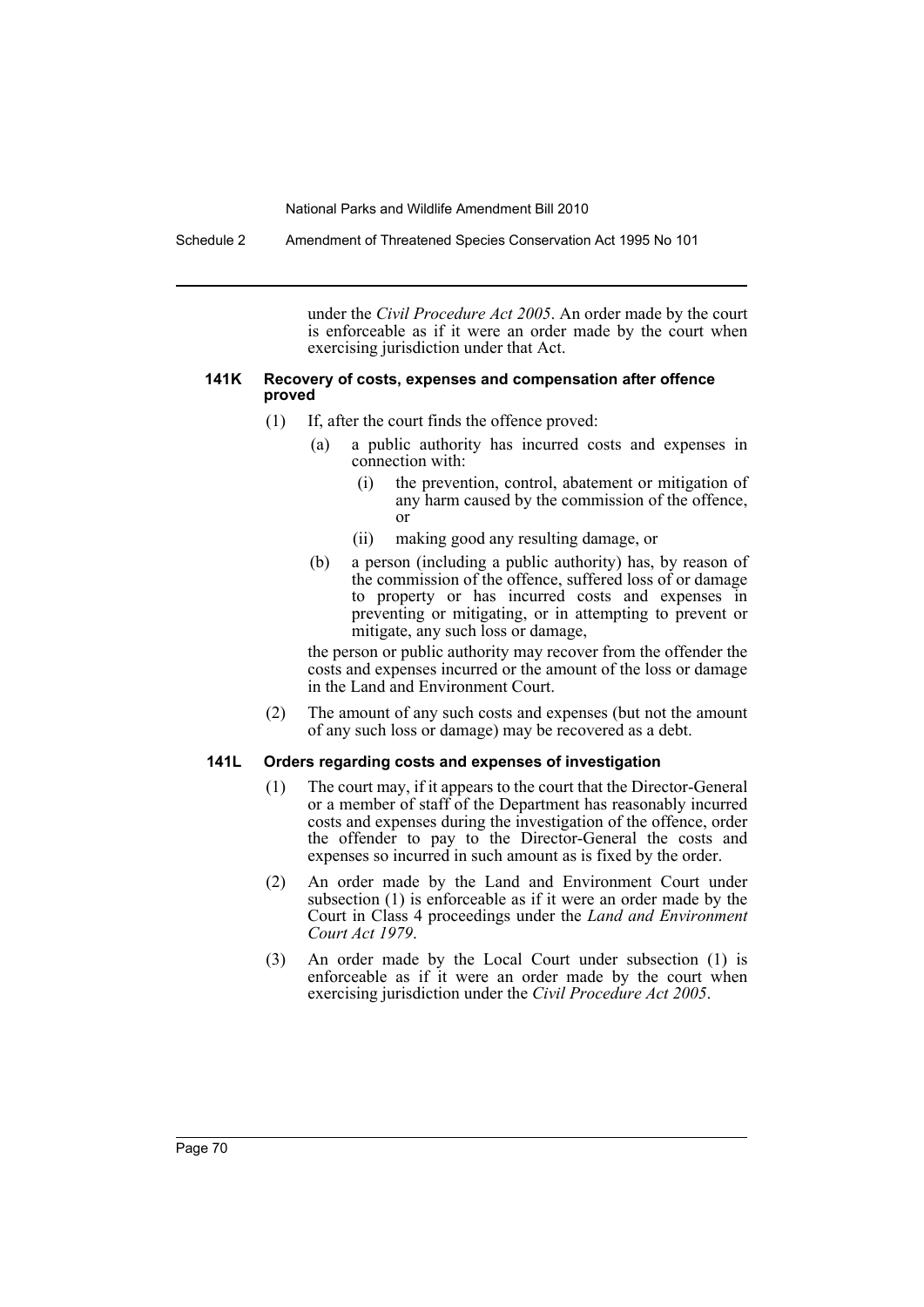under the *Civil Procedure Act 2005*. An order made by the court is enforceable as if it were an order made by the court when exercising jurisdiction under that Act.

#### 141K Recovery of costs, expenses and compensation after offence proved

(1) If, after the court finds the offence proved:

(a) a public authority has incurred costs and expenses in connection with:

(i) the prevention, control, abatement or mitigation of any harm caused by the commission of the offence, or

(ii) making good any resulting damage, or

(b) a person (including a public authority) has, by reason of the commission of the offence, suffered loss of or damage to property or has incurred costs and expenses in preventing or mitigating, or in attempting to prevent or mitigate, any such loss or damage,

the person or public authority may recover from the offender the costs and expenses incurred or the amount of the loss or damage in the Land and Environment Court.

(2) The amount of any such costs and expenses (but not the amount of any such loss or damage) may be recovered as a debt.

#### 141L Orders regarding costs and expenses of investigation

(1) The court may, if it appears to the court that the Director-General or a member of staff of the Department has reasonably incurred costs and expenses during the investigation of the offence, order the offender to pay to the Director-General the costs and expenses so incurred in such amount as is fixed by the order.

(2) An order made by the Land and Environment Court under subsection (1) is enforceable as if it were an order made by the Court in Class 4 proceedings under the *Land and Environment Court Act 1979*.

(3) An order made by the Local Court under subsection (1) is enforceable as if it were an order made by the court when exercising jurisdiction under the *Civil Procedure Act 2005*.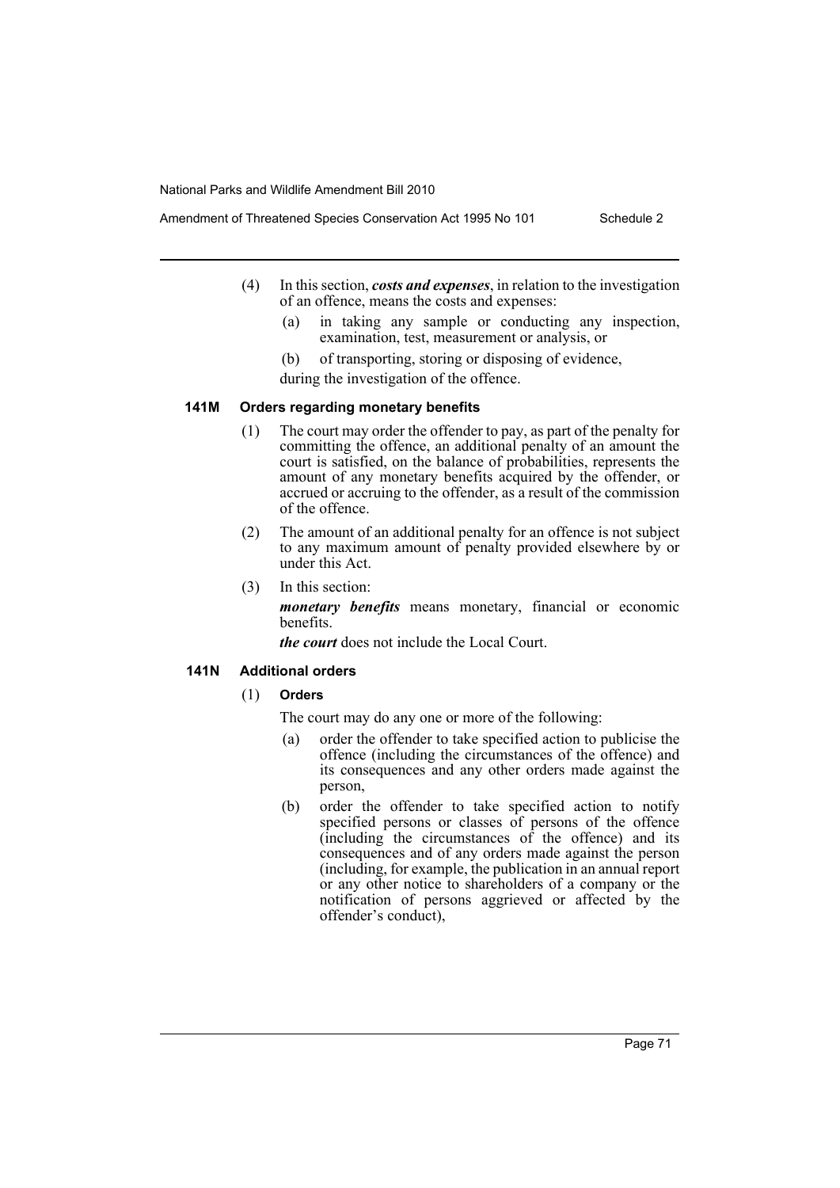(4) In this section, ***costs and expenses***, in relation to the investigation of an offence, means the costs and expenses:

   (a) in taking any sample or conducting any inspection, examination, test, measurement or analysis, or

   (b) of transporting, storing or disposing of evidence,

   during the investigation of the offence.

#### 141M Orders regarding monetary benefits

(1) The court may order the offender to pay, as part of the penalty for committing the offence, an additional penalty of an amount the court is satisfied, on the balance of probabilities, represents the amount of any monetary benefits acquired by the offender, or accrued or accruing to the offender, as a result of the commission of the offence.

(2) The amount of an additional penalty for an offence is not subject to any maximum amount of penalty provided elsewhere by or under this Act.

(3) In this section:

   ***monetary benefits*** means monetary, financial or economic benefits.

   ***the court*** does not include the Local Court.

#### 141N Additional orders

(1) **Orders**

   The court may do any one or more of the following:

   (a) order the offender to take specified action to publicise the offence (including the circumstances of the offence) and its consequences and any other orders made against the person,

   (b) order the offender to take specified action to notify specified persons or classes of persons of the offence (including the circumstances of the offence) and its consequences and of any orders made against the person (including, for example, the publication in an annual report or any other notice to shareholders of a company or the notification of persons aggrieved or affected by the offender's conduct),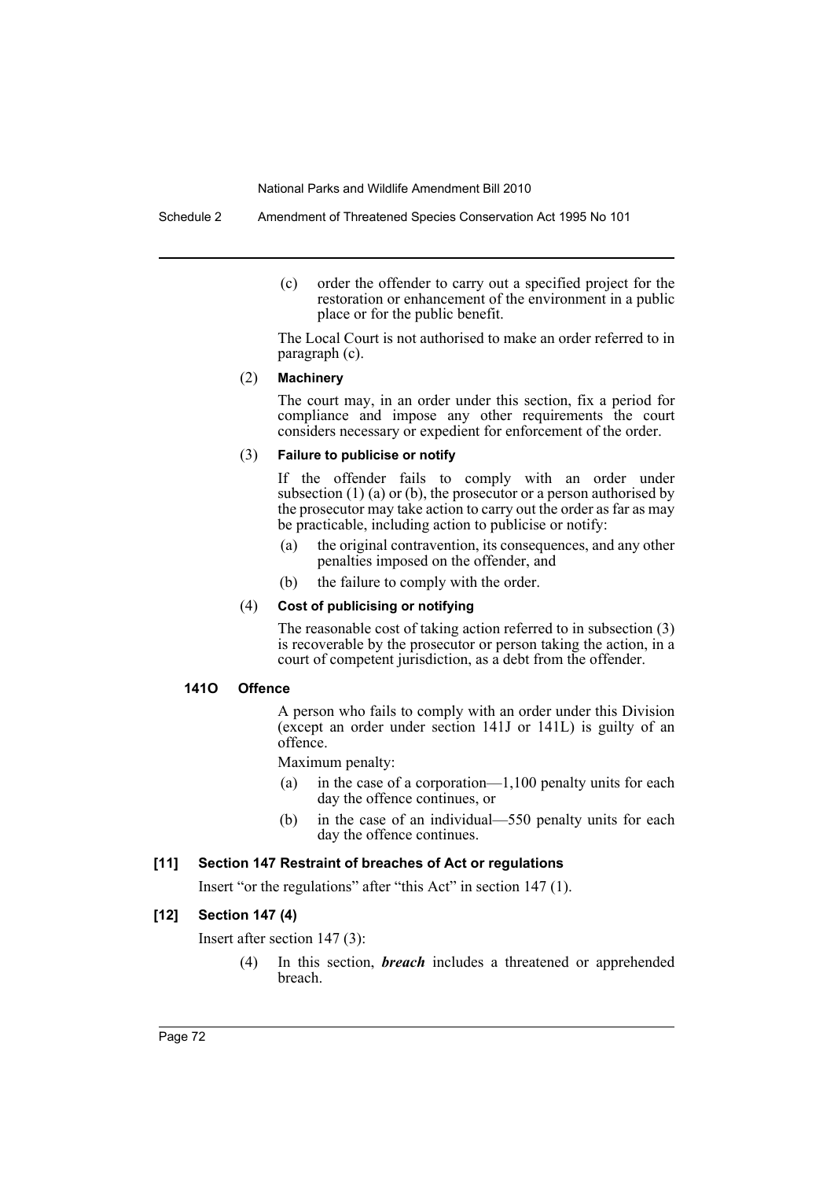(c) order the offender to carry out a specified project for the restoration or enhancement of the environment in a public place or for the public benefit.

The Local Court is not authorised to make an order referred to in paragraph (c).

(2) **Machinery**

The court may, in an order under this section, fix a period for compliance and impose any other requirements the court considers necessary or expedient for enforcement of the order.

(3) **Failure to publicise or notify**

If the offender fails to comply with an order under subsection (1) (a) or (b), the prosecutor or a person authorised by the prosecutor may take action to carry out the order as far as may be practicable, including action to publicise or notify:

(a) the original contravention, its consequences, and any other penalties imposed on the offender, and

(b) the failure to comply with the order.

(4) **Cost of publicising or notifying**

The reasonable cost of taking action referred to in subsection (3) is recoverable by the prosecutor or person taking the action, in a court of competent jurisdiction, as a debt from the offender.

**141O Offence**

A person who fails to comply with an order under this Division (except an order under section 141J or 141L) is guilty of an offence.

Maximum penalty:

(a) in the case of a corporation—1,100 penalty units for each day the offence continues, or

(b) in the case of an individual—550 penalty units for each day the offence continues.

**[11] Section 147 Restraint of breaches of Act or regulations**

Insert "or the regulations" after "this Act" in section 147 (1).

**[12] Section 147 (4)**

Insert after section 147 (3):

(4) In this section, ***breach*** includes a threatened or apprehended breach.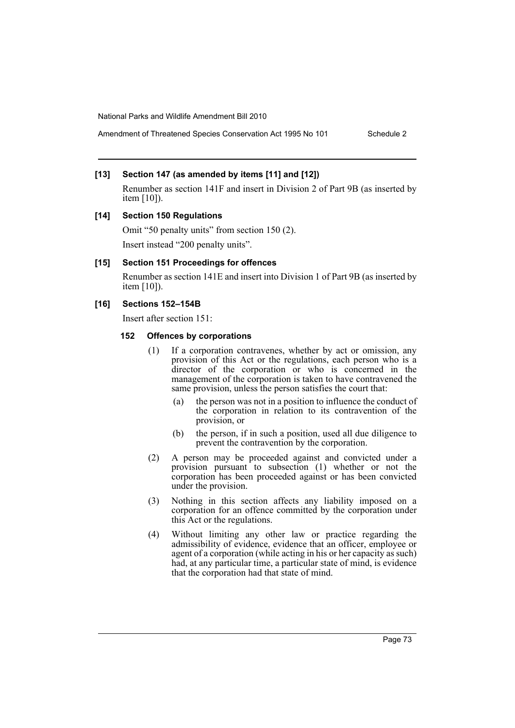**[13] Section 147 (as amended by items [11] and [12])**

Renumber as section 141F and insert in Division 2 of Part 9B (as inserted by item [10]).

**[14] Section 150 Regulations**

Omit "50 penalty units" from section 150 (2).

Insert instead "200 penalty units".

**[15] Section 151 Proceedings for offences**

Renumber as section 141E and insert into Division 1 of Part 9B (as inserted by item [10]).

**[16] Sections 152–154B**

Insert after section 151:

**152 Offences by corporations**

(1) If a corporation contravenes, whether by act or omission, any provision of this Act or the regulations, each person who is a director of the corporation or who is concerned in the management of the corporation is taken to have contravened the same provision, unless the person satisfies the court that:

(a) the person was not in a position to influence the conduct of the corporation in relation to its contravention of the provision, or

(b) the person, if in such a position, used all due diligence to prevent the contravention by the corporation.

(2) A person may be proceeded against and convicted under a provision pursuant to subsection (1) whether or not the corporation has been proceeded against or has been convicted under the provision.

(3) Nothing in this section affects any liability imposed on a corporation for an offence committed by the corporation under this Act or the regulations.

(4) Without limiting any other law or practice regarding the admissibility of evidence, evidence that an officer, employee or agent of a corporation (while acting in his or her capacity as such) had, at any particular time, a particular state of mind, is evidence that the corporation had that state of mind.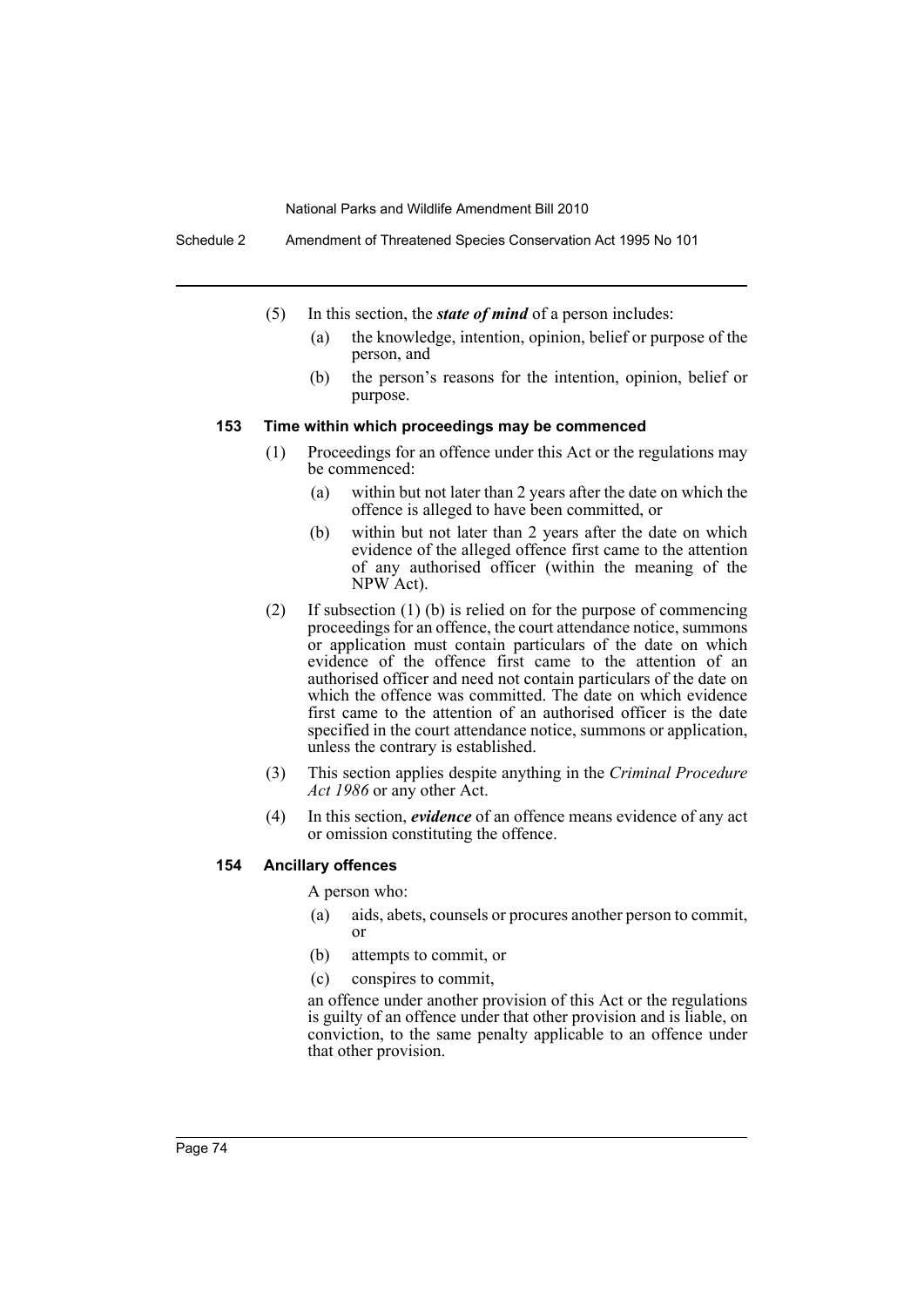(5) In this section, the ***state of mind*** of a person includes:

- (a) the knowledge, intention, opinion, belief or purpose of the person, and
- (b) the person's reasons for the intention, opinion, belief or purpose.

#### 153 Time within which proceedings may be commenced

(1) Proceedings for an offence under this Act or the regulations may be commenced:

- (a) within but not later than 2 years after the date on which the offence is alleged to have been committed, or
- (b) within but not later than 2 years after the date on which evidence of the alleged offence first came to the attention of any authorised officer (within the meaning of the NPW Act).

(2) If subsection (1) (b) is relied on for the purpose of commencing proceedings for an offence, the court attendance notice, summons or application must contain particulars of the date on which evidence of the offence first came to the attention of an authorised officer and need not contain particulars of the date on which the offence was committed. The date on which evidence first came to the attention of an authorised officer is the date specified in the court attendance notice, summons or application, unless the contrary is established.

(3) This section applies despite anything in the *Criminal Procedure Act 1986* or any other Act.

(4) In this section, ***evidence*** of an offence means evidence of any act or omission constituting the offence.

#### 154 Ancillary offences

A person who:

- (a) aids, abets, counsels or procures another person to commit, or
- (b) attempts to commit, or
- (c) conspires to commit,

an offence under another provision of this Act or the regulations is guilty of an offence under that other provision and is liable, on conviction, to the same penalty applicable to an offence under that other provision.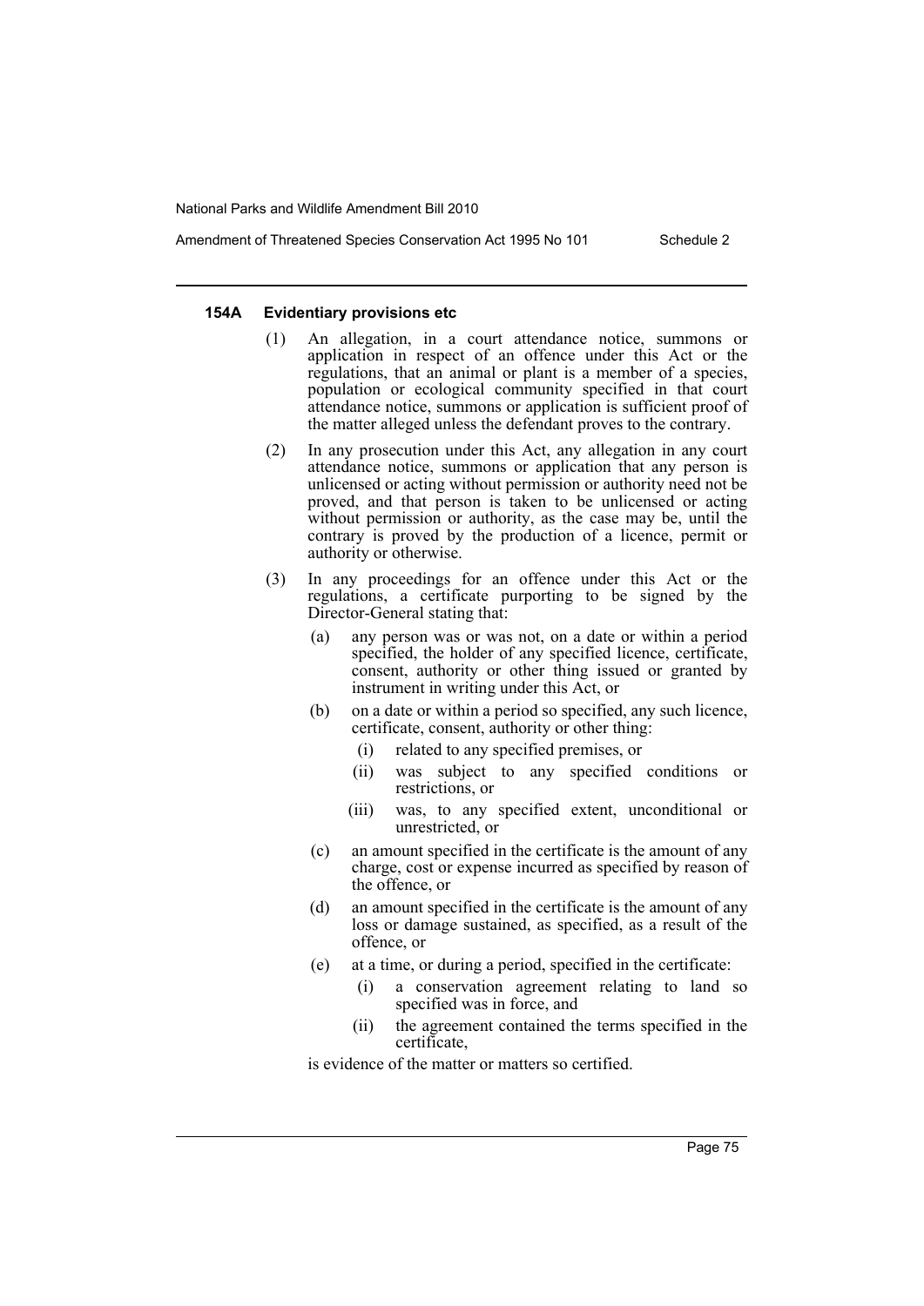#### 154A Evidentiary provisions etc

(1) An allegation, in a court attendance notice, summons or application in respect of an offence under this Act or the regulations, that an animal or plant is a member of a species, population or ecological community specified in that court attendance notice, summons or application is sufficient proof of the matter alleged unless the defendant proves to the contrary.

(2) In any prosecution under this Act, any allegation in any court attendance notice, summons or application that any person is unlicensed or acting without permission or authority need not be proved, and that person is taken to be unlicensed or acting without permission or authority, as the case may be, until the contrary is proved by the production of a licence, permit or authority or otherwise.

(3) In any proceedings for an offence under this Act or the regulations, a certificate purporting to be signed by the Director-General stating that:

(a) any person was or was not, on a date or within a period specified, the holder of any specified licence, certificate, consent, authority or other thing issued or granted by instrument in writing under this Act, or

(b) on a date or within a period so specified, any such licence, certificate, consent, authority or other thing:

(i) related to any specified premises, or

(ii) was subject to any specified conditions or restrictions, or

(iii) was, to any specified extent, unconditional or unrestricted, or

(c) an amount specified in the certificate is the amount of any charge, cost or expense incurred as specified by reason of the offence, or

(d) an amount specified in the certificate is the amount of any loss or damage sustained, as specified, as a result of the offence, or

(e) at a time, or during a period, specified in the certificate:

(i) a conservation agreement relating to land so specified was in force, and

(ii) the agreement contained the terms specified in the certificate,

is evidence of the matter or matters so certified.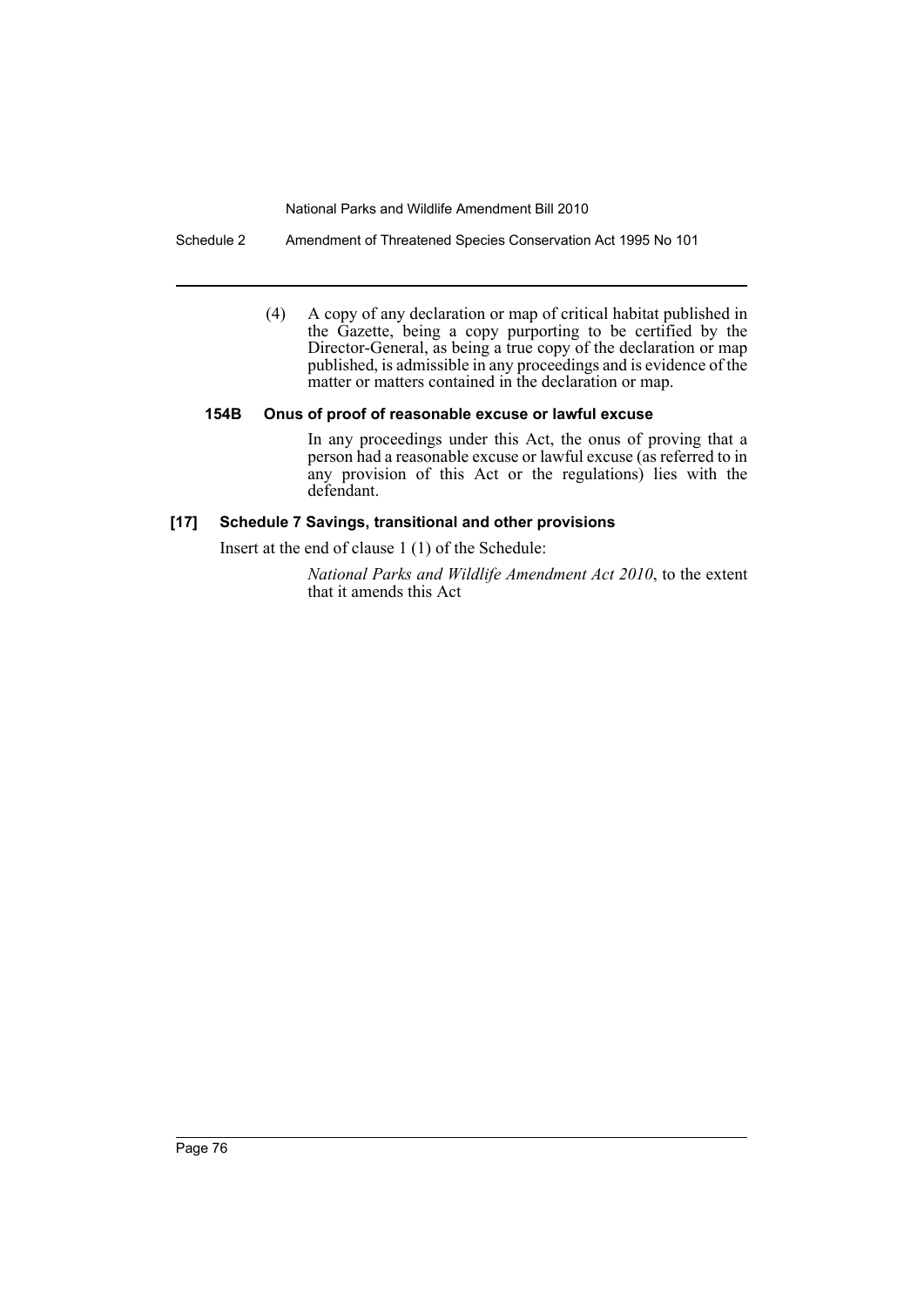(4) A copy of any declaration or map of critical habitat published in the Gazette, being a copy purporting to be certified by the Director-General, as being a true copy of the declaration or map published, is admissible in any proceedings and is evidence of the matter or matters contained in the declaration or map.

#### 154B Onus of proof of reasonable excuse or lawful excuse

In any proceedings under this Act, the onus of proving that a person had a reasonable excuse or lawful excuse (as referred to in any provision of this Act or the regulations) lies with the defendant.

### [17] Schedule 7 Savings, transitional and other provisions

Insert at the end of clause 1 (1) of the Schedule:

*National Parks and Wildlife Amendment Act 2010*, to the extent that it amends this Act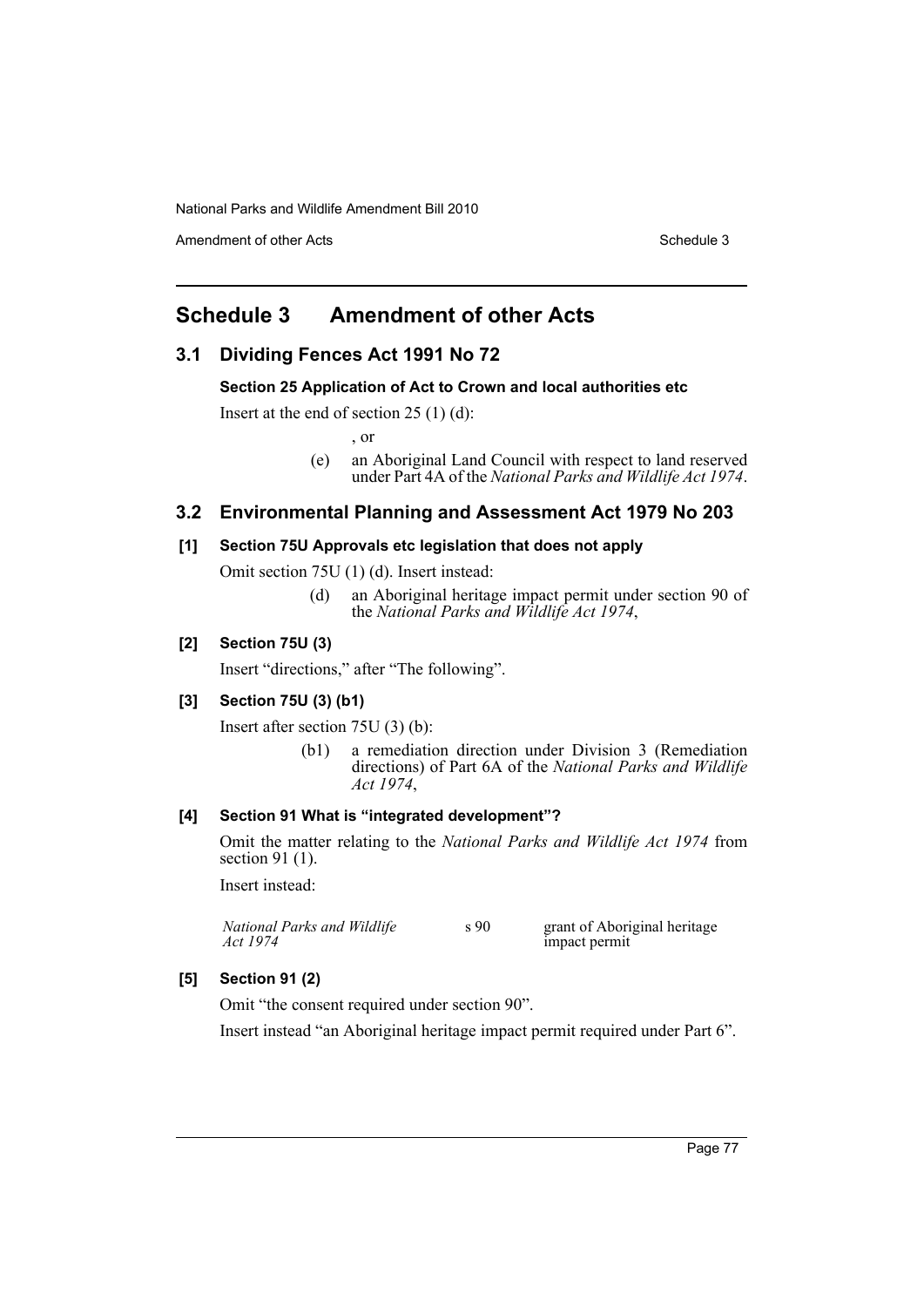# Schedule 3 Amendment of other Acts

## 3.1 Dividing Fences Act 1991 No 72

### Section 25 Application of Act to Crown and local authorities etc

Insert at the end of section 25 (1) (d):

, or

(e) an Aboriginal Land Council with respect to land reserved under Part 4A of the *National Parks and Wildlife Act 1974*.

## 3.2 Environmental Planning and Assessment Act 1979 No 203

### [1] Section 75U Approvals etc legislation that does not apply

Omit section 75U (1) (d). Insert instead:

(d) an Aboriginal heritage impact permit under section 90 of the *National Parks and Wildlife Act 1974*,

### [2] Section 75U (3)

Insert "directions," after "The following".

### [3] Section 75U (3) (b1)

Insert after section 75U (3) (b):

(b1) a remediation direction under Division 3 (Remediation directions) of Part 6A of the *National Parks and Wildlife Act 1974*,

### [4] Section 91 What is "integrated development"?

Omit the matter relating to the *National Parks and Wildlife Act 1974* from section 91 (1).

Insert instead:

| | | |
|---|---|---|
| *National Parks and Wildlife Act 1974* | s 90 | grant of Aboriginal heritage impact permit |

### [5] Section 91 (2)

Omit "the consent required under section 90".

Insert instead "an Aboriginal heritage impact permit required under Part 6".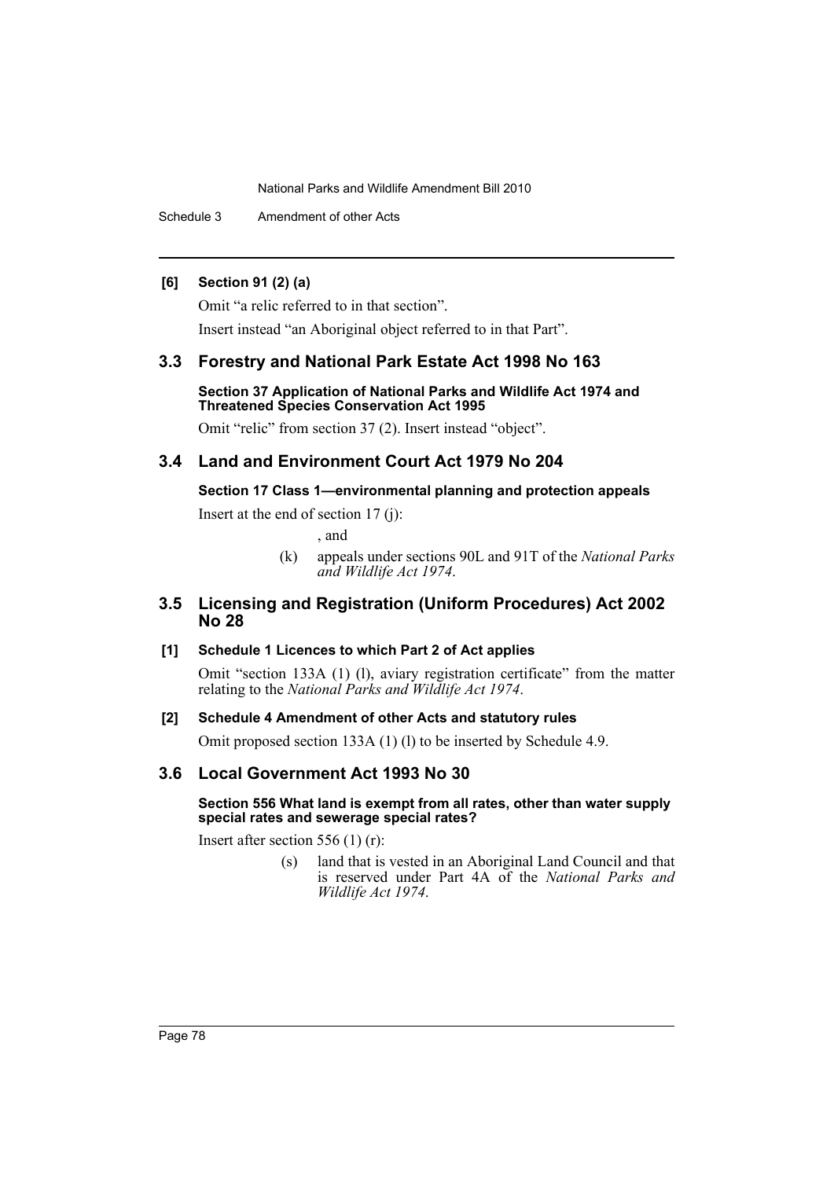**[6] Section 91 (2) (a)**

Omit "a relic referred to in that section".

Insert instead "an Aboriginal object referred to in that Part".

## 3.3 Forestry and National Park Estate Act 1998 No 163

**Section 37 Application of National Parks and Wildlife Act 1974 and Threatened Species Conservation Act 1995**

Omit "relic" from section 37 (2). Insert instead "object".

## 3.4 Land and Environment Court Act 1979 No 204

**Section 17 Class 1—environmental planning and protection appeals**

Insert at the end of section 17 (j):

, and

(k) appeals under sections 90L and 91T of the *National Parks and Wildlife Act 1974*.

## 3.5 Licensing and Registration (Uniform Procedures) Act 2002 No 28

**[1] Schedule 1 Licences to which Part 2 of Act applies**

Omit "section 133A (1) (l), aviary registration certificate" from the matter relating to the *National Parks and Wildlife Act 1974*.

**[2] Schedule 4 Amendment of other Acts and statutory rules**

Omit proposed section 133A (1) (l) to be inserted by Schedule 4.9.

## 3.6 Local Government Act 1993 No 30

**Section 556 What land is exempt from all rates, other than water supply special rates and sewerage special rates?**

Insert after section 556 (1) (r):

(s) land that is vested in an Aboriginal Land Council and that is reserved under Part 4A of the *National Parks and Wildlife Act 1974*.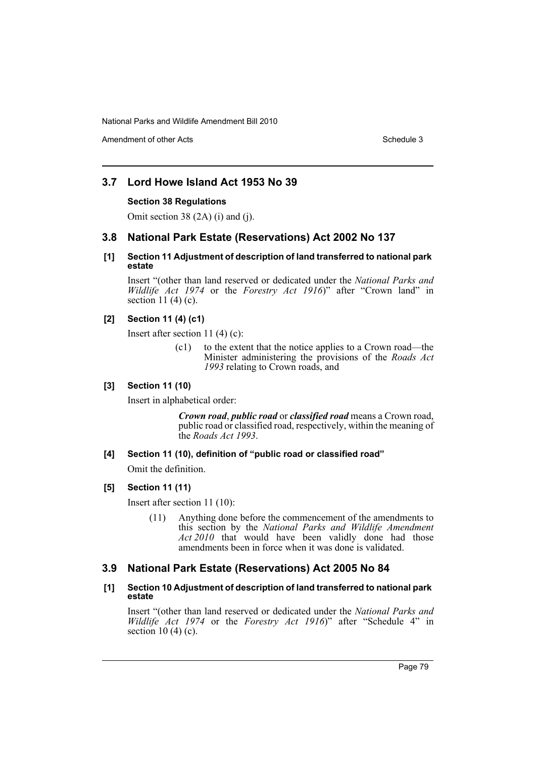## 3.7 Lord Howe Island Act 1953 No 39

**Section 38 Regulations**

Omit section 38 (2A) (i) and (j).

## 3.8 National Park Estate (Reservations) Act 2002 No 137

**[1] Section 11 Adjustment of description of land transferred to national park estate**

Insert "(other than land reserved or dedicated under the *National Parks and Wildlife Act 1974* or the *Forestry Act 1916*)" after "Crown land" in section 11 (4) (c).

**[2] Section 11 (4) (c1)**

Insert after section 11 (4) (c):

> (c1) to the extent that the notice applies to a Crown road—the Minister administering the provisions of the *Roads Act 1993* relating to Crown roads, and

**[3] Section 11 (10)**

Insert in alphabetical order:

> ***Crown road***, ***public road*** or ***classified road*** means a Crown road, public road or classified road, respectively, within the meaning of the *Roads Act 1993*.

**[4] Section 11 (10), definition of "public road or classified road"**

Omit the definition.

**[5] Section 11 (11)**

Insert after section 11 (10):

> (11) Anything done before the commencement of the amendments to this section by the *National Parks and Wildlife Amendment Act 2010* that would have been validly done had those amendments been in force when it was done is validated.

## 3.9 National Park Estate (Reservations) Act 2005 No 84

**[1] Section 10 Adjustment of description of land transferred to national park estate**

Insert "(other than land reserved or dedicated under the *National Parks and Wildlife Act 1974* or the *Forestry Act 1916*)" after "Schedule 4" in section 10 (4) (c).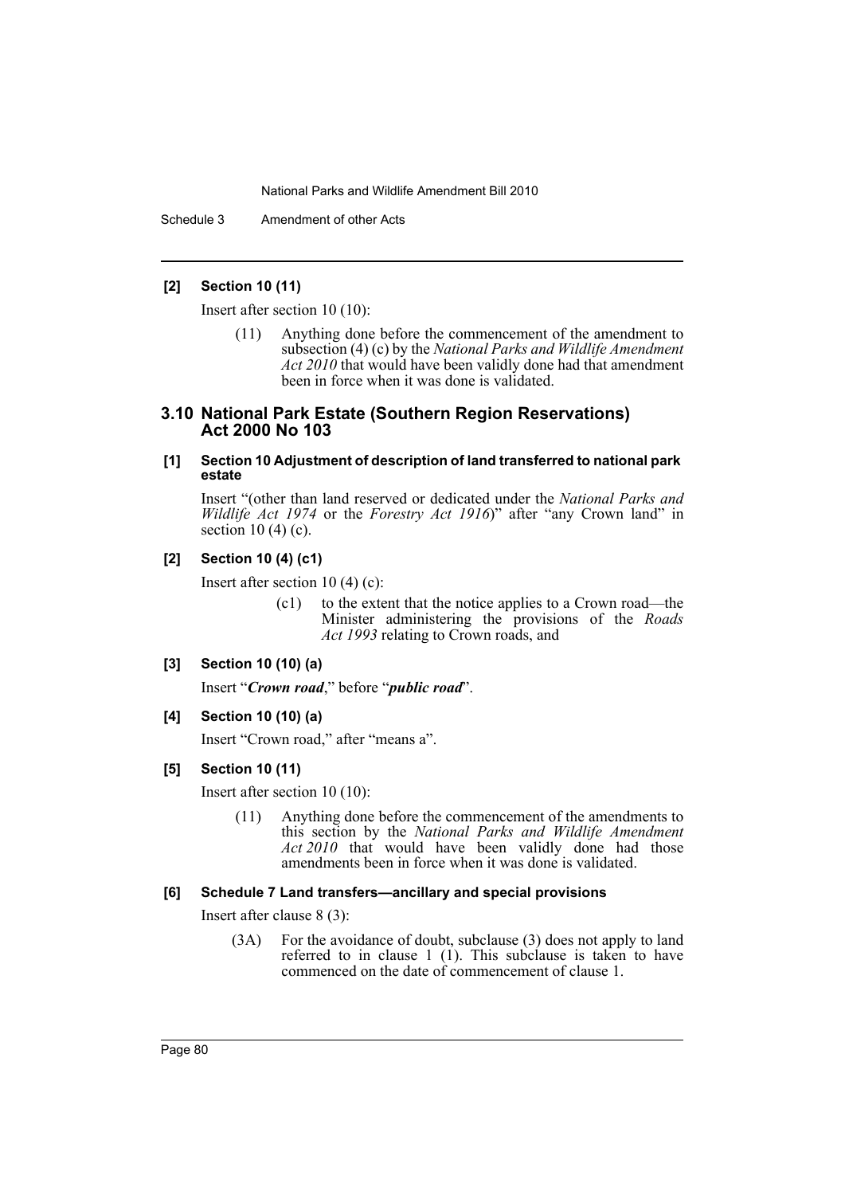**[2] Section 10 (11)**

Insert after section 10 (10):

> (11) Anything done before the commencement of the amendment to subsection (4) (c) by the *National Parks and Wildlife Amendment Act 2010* that would have been validly done had that amendment been in force when it was done is validated.

## 3.10 National Park Estate (Southern Region Reservations) Act 2000 No 103

**[1] Section 10 Adjustment of description of land transferred to national park estate**

Insert "(other than land reserved or dedicated under the *National Parks and Wildlife Act 1974* or the *Forestry Act 1916*)" after "any Crown land" in section 10 (4) (c).

**[2] Section 10 (4) (c1)**

Insert after section 10 (4) (c):

> (c1) to the extent that the notice applies to a Crown road—the Minister administering the provisions of the *Roads Act 1993* relating to Crown roads, and

**[3] Section 10 (10) (a)**

Insert "***Crown road***," before "***public road***".

**[4] Section 10 (10) (a)**

Insert "Crown road," after "means a".

**[5] Section 10 (11)**

Insert after section 10 (10):

> (11) Anything done before the commencement of the amendments to this section by the *National Parks and Wildlife Amendment Act 2010* that would have been validly done had those amendments been in force when it was done is validated.

**[6] Schedule 7 Land transfers—ancillary and special provisions**

Insert after clause 8 (3):

> (3A) For the avoidance of doubt, subclause (3) does not apply to land referred to in clause 1 (1). This subclause is taken to have commenced on the date of commencement of clause 1.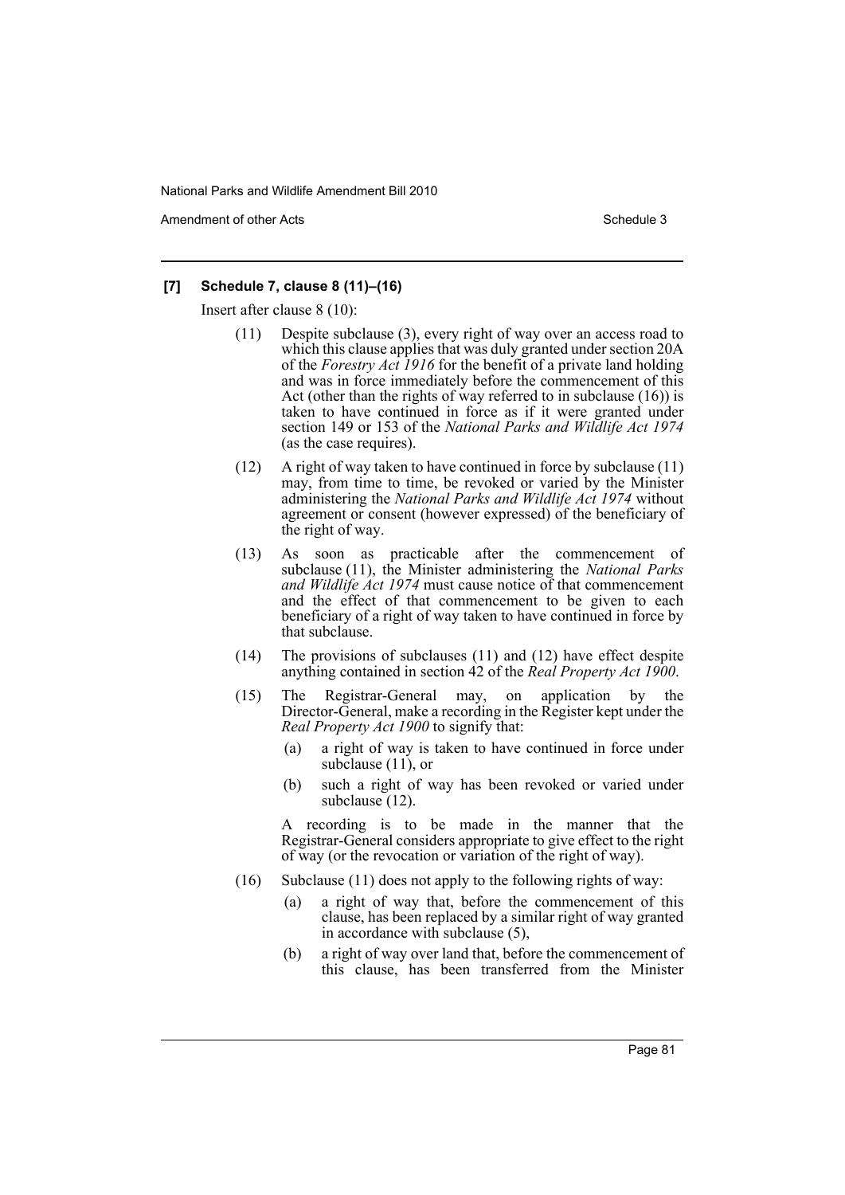**[7] Schedule 7, clause 8 (11)–(16)**

Insert after clause 8 (10):

(11) Despite subclause (3), every right of way over an access road to which this clause applies that was duly granted under section 20A of the *Forestry Act 1916* for the benefit of a private land holding and was in force immediately before the commencement of this Act (other than the rights of way referred to in subclause (16)) is taken to have continued in force as if it were granted under section 149 or 153 of the *National Parks and Wildlife Act 1974* (as the case requires).

(12) A right of way taken to have continued in force by subclause (11) may, from time to time, be revoked or varied by the Minister administering the *National Parks and Wildlife Act 1974* without agreement or consent (however expressed) of the beneficiary of the right of way.

(13) As soon as practicable after the commencement of subclause (11), the Minister administering the *National Parks and Wildlife Act 1974* must cause notice of that commencement and the effect of that commencement to be given to each beneficiary of a right of way taken to have continued in force by that subclause.

(14) The provisions of subclauses (11) and (12) have effect despite anything contained in section 42 of the *Real Property Act 1900*.

(15) The Registrar-General may, on application by the Director-General, make a recording in the Register kept under the *Real Property Act 1900* to signify that:

- (a) a right of way is taken to have continued in force under subclause (11), or
- (b) such a right of way has been revoked or varied under subclause (12).

A recording is to be made in the manner that the Registrar-General considers appropriate to give effect to the right of way (or the revocation or variation of the right of way).

(16) Subclause (11) does not apply to the following rights of way:

- (a) a right of way that, before the commencement of this clause, has been replaced by a similar right of way granted in accordance with subclause (5),
- (b) a right of way over land that, before the commencement of this clause, has been transferred from the Minister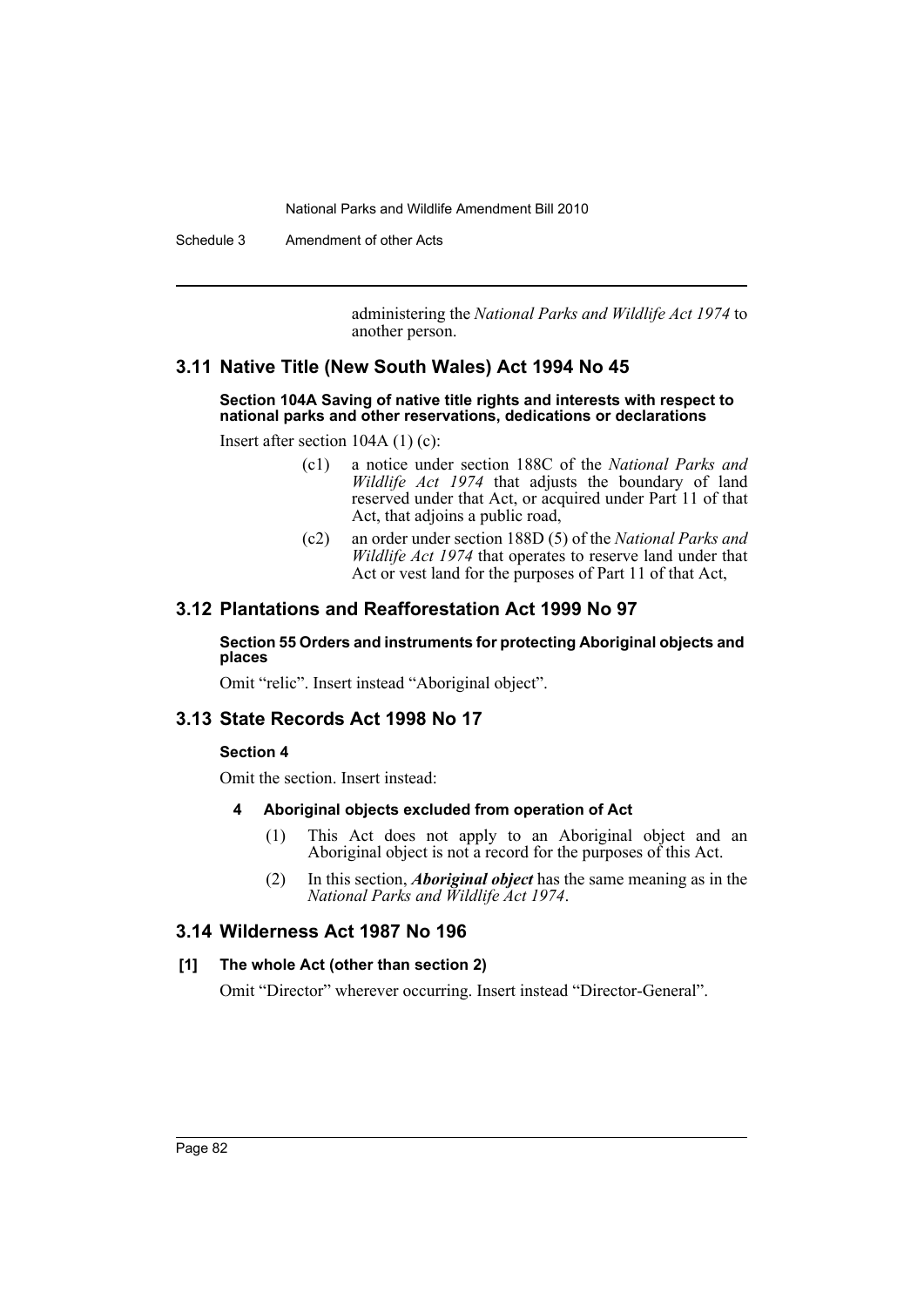administering the *National Parks and Wildlife Act 1974* to another person.

## 3.11 Native Title (New South Wales) Act 1994 No 45

#### Section 104A Saving of native title rights and interests with respect to national parks and other reservations, dedications or declarations

Insert after section 104A (1) (c):

> (c1) a notice under section 188C of the *National Parks and Wildlife Act 1974* that adjusts the boundary of land reserved under that Act, or acquired under Part 11 of that Act, that adjoins a public road,
>
> (c2) an order under section 188D (5) of the *National Parks and Wildlife Act 1974* that operates to reserve land under that Act or vest land for the purposes of Part 11 of that Act,

## 3.12 Plantations and Reafforestation Act 1999 No 97

#### Section 55 Orders and instruments for protecting Aboriginal objects and places

Omit "relic". Insert instead "Aboriginal object".

## 3.13 State Records Act 1998 No 17

#### Section 4

Omit the section. Insert instead:

> **4 Aboriginal objects excluded from operation of Act**
>
> (1) This Act does not apply to an Aboriginal object and an Aboriginal object is not a record for the purposes of this Act.
>
> (2) In this section, ***Aboriginal object*** has the same meaning as in the *National Parks and Wildlife Act 1974*.

## 3.14 Wilderness Act 1987 No 196

#### [1] The whole Act (other than section 2)

Omit "Director" wherever occurring. Insert instead "Director-General".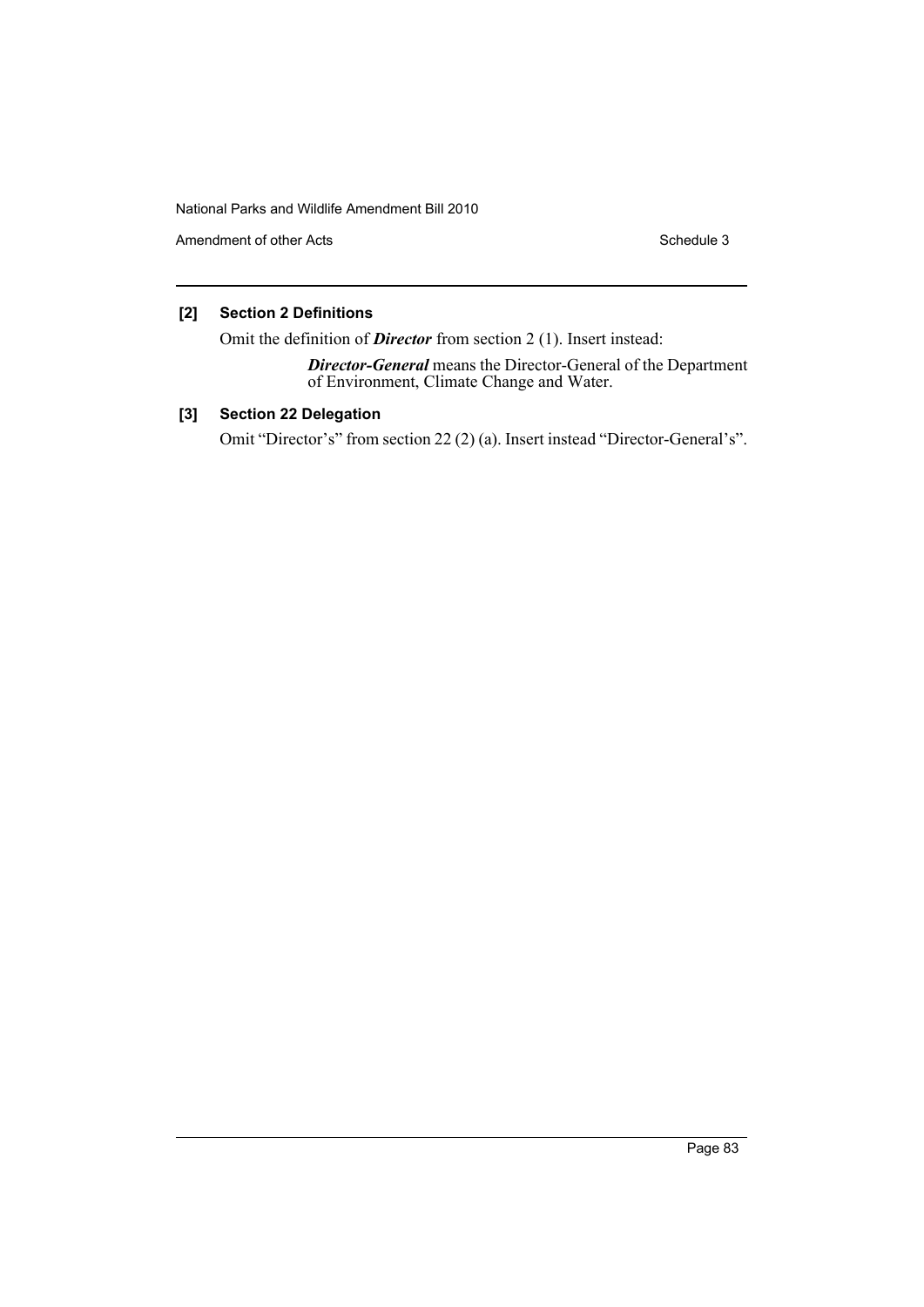### [2] Section 2 Definitions

Omit the definition of ***Director*** from section 2 (1). Insert instead:

> ***Director-General*** means the Director-General of the Department of Environment, Climate Change and Water.

### [3] Section 22 Delegation

Omit "Director's" from section 22 (2) (a). Insert instead "Director-General's".